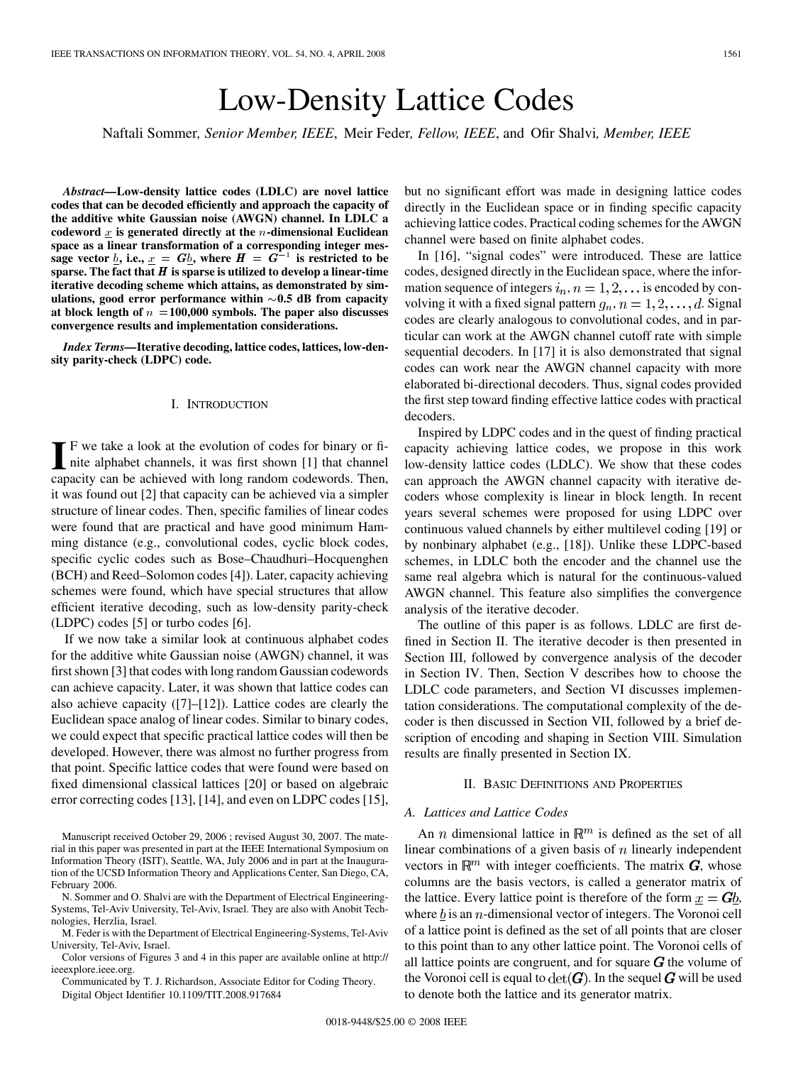# Low-Density Lattice Codes

Naftali Sommer, *Senior Member, IEEE*, Meir Feder, *Fellow, IEEE*, and Ofir Shalvi, *Member, IEEE*

***Abstract*—Low-density lattice codes (LDLC) are novel lattice codes that can be decoded efficiently and approach the capacity of the additive white Gaussian noise (AWGN) channel. In LDLC a codeword $\underline{x}$ is generated directly at the $n$-dimensional Euclidean space as a linear transformation of a corresponding integer message vector $\underline{b}$, i.e., $\underline{x} = \boldsymbol{G}\underline{b}$, where $\boldsymbol{H} = \boldsymbol{G}^{-1}$ is restricted to be sparse. The fact that $\boldsymbol{H}$ is sparse is utilized to develop a linear-time iterative decoding scheme which attains, as demonstrated by simulations, good error performance within ∼0.5 dB from capacity at block length of $n$ = 100,000 symbols. The paper also discusses convergence results and implementation considerations.**

***Index Terms*—Iterative decoding, lattice codes, lattices, low-density parity-check (LDPC) code.**

## I. Introduction

If we take a look at the evolution of codes for binary or finite alphabet channels, it was first shown [1] that channel capacity can be achieved with long random codewords. Then, it was found out [2] that capacity can be achieved via a simpler structure of linear codes. Then, specific families of linear codes were found that are practical and have good minimum Hamming distance (e.g., convolutional codes, cyclic block codes, specific cyclic codes such as Bose–Chaudhuri–Hocquenghen (BCH) and Reed–Solomon codes [4]). Later, capacity achieving schemes were found, which have special structures that allow efficient iterative decoding, such as low-density parity-check (LDPC) codes [5] or turbo codes [6].

If we now take a similar look at continuous alphabet codes for the additive white Gaussian noise (AWGN) channel, it was first shown [3] that codes with long random Gaussian codewords can achieve capacity. Later, it was shown that lattice codes can also achieve capacity ([7]–[12]). Lattice codes are clearly the Euclidean space analog of linear codes. Similar to binary codes, we could expect that specific practical lattice codes will then be developed. However, there was almost no further progress from that point. Specific lattice codes that were found were based on fixed dimensional classical lattices [20] or based on algebraic error correcting codes [13], [14], and even on LDPC codes [15], but no significant effort was made in designing lattice codes directly in the Euclidean space or in finding specific capacity achieving lattice codes. Practical coding schemes for the AWGN channel were based on finite alphabet codes.

In [16], "signal codes" were introduced. These are lattice codes, designed directly in the Euclidean space, where the information sequence of integers $i_n, n = 1, 2, \ldots$ is encoded by convolving it with a fixed signal pattern $g_n, n = 1, 2, \ldots, d$. Signal codes are clearly analogous to convolutional codes, and in particular can work at the AWGN channel cutoff rate with simple sequential decoders. In [17] it is also demonstrated that signal codes can work near the AWGN channel capacity with more elaborated bi-directional decoders. Thus, signal codes provided the first step toward finding effective lattice codes with practical decoders.

Inspired by LDPC codes and in the quest of finding practical capacity achieving lattice codes, we propose in this work low-density lattice codes (LDLC). We show that these codes can approach the AWGN channel capacity with iterative decoders whose complexity is linear in block length. In recent years several schemes were proposed for using LDPC over continuous valued channels by either multilevel coding [19] or by nonbinary alphabet (e.g., [18]). Unlike these LDPC-based schemes, in LDLC both the encoder and the channel use the same real algebra which is natural for the continuous-value AWGN channel. This feature also simplifies the convergence analysis of the iterative decoder.

The outline of this paper is as follows. LDLC are first defined in Section II. The iterative decoder is then presented in Section III, followed by convergence analysis of the decoder in Section IV. Then, Section V describes how to choose the LDLC code parameters, and Section VI discusses implementation considerations. The computational complexity of the decoder is then discussed in Section VII, followed by a brief description of encoding and shaping in Section VIII. Simulation results are finally presented in Section IX.

## II. Basic Definitions and Properties

### A. Lattices and Lattice Codes

An $n$ dimensional lattice in $\mathbb{R}^m$ is defined as the set of all linear combinations of a given basis of $n$ linearly independent vectors in $\mathbb{R}^m$ with integer coefficients. The matrix $\boldsymbol{G}$, whose columns are the basis vectors, is called a generator matrix of the lattice. Every lattice point is therefore of the form $\underline{x} = \boldsymbol{G}\underline{b}$, where $\underline{b}$ is an $n$-dimensional vector of integers. The Voronoi cell of a lattice point is defined as the set of all points that are closer to this point than to any other lattice point. The Voronoi cells of all lattice points are congruent, and for square $\boldsymbol{G}$ the volume of the Voronoi cell is equal to $\det(\boldsymbol{G})$. In the sequel $\boldsymbol{G}$ will be used to denote both the lattice and its generator matrix.

Manuscript received October 29, 2006 ; revised August 30, 2007. The material in this paper was presented in part at the IEEE International Symposium on Information Theory (ISIT), Seattle, WA, July 2006 and in part at the Inauguration of the UCSD Information Theory and Applications Center, San Diego, CA, February 2006.

N. Sommer and O. Shalvi are with the Department of Electrical Engineering-Systems, Tel-Aviv University, Tel-Aviv, Israel. They are also with Anobit Technologies, Herzlia, Israel.

M. Feder is with the Department of Electrical Engineering-Systems, Tel-Aviv University, Tel-Aviv, Israel.

Color versions of Figures 3 and 4 in this paper are available online at http://ieeexplore.ieee.org.

Communicated by T. J. Richardson, Associate Editor for Coding Theory.

Digital Object Identifier 10.1109/TIT.2008.917684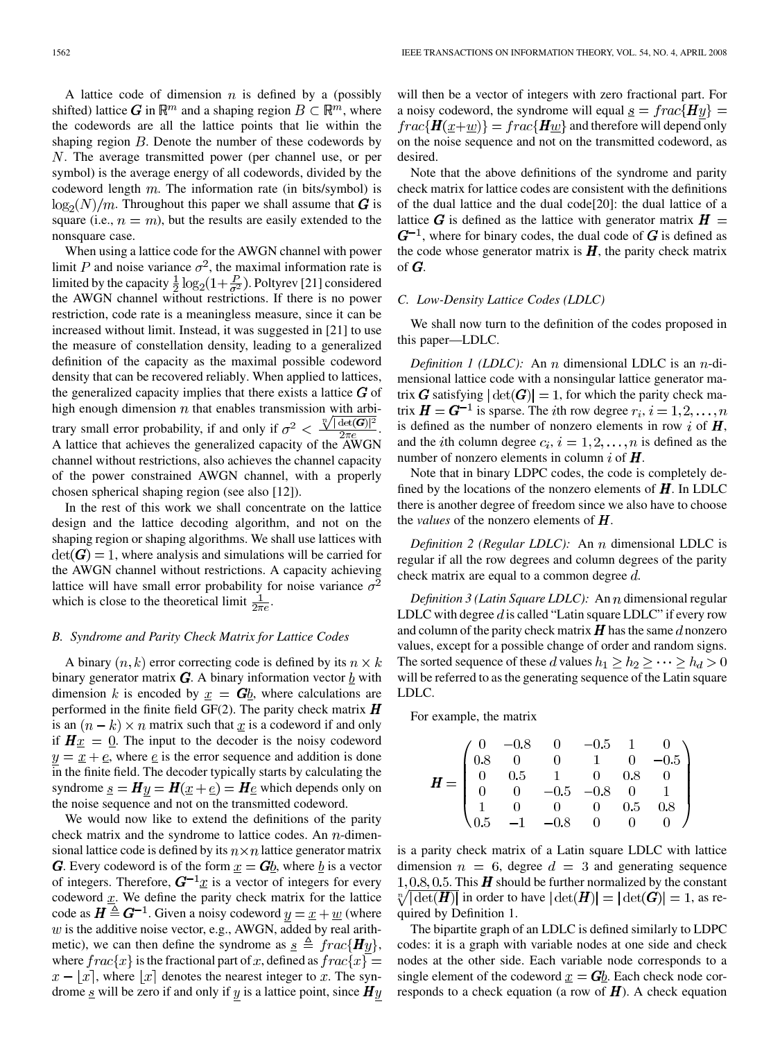A lattice code of dimension $n$ is defined by a (possibly shifted) lattice $\boldsymbol{G}$ in $\mathbb{R}^m$ and a shaping region $B \subset \mathbb{R}^m$, where the codewords are all the lattice points that lie within the shaping region $B$. Denote the number of these codewords by $N$. The average transmitted power (per channel use, or per symbol) is the average energy of all codewords, divided by the codeword length $m$. The information rate (in bits/symbol) is $\log_2(N)/m$. Throughout this paper we shall assume that $\boldsymbol{G}$ is square (i.e., $n = m$), but the results are easily extended to the nonsquare case.

When using a lattice code for the AWGN channel with power limit $P$ and noise variance $\sigma^2$, the maximal information rate is limited by the capacity $\frac{1}{2}\log_2(1+\frac{P}{\sigma^2})$. Poltyrev [21] considered the AWGN channel without restrictions. If there is no power restriction, code rate is a meaningless measure, since it can be increased without limit. Instead, it was suggested in [21] to use the measure of constellation density, leading to a generalized definition of the capacity as the maximal possible codeword density that can be recovered reliably. When applied to lattices, the generalized capacity implies that there exists a lattice $\boldsymbol{G}$ of high enough dimension $n$ that enables transmission with arbitrary small error probability, if and only if $\sigma^2 < \frac{\sqrt[n]{|\det(\boldsymbol{G})|^2}}{2\pi e}$. A lattice that achieves the generalized capacity of the AWGN channel without restrictions, also achieves the channel capacity of the power constrained AWGN channel, with a properly chosen spherical shaping region (see also [12]).

In the rest of this work we shall concentrate on the lattice design and the lattice decoding algorithm, and not on the shaping region or shaping algorithms. We shall use lattices with $\det(\boldsymbol{G}) = 1$, where analysis and simulations will be carried for the AWGN channel without restrictions. A capacity achieving lattice will have small error probability for noise variance $\sigma^2$ which is close to the theoretical limit $\frac{1}{2\pi e}$.

### B. Syndrome and Parity Check Matrix for Lattice Codes

A binary $(n, k)$ error correcting code is defined by its $n \times k$ binary generator matrix $\boldsymbol{G}$. A binary information vector $\underline{b}$ with dimension $k$ is encoded by $\underline{x} = \boldsymbol{G}\underline{b}$, where calculations are performed in the finite field GF(2). The parity check matrix $\boldsymbol{H}$ is an $(n-k) \times n$ matrix such that $\underline{x}$ is a codeword if and only if $\boldsymbol{H}\underline{x} = \underline{0}$. The input to the decoder is the noisy codeword $\underline{y} = \underline{x} + \underline{e}$, where $\underline{e}$ is the error sequence and addition is done in the finite field. The decoder typically starts by calculating the syndrome $\underline{s} = \boldsymbol{H}\underline{y} = \boldsymbol{H}(\underline{x}+\underline{e}) = \boldsymbol{H}\underline{e}$ which depends only on the noise sequence and not on the transmitted codeword.

We would now like to extend the definitions of the parity check matrix and the syndrome to lattice codes. An $n$-dimensional lattice code is defined by its $n \times n$ lattice generator matrix $\boldsymbol{G}$. Every codeword is of the form $\underline{x} = \boldsymbol{G}\underline{b}$, where $\underline{b}$ is a vector of integers. Therefore, $\boldsymbol{G}^{-1}\underline{x}$ is a vector of integers for every codeword $\underline{x}$. We define the parity check matrix for the lattice code as $\boldsymbol{H} \triangleq \boldsymbol{G}^{-1}$. Given a noisy codeword $\underline{y} = \underline{x} + \underline{w}$ (where $w$ is the additive noise vector, e.g., AWGN, added by real arithmetic), we can then define the syndrome as $\underline{s} \triangleq frac\{\boldsymbol{H}\underline{y}\}$, where $frac\{x\}$ is the fractional part of $x$, defined as $frac\{x\} = x - \lfloor x \rceil$, where $\lfloor x \rceil$ denotes the nearest integer to $x$. The syndrome $\underline{s}$ will be zero if and only if $\underline{y}$ is a lattice point, since $\boldsymbol{H}\underline{y}$ will then be a vector of integers with zero fractional part. For a noisy codeword, the syndrome will equal $\underline{s} = frac\{\boldsymbol{H}\underline{y}\} = frac\{\boldsymbol{H}(\underline{x}+\underline{w})\} = frac\{\boldsymbol{H}\underline{w}\}$ and therefore will depend only on the noise sequence and not on the transmitted codeword, as desired.

Note that the above definitions of the syndrome and parity check matrix for lattice codes are consistent with the definitions of the dual lattice and the dual code[20]: the dual lattice of a lattice $\boldsymbol{G}$ is defined as the lattice with generator matrix $\boldsymbol{H} = \boldsymbol{G}^{-1}$, where for binary codes, the dual code of $\boldsymbol{G}$ is defined as the code whose generator matrix is $\boldsymbol{H}$, the parity check matrix of $\boldsymbol{G}$.

### C. Low-Density Lattice Codes (LDLC)

We shall now turn to the definition of the codes proposed in this paper—LDLC.

*Definition 1 (LDLC):* An $n$ dimensional LDLC is an $n$-dimensional lattice code with a nonsingular lattice generator matrix $\boldsymbol{G}$ satisfying $|\det(\boldsymbol{G})| = 1$, for which the parity check matrix $\boldsymbol{H} = \boldsymbol{G}^{-1}$ is sparse. The $i$th row degree $r_i$, $i = 1, 2, \ldots, n$ is defined as the number of nonzero elements in row $i$ of $\boldsymbol{H}$, and the $i$th column degree $c_i$, $i = 1, 2, \ldots, n$ is defined as the number of nonzero elements in column $i$ of $\boldsymbol{H}$.

Note that in binary LDPC codes, the code is completely defined by the locations of the nonzero elements of $\boldsymbol{H}$. In LDLC there is another degree of freedom since we also have to choose the *values* of the nonzero elements of $\boldsymbol{H}$.

*Definition 2 (Regular LDLC):* An $n$ dimensional LDLC is regular if all the row degrees and column degrees of the parity check matrix are equal to a common degree $d$.

*Definition 3 (Latin Square LDLC):* An $n$ dimensional regular LDLC with degree $d$ is called "Latin square LDLC" if every row and column of the parity check matrix $\boldsymbol{H}$ has the same $d$ nonzero values, except for a possible change of order and random signs. The sorted sequence of these $d$ values $h_1 \geq h_2 \geq \cdots \geq h_d > 0$ will be referred to as the generating sequence of the Latin square LDLC.

For example, the matrix

$$\boldsymbol{H} = \begin{pmatrix} 0 & -0.8 & 0 & -0.5 & 1 & 0 \\ 0.8 & 0 & 0 & 1 & 0 & -0.5 \\ 0 & 0.5 & 1 & 0 & 0.8 & 0 \\ 0 & 0 & -0.5 & -0.8 & 0 & 1 \\ 1 & 0 & 0 & 0 & 0.5 & 0.8 \\ 0.5 & -1 & -0.8 & 0 & 0 & 0 \end{pmatrix}$$

is a parity check matrix of a Latin square LDLC with lattice dimension $n = 6$, degree $d = 3$ and generating sequence $1, 0.8, 0.5$. This $\boldsymbol{H}$ should be further normalized by the constant $\sqrt[n]{|\det(\boldsymbol{H})|}$ in order to have $|\det(\boldsymbol{H})| = |\det(\boldsymbol{G})| = 1$, as required by Definition 1.

The bipartite graph of an LDLC is defined similarly to LDPC codes: it is a graph with variable nodes at one side and check nodes at the other side. Each variable node corresponds to a single element of the codeword $\underline{x} = \boldsymbol{G}\underline{b}$. Each check node corresponds to a check equation (a row of $\boldsymbol{H}$). A check equation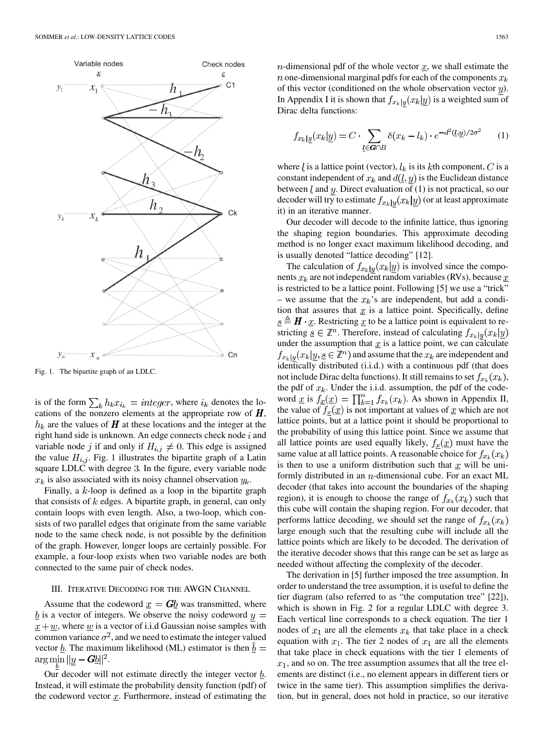Fig. 1. The bipartite graph of an LDLC.

is of the form $\sum_k h_k x_{i_k} = integer$, where $i_k$ denotes the locations of the nonzero elements at the appropriate row of $\boldsymbol{H}$, $h_k$ are the values of $\boldsymbol{H}$ at these locations and the integer at the right hand side is unknown. An edge connects check node $i$ and variable node $j$ if and only if $H_{i,j} \neq 0$. This edge is assigned the value $H_{i,j}$. Fig. 1 illustrates the bipartite graph of a Latin square LDLC with degree 3. In the figure, every variable node $x_k$ is also associated with its noisy channel observation $y_k$.

Finally, a $k$-loop is defined as a loop in the bipartite graph that consists of $k$ edges. A bipartite graph, in general, can only contain loops with even length. Also, a two-loop, which consists of two parallel edges that originate from the same variable node to the same check node, is not possible by the definition of the graph. However, longer loops are certainly possible. For example, a four-loop exists when two variable nodes are both connected to the same pair of check nodes.

## III. Iterative Decoding for the AWGN Channel

Assume that the codeword $\underline{x} = \boldsymbol{G}\underline{b}$ was transmitted, where $\underline{b}$ is a vector of integers. We observe the noisy codeword $\underline{y} = \underline{x} + \underline{w}$, where $\underline{w}$ is a vector of i.i.d Gaussian noise samples with common variance $\sigma^2$, and we need to estimate the integer valued vector $\underline{b}$. The maximum likelihood (ML) estimator is then $\hat{\underline{b}} = \arg\min_{\underline{b}} \|\underline{y} - \boldsymbol{G}\underline{b}\|^2$.

Our decoder will not estimate directly the integer vector $\underline{b}$. Instead, it will estimate the probability density function (pdf) of the codeword vector $\underline{x}$. Furthermore, instead of estimating the $n$-dimensional pdf of the whole vector $\underline{x}$, we shall estimate the $n$ one-dimensional marginal pdfs for each of the components $x_k$ of this vector (conditioned on the whole observation vector $\underline{y}$). In Appendix I it is shown that $f_{x_k|\underline{y}}(x_k|\underline{y})$ is a weighted sum of Dirac delta functions:

$$f_{x_k|\underline{y}}(x_k|\underline{y}) = C \cdot \sum_{\underline{l} \in \boldsymbol{G} \cap B} \delta(x_k - l_k) \cdot e^{-d^2(\underline{l}, \underline{y})/2\sigma^2} \tag{1}$$

where $\underline{l}$ is a lattice point (vector), $l_k$ is its $k$th component, $C$ is a constant independent of $x_k$ and $d(\underline{l}, \underline{y})$ is the Euclidean distance between $\underline{l}$ and $\underline{y}$. Direct evaluation of (1) is not practical, so our decoder will try to estimate $f_{x_k|\underline{y}}(x_k|\underline{y})$ (or at least approximate it) in an iterative manner.

Our decoder will decode to the infinite lattice, thus ignoring the shaping region boundaries. This approximate decoding method is no longer exact maximum likelihood decoding, and is usually denoted "lattice decoding" [12].

The calculation of $f_{x_k|\underline{y}}(x_k|\underline{y})$ is involved since the components $x_k$ are not independent random variables (RVs), because $\underline{x}$ is restricted to be a lattice point. Following [5] we use a "trick" – we assume that the $x_k$'s are independent, but add a condition that assures that $\underline{x}$ is a lattice point. Specifically, define $\underline{s} \triangleq \boldsymbol{H} \cdot \underline{x}$. Restricting $\underline{x}$ to be a lattice point is equivalent to restricting $\underline{s} \in \mathbb{Z}^n$. Therefore, instead of calculating $f_{x_k|\underline{y}}(x_k|\underline{y})$ under the assumption that $\underline{x}$ is a lattice point, we can calculate $f_{x_k|\underline{y}}(x_k|\underline{y}, \underline{s} \in \mathbb{Z}^n)$ and assume that the $x_k$ are independent and identically distributed (i.i.d.) with a continuous pdf (that does not include Dirac delta functions). It still remains to set $f_{x_k}(x_k)$, the pdf of $x_k$. Under the i.i.d. assumption, the pdf of the codeword $\underline{x}$ is $f_{\underline{x}}(\underline{x}) = \prod_{k=1}^{n} f_{x_k}(x_k)$. As shown in Appendix II, the value of $f_{\underline{x}}(\underline{x})$ is not important at values of $\underline{x}$ which are not lattice points, but at a lattice point it should be proportional to the probability of using this lattice point. Since we assume that all lattice points are used equally likely, $f_{\underline{x}}(\underline{x})$ must have the same value at all lattice points. A reasonable choice for $f_{x_k}(x_k)$ is then to use a uniform distribution such that $\underline{x}$ will be uniformly distributed in an $n$-dimensional cube. For an exact ML decoder (that takes into account the boundaries of the shaping region), it is enough to choose the range of $f_{x_k}(x_k)$ such that this cube will contain the shaping region. For our decoder, that performs lattice decoding, we should set the range of $f_{x_k}(x_k)$ large enough such that the resulting cube will include all the lattice points which are likely to be decoded. The derivation of the iterative decoder shows that this range can be set as large as needed without affecting the complexity of the decoder.

The derivation in [5] further imposed the tree assumption. In order to understand the tree assumption, it is useful to define the tier diagram (also referred to as "the computation tree" [22]), which is shown in Fig. 2 for a regular LDLC with degree 3. Each vertical line corresponds to a check equation. The tier 1 nodes of $x_1$ are all the elements $x_k$ that take place in a check equation with $x_1$. The tier 2 nodes of $x_1$ are all the elements that take place in check equations with the tier 1 elements of $x_1$, and so on. The tree assumption assumes that all the tree elements are distinct (i.e., no element appears in different tiers or twice in the same tier). This assumption simplifies the derivation, but in general, does not hold in practice, so our iterative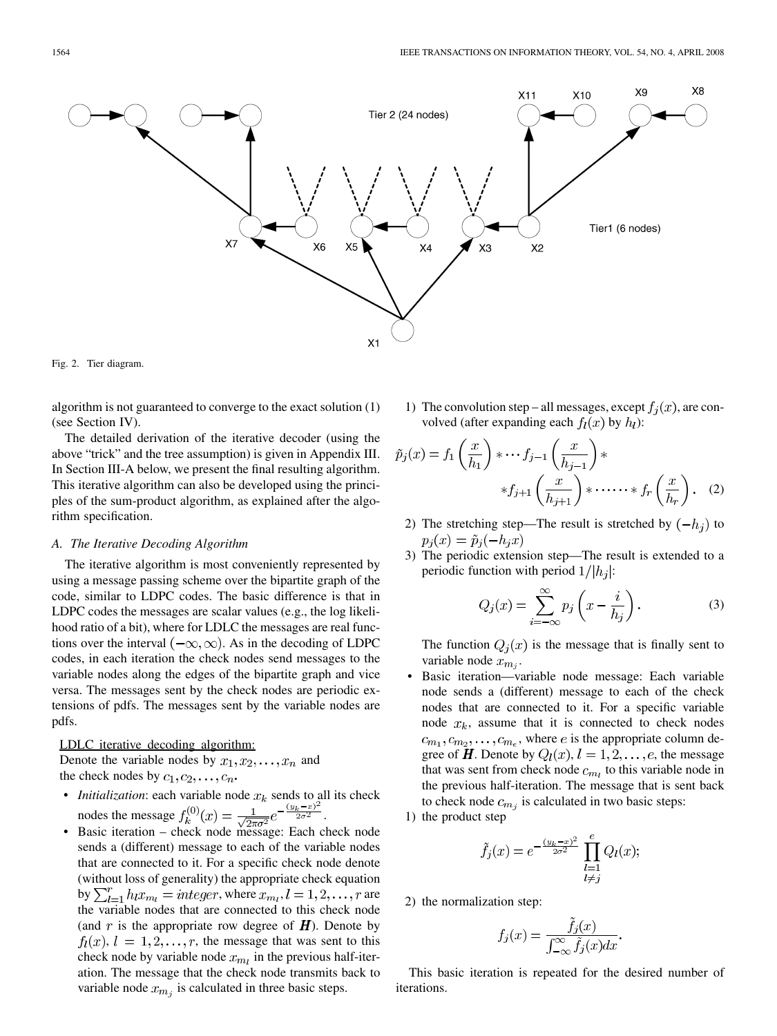Fig. 2. Tier diagram.

algorithm is not guaranteed to converge to the exact solution (1) (see Section IV).

The detailed derivation of the iterative decoder (using the above "trick" and the tree assumption) is given in Appendix III. In Section III-A below, we present the final resulting algorithm. This iterative algorithm can also be developed using the principles of the sum-product algorithm, as explained after the algorithm specification.

### A. The Iterative Decoding Algorithm

The iterative algorithm is most conveniently represented by using a message passing scheme over the bipartite graph of the code, similar to LDPC codes. The basic difference is that in LDPC codes the messages are scalar values (e.g., the log likelihood ratio of a bit), where for LDLC the messages are real functions over the interval $(-\infty, \infty)$. As in the decoding of LDPC codes, in each iteration the check nodes send messages to the variable nodes along the edges of the bipartite graph and vice versa. The messages sent by the check nodes are periodic extensions of pdfs. The messages sent by the variable nodes are pdfs.

LDLC iterative decoding algorithm:

Denote the variable nodes by $x_1, x_2, \ldots, x_n$ and the check nodes by $c_1, c_2, \ldots, c_n$.

- *Initialization*: each variable node $x_k$ sends to all its check nodes the message $f_k^{(0)}(x) = \frac{1}{\sqrt{2\pi\sigma^2}} e^{-\frac{(y_k - x)^2}{2\sigma^2}}$.
- Basic iteration – check node message: Each check node sends a (different) message to each of the variable nodes that are connected to it. For a specific check node denote (without loss of generality) the appropriate check equation by $\sum_{l=1}^{r} h_l x_{m_l} = integer$, where $x_{m_l}, l = 1, 2, \ldots, r$ are the variable nodes that are connected to this check node (and $r$ is the appropriate row degree of $\boldsymbol{H}$). Denote by $f_l(x)$, $l = 1, 2, \ldots, r$, the message that was sent to this check node by variable node $x_{m_l}$ in the previous half-iteration. The message that the check node transmits back to variable node $x_{m_j}$ is calculated in three basic steps.

1) The convolution step – all messages, except $f_j(x)$, are convolved (after expanding each $f_l(x)$ by $h_l$):

$$\tilde{p}_j(x) = f_1\left(\frac{x}{h_1}\right) * \cdots f_{j-1}\left(\frac{x}{h_{j-1}}\right) * \\ * f_{j+1}\left(\frac{x}{h_{j+1}}\right) * \cdots\cdots * f_r\left(\frac{x}{h_r}\right). \quad (2)$$

2) The stretching step—The result is stretched by $(-h_j)$ to $p_j(x) = \tilde{p}_j(-h_j x)$

3) The periodic extension step—The result is extended to a periodic function with period $1/|h_j|$:

$$Q_j(x) = \sum_{i=-\infty}^{\infty} p_j\left(x - \frac{i}{h_j}\right). \quad (3)$$

The function $Q_j(x)$ is the message that is finally sent to variable node $x_{m_j}$.

- Basic iteration—variable node message: Each variable node sends a (different) message to each of the check nodes that are connected to it. For a specific variable node $x_k$, assume that it is connected to check nodes $c_{m_1}, c_{m_2}, \ldots, c_{m_e}$, where $e$ is the appropriate column degree of $\boldsymbol{H}$. Denote by $Q_l(x), l = 1, 2, \ldots, e$, the message that was sent from check node $c_{m_l}$ to this variable node in the previous half-iteration. The message that is sent back to check node $c_{m_j}$ is calculated in two basic steps:

1) the product step

$$\tilde{f}_j(x) = e^{-\frac{(y_k - x)^2}{2\sigma^2}} \prod_{\substack{l=1 \\ l \neq j}}^{e} Q_l(x);$$

2) the normalization step:

$$f_j(x) = \frac{\tilde{f}_j(x)}{\int_{-\infty}^{\infty} \tilde{f}_j(x) dx}.$$

This basic iteration is repeated for the desired number of iterations.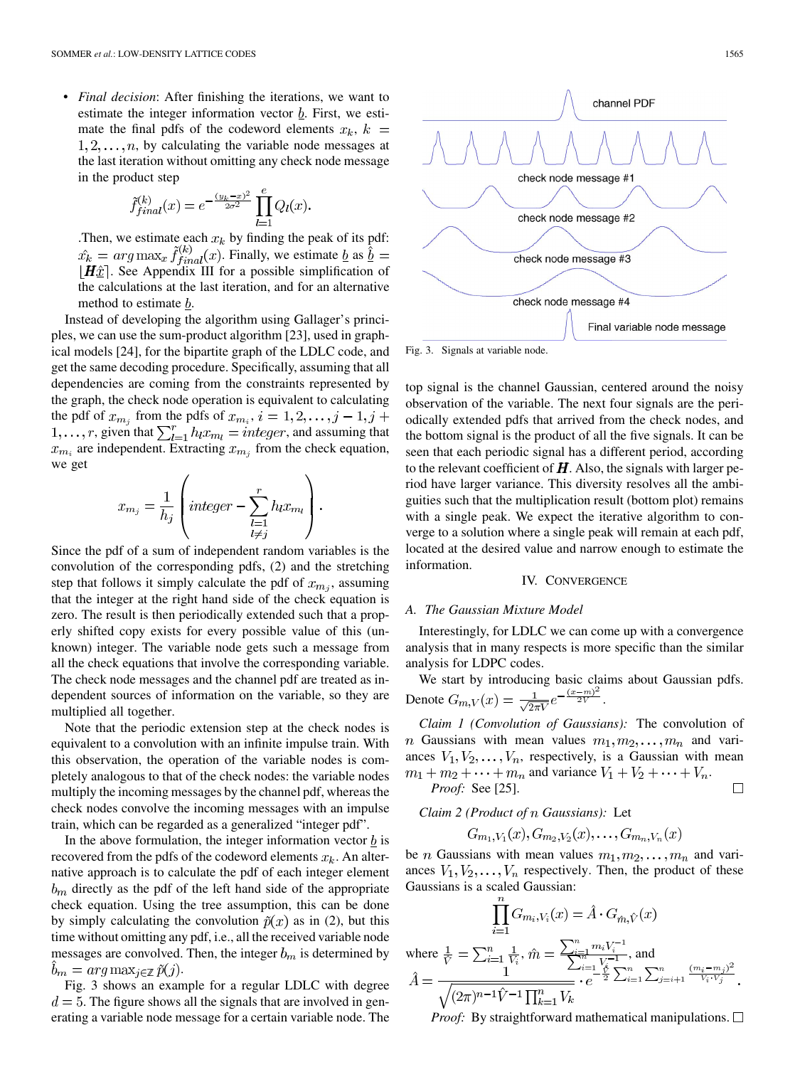- *Final decision*: After finishing the iterations, we want to estimate the integer information vector $\underline{b}$. First, we estimate the final pdfs of the codeword elements $x_k$, $k = 1, 2, \ldots, n$, by calculating the variable node messages at the last iteration without omitting any check node message in the product step

$$\tilde{f}_{final}^{(k)}(x) = e^{-\frac{(y_k - x)^2}{2\sigma^2}} \prod_{l=1}^{e} Q_l(x).$$

.Then, we estimate each $x_k$ by finding the peak of its pdf: $\hat{x_k} = arg\max_x \tilde{f}_{final}^{(k)}(x)$. Finally, we estimate $\underline{b}$ as $\hat{\underline{b}} = \lfloor \boldsymbol{H}\hat{\underline{x}} \rceil$. See Appendix III for a possible simplification of the calculations at the last iteration, and for an alternative method to estimate $\underline{b}$.

Instead of developing the algorithm using Gallager's principles, we can use the sum-product algorithm [23], used in graphical models [24], for the bipartite graph of the LDLC code, and get the same decoding procedure. Specifically, assuming that all dependencies are coming from the constraints represented by the graph, the check node operation is equivalent to calculating the pdf of $x_{m_j}$ from the pdfs of $x_{m_i}$, $i = 1, 2, \ldots, j-1, j+1, \ldots, r$, given that $\sum_{l=1}^{r} h_l x_{m_l} = integer$, and assuming that $x_{m_i}$ are independent. Extracting $x_{m_j}$ from the check equation, we get

$$x_{m_j} = \frac{1}{h_j}\left(integer - \sum_{\substack{l=1 \\ l \neq j}}^{r} h_l x_{m_l}\right).$$

Since the pdf of a sum of independent random variables is the convolution of the corresponding pdfs, (2) and the stretching step that follows it simply calculate the pdf of $x_{m_j}$, assuming that the integer at the right hand side of the check equation is zero. The result is then periodically extended such that a properly shifted copy exists for every possible value of this (unknown) integer. The variable node gets such a message from all the check equations that involve the corresponding variable. The check node messages and the channel pdf are treated as independent sources of information on the variable, so they are multiplied all together.

Note that the periodic extension step at the check nodes is equivalent to a convolution with an infinite impulse train. With this observation, the operation of the variable nodes is completely analogous to that of the check nodes: the variable nodes multiply the incoming messages by the channel pdf, whereas the check nodes convolve the incoming messages with an impulse train, which can be regarded as a generalized "integer pdf".

In the above formulation, the integer information vector $\underline{b}$ is recovered from the pdfs of the codeword elements $x_k$. An alternative approach is to calculate the pdf of each integer element $b_m$ directly as the pdf of the left hand side of the appropriate check equation. Using the tree assumption, this can be done by simply calculating the convolution $\tilde{p}(x)$ as in (2), but this time without omitting any pdf, i.e., all the received variable node messages are convolved. Then, the integer $b_m$ is determined by $\hat{b}_m = arg\max_{j \in \mathbb{Z}} \tilde{p}(j)$.

Fig. 3 shows an example for a regular LDLC with degree $d = 5$. The figure shows all the signals that are involved in generating a variable node message for a certain variable node. The top signal is the channel Gaussian, centered around the noisy observation of the variable. The next four signals are the periodically extended pdfs that arrived from the check nodes, and the bottom signal is the product of all the five signals. It can be seen that each periodic signal has a different period, according to the relevant coefficient of $\boldsymbol{H}$. Also, the signals with larger period have larger variance. This diversity resolves all the ambiguities such that the multiplication result (bottom plot) remains with a single peak. We expect the iterative algorithm to converge to a solution where a single peak will remain at each pdf, located at the desired value and narrow enough to estimate the information.

Fig. 3. Signals at variable node.

## IV. Convergence

### A. The Gaussian Mixture Model

Interestingly, for LDLC we can come up with a convergence analysis that in many respects is more specific than the similar analysis for LDPC codes.

We start by introducing basic claims about Gaussian pdfs. Denote $G_{m,V}(x) = \frac{1}{\sqrt{2\pi V}} e^{-\frac{(x-m)^2}{2V}}$.

*Claim 1 (Convolution of Gaussians):* The convolution of $n$ Gaussians with mean values $m_1, m_2, \ldots, m_n$ and variances $V_1, V_2, \ldots, V_n$, respectively, is a Gaussian with mean $m_1 + m_2 + \cdots + m_n$ and variance $V_1 + V_2 + \cdots + V_n$.

*Proof:* See [25]. □

*Claim 2 (Product of $n$ Gaussians):* Let

$$G_{m_1,V_1}(x), G_{m_2,V_2}(x), \ldots, G_{m_n,V_n}(x)$$

be $n$ Gaussians with mean values $m_1, m_2, \ldots, m_n$ and variances $V_1, V_2, \ldots, V_n$ respectively. Then, the product of these Gaussians is a scaled Gaussian:

$$\prod_{i=1}^{n} G_{m_i,V_i}(x) = \hat{A} \cdot G_{\hat{m},\hat{V}}(x)$$

where $\frac{1}{\hat{V}} = \sum_{i=1}^{n} \frac{1}{V_i}$, $\hat{m} = \frac{\sum_{i=1}^{n} m_i V_i^{-1}}{\sum_{i=1}^{n} V_i^{-1}}$, and

$$\hat{A} = \frac{1}{\sqrt{(2\pi)^{n-1} \hat{V}^{-1} \prod_{k=1}^{n} V_k}} \cdot e^{-\frac{\hat{V}}{2} \sum_{i=1}^{n} \sum_{j=i+1}^{n} \frac{(m_i - m_j)^2}{V_i \cdot V_j}}.$$

*Proof:* By straightforward mathematical manipulations. □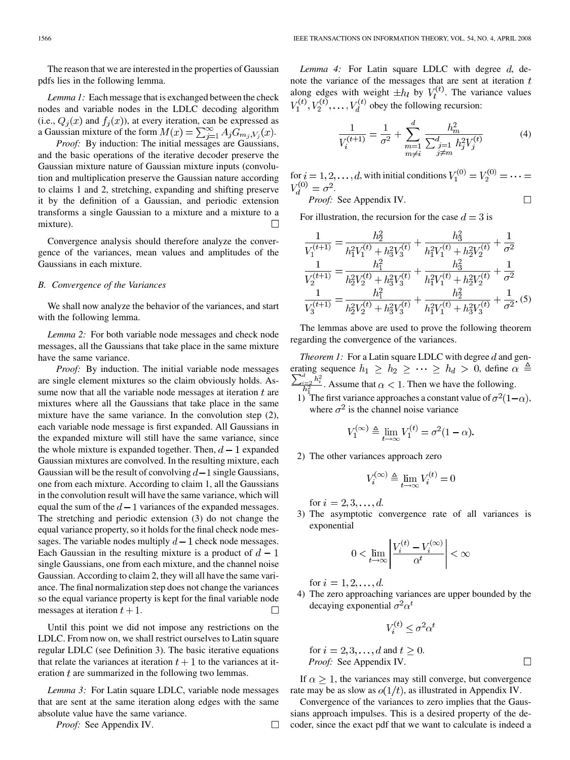The reason that we are interested in the properties of Gaussian pdfs lies in the following lemma.

*Lemma 1:* Each message that is exchanged between the check nodes and variable nodes in the LDLC decoding algorithm (i.e., $Q_j(x)$ and $f_j(x)$), at every iteration, can be expressed as a Gaussian mixture of the form $M(x) = \sum_{j=1}^{\infty} A_j G_{m_j, V_j}(x)$.

*Proof:* By induction: The initial messages are Gaussians, and the basic operations of the iterative decoder preserve the Gaussian mixture nature of Gaussian mixture inputs (convolution and multiplication preserve the Gaussian nature according to claims 1 and 2, stretching, expanding and shifting preserve it by the definition of a Gaussian, and periodic extension transforms a single Gaussian to a mixture and a mixture to a mixture). $\square$

Convergence analysis should therefore analyze the convergence of the variances, mean values and amplitudes of the Gaussians in each mixture.

### B. Convergence of the Variances

We shall now analyze the behavior of the variances, and start with the following lemma.

*Lemma 2:* For both variable node messages and check node messages, all the Gaussians that take place in the same mixture have the same variance.

*Proof:* By induction. The initial variable node messages are single element mixtures so the claim obviously holds. Assume now that all the variable node messages at iteration $t$ are mixtures where all the Gaussians that take place in the same mixture have the same variance. In the convolution step (2), each variable node message is first expanded. All Gaussians in the expanded mixture will still have the same variance, since the whole mixture is expanded together. Then, $d-1$ expanded Gaussian mixtures are convolved. In the resulting mixture, each Gaussian will be the result of convolving $d-1$ single Gaussians, one from each mixture. According to claim 1, all the Gaussians in the convolution result will have the same variance, which will equal the sum of the $d-1$ variances of the expanded messages. The stretching and periodic extension (3) do not change the equal variance property, so it holds for the final check node messages. The variable nodes multiply $d-1$ check node messages. Each Gaussian in the resulting mixture is a product of $d-1$ single Gaussians, one from each mixture, and the channel noise Gaussian. According to claim 2, they will all have the same variance. The final normalization step does not change the variances so the equal variance property is kept for the final variable node messages at iteration $t+1$. $\square$

Until this point we did not impose any restrictions on the LDLC. From now on, we shall restrict ourselves to Latin square regular LDLC (see Definition 3). The basic iterative equations that relate the variances at iteration $t+1$ to the variances at iteration $t$ are summarized in the following two lemmas.

*Lemma 3:* For Latin square LDLC, variable node messages that are sent at the same iteration along edges with the same absolute value have the same variance.

*Proof:* See Appendix IV. $\square$

*Lemma 4:* For Latin square LDLC with degree $d$, denote the variance of the messages that are sent at iteration $t$ along edges with weight $\pm h_l$ by $V_l^{(t)}$. The variance values $V_1^{(t)}, V_2^{(t)}, \ldots, V_d^{(t)}$ obey the following recursion:

$$\frac{1}{V_i^{(t+1)}} = \frac{1}{\sigma^2} + \sum_{\substack{m=1 \\ m \neq i}}^{d} \frac{h_m^2}{\sum_{\substack{j=1 \\ j \neq m}}^{d} h_j^2 V_j^{(t)}} \tag{4}$$

for $i = 1, 2, \ldots, d$, with initial conditions $V_1^{(0)} = V_2^{(0)} = \cdots = V_d^{(0)} = \sigma^2$.

*Proof:* See Appendix IV. $\square$

For illustration, the recursion for the case $d = 3$ is

$$\begin{aligned}
\frac{1}{V_1^{(t+1)}} &= \frac{h_2^2}{h_1^2 V_1^{(t)} + h_3^2 V_3^{(t)}} + \frac{h_3^2}{h_1^2 V_1^{(t)} + h_2^2 V_2^{(t)}} + \frac{1}{\sigma^2} \\
\frac{1}{V_2^{(t+1)}} &= \frac{h_1^2}{h_2^2 V_2^{(t)} + h_3^2 V_3^{(t)}} + \frac{h_3^2}{h_1^2 V_1^{(t)} + h_2^2 V_2^{(t)}} + \frac{1}{\sigma^2} \\
\frac{1}{V_3^{(t+1)}} &= \frac{h_1^2}{h_2^2 V_2^{(t)} + h_3^2 V_3^{(t)}} + \frac{h_2^2}{h_1^2 V_1^{(t)} + h_3^2 V_3^{(t)}} + \frac{1}{\sigma^2}.
\end{aligned} \tag{5}$$

The lemmas above are used to prove the following theorem regarding the convergence of the variances.

*Theorem 1:* For a Latin square LDLC with degree $d$ and generating sequence $h_1 \geq h_2 \geq \cdots \geq h_d > 0$, define $\alpha \triangleq \frac{\sum_{i=2}^{d} h_i^2}{h_1^2}$. Assume that $\alpha < 1$. Then we have the following.

1) The first variance approaches a constant value of $\sigma^2(1-\alpha)$, where $\sigma^2$ is the channel noise variance

$$V_1^{(\infty)} \triangleq \lim_{t \to \infty} V_1^{(t)} = \sigma^2(1-\alpha).$$

2) The other variances approach zero

$$V_i^{(\infty)} \triangleq \lim_{t \to \infty} V_i^{(t)} = 0$$

for $i = 2, 3, \ldots, d$.

3) The asymptotic convergence rate of all variances is exponential

$$0 < \lim_{t \to \infty} \left| \frac{V_i^{(t)} - V_i^{(\infty)}}{\alpha^t} \right| < \infty$$

for $i = 1, 2, \ldots, d$.

4) The zero approaching variances are upper bounded by the decaying exponential $\sigma^2 \alpha^t$

$$V_i^{(t)} \leq \sigma^2 \alpha^t$$

for $i = 2, 3, \ldots, d$ and $t \geq 0$.

*Proof:* See Appendix IV. $\square$

If $\alpha \geq 1$, the variances may still converge, but convergence rate may be as slow as $o(1/t)$, as illustrated in Appendix IV.

Convergence of the variances to zero implies that the Gaussians approach impulses. This is a desired property of the decoder, since the exact pdf that we want to calculate is indeed a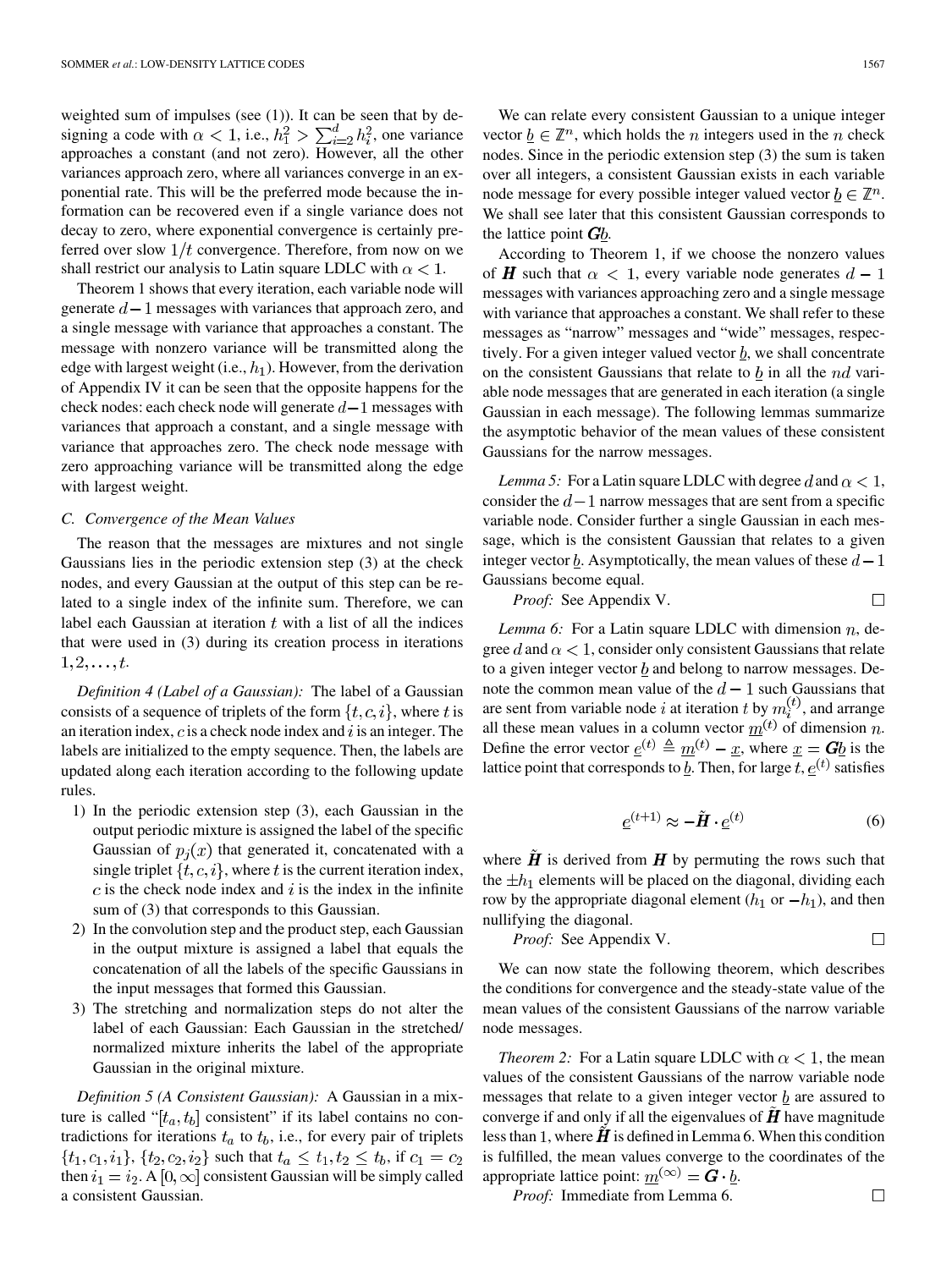weighted sum of impulses (see (1)). It can be seen that by designing a code with $\alpha < 1$, i.e., $h_1^2 > \sum_{i=2}^d h_i^2$, one variance approaches a constant (and not zero). However, all the other variances approach zero, where all variances converge in an exponential rate. This will be the preferred mode because the information can be recovered even if a single variance does not decay to zero, where exponential convergence is certainly preferred over slow $1/t$ convergence. Therefore, from now on we shall restrict our analysis to Latin square LDLC with $\alpha < 1$.

Theorem 1 shows that every iteration, each variable node will generate $d-1$ messages with variances that approach zero, and a single message with variance that approaches a constant. The message with nonzero variance will be transmitted along the edge with largest weight (i.e., $h_1$). However, from the derivation of Appendix IV it can be seen that the opposite happens for the check nodes: each check node will generate $d-1$ messages with variances that approach a constant, and a single message with variance that approaches zero. The check node message with zero approaching variance will be transmitted along the edge with largest weight.

### C. Convergence of the Mean Values

The reason that the messages are mixtures and not single Gaussians lies in the periodic extension step (3) at the check nodes, and every Gaussian at the output of this step can be related to a single index of the infinite sum. Therefore, we can label each Gaussian at iteration $t$ with a list of all the indices that were used in (3) during its creation process in iterations $1, 2, \ldots, t$.

*Definition 4 (Label of a Gaussian):* The label of a Gaussian consists of a sequence of triplets of the form $\{t, c, i\}$, where $t$ is an iteration index, $c$ is a check node index and $i$ is an integer. The labels are initialized to the empty sequence. Then, the labels are updated along each iteration according to the following update rules.

1) In the periodic extension step (3), each Gaussian in the output periodic mixture is assigned the label of the specific Gaussian of $p_j(x)$ that generated it, concatenated with a single triplet $\{t, c, i\}$, where $t$ is the current iteration index, $c$ is the check node index and $i$ is the index in the infinite sum of (3) that corresponds to this Gaussian.
2) In the convolution step and the product step, each Gaussian in the output mixture is assigned a label that equals the concatenation of all the labels of the specific Gaussians in the input messages that formed this Gaussian.
3) The stretching and normalization steps do not alter the label of each Gaussian: Each Gaussian in the stretched/normalized mixture inherits the label of the appropriate Gaussian in the original mixture.

*Definition 5 (A Consistent Gaussian):* A Gaussian in a mixture is called "$[t_a, t_b]$ consistent" if its label contains no contradictions for iterations $t_a$ to $t_b$, i.e., for every pair of triplets $\{t_1, c_1, i_1\}$, $\{t_2, c_2, i_2\}$ such that $t_a \le t_1, t_2 \le t_b$, if $c_1 = c_2$ then $i_1 = i_2$. A $[0, \infty]$ consistent Gaussian will be simply called a consistent Gaussian.

We can relate every consistent Gaussian to a unique integer vector $\underline{b} \in \mathbb{Z}^n$, which holds the $n$ integers used in the $n$ check nodes. Since in the periodic extension step (3) the sum is taken over all integers, a consistent Gaussian exists in each variable node message for every possible integer valued vector $\underline{b} \in \mathbb{Z}^n$. We shall see later that this consistent Gaussian corresponds to the lattice point $\boldsymbol{G}\underline{b}$.

According to Theorem 1, if we choose the nonzero values of $\boldsymbol{H}$ such that $\alpha < 1$, every variable node generates $d-1$ messages with variances approaching zero and a single message with variance that approaches a constant. We shall refer to these messages as "narrow" messages and "wide" messages, respectively. For a given integer valued vector $\underline{b}$, we shall concentrate on the consistent Gaussians that relate to $\underline{b}$ in all the $nd$ variable node messages that are generated in each iteration (a single Gaussian in each message). The following lemmas summarize the asymptotic behavior of the mean values of these consistent Gaussians for the narrow messages.

*Lemma 5:* For a Latin square LDLC with degree $d$ and $\alpha < 1$, consider the $d-1$ narrow messages that are sent from a specific variable node. Consider further a single Gaussian in each message, which is the consistent Gaussian that relates to a given integer vector $\underline{b}$. Asymptotically, the mean values of these $d-1$ Gaussians become equal.

*Proof:* See Appendix V. $\square$

*Lemma 6:* For a Latin square LDLC with dimension $n$, degree $d$ and $\alpha < 1$, consider only consistent Gaussians that relate to a given integer vector $\underline{b}$ and belong to narrow messages. Denote the common mean value of the $d-1$ such Gaussians that are sent from variable node $i$ at iteration $t$ by $m_i^{(t)}$, and arrange all these mean values in a column vector $\underline{m}^{(t)}$ of dimension $n$. Define the error vector $\underline{e}^{(t)} \triangleq \underline{m}^{(t)} - \underline{x}$, where $\underline{x} = \boldsymbol{G}\underline{b}$ is the lattice point that corresponds to $\underline{b}$. Then, for large $t$, $\underline{e}^{(t)}$ satisfies

$$\underline{e}^{(t+1)} \approx -\tilde{\boldsymbol{H}} \cdot \underline{e}^{(t)} \tag{6}$$

where $\tilde{\boldsymbol{H}}$ is derived from $\boldsymbol{H}$ by permuting the rows such that the $\pm h_1$ elements will be placed on the diagonal, dividing each row by the appropriate diagonal element ($h_1$ or $-h_1$), and then nullifying the diagonal.

*Proof:* See Appendix V. $\square$

We can now state the following theorem, which describes the conditions for convergence and the steady-state value of the mean values of the consistent Gaussians of the narrow variable node messages.

*Theorem 2:* For a Latin square LDLC with $\alpha < 1$, the mean values of the consistent Gaussians of the narrow variable node messages that relate to a given integer vector $\underline{b}$ are assured to converge if and only if all the eigenvalues of $\tilde{\boldsymbol{H}}$ have magnitude less than 1, where $\tilde{\boldsymbol{H}}$ is defined in Lemma 6. When this condition is fulfilled, the mean values converge to the coordinates of the appropriate lattice point: $\underline{m}^{(\infty)} = \boldsymbol{G} \cdot \underline{b}$.

*Proof:* Immediate from Lemma 6. $\square$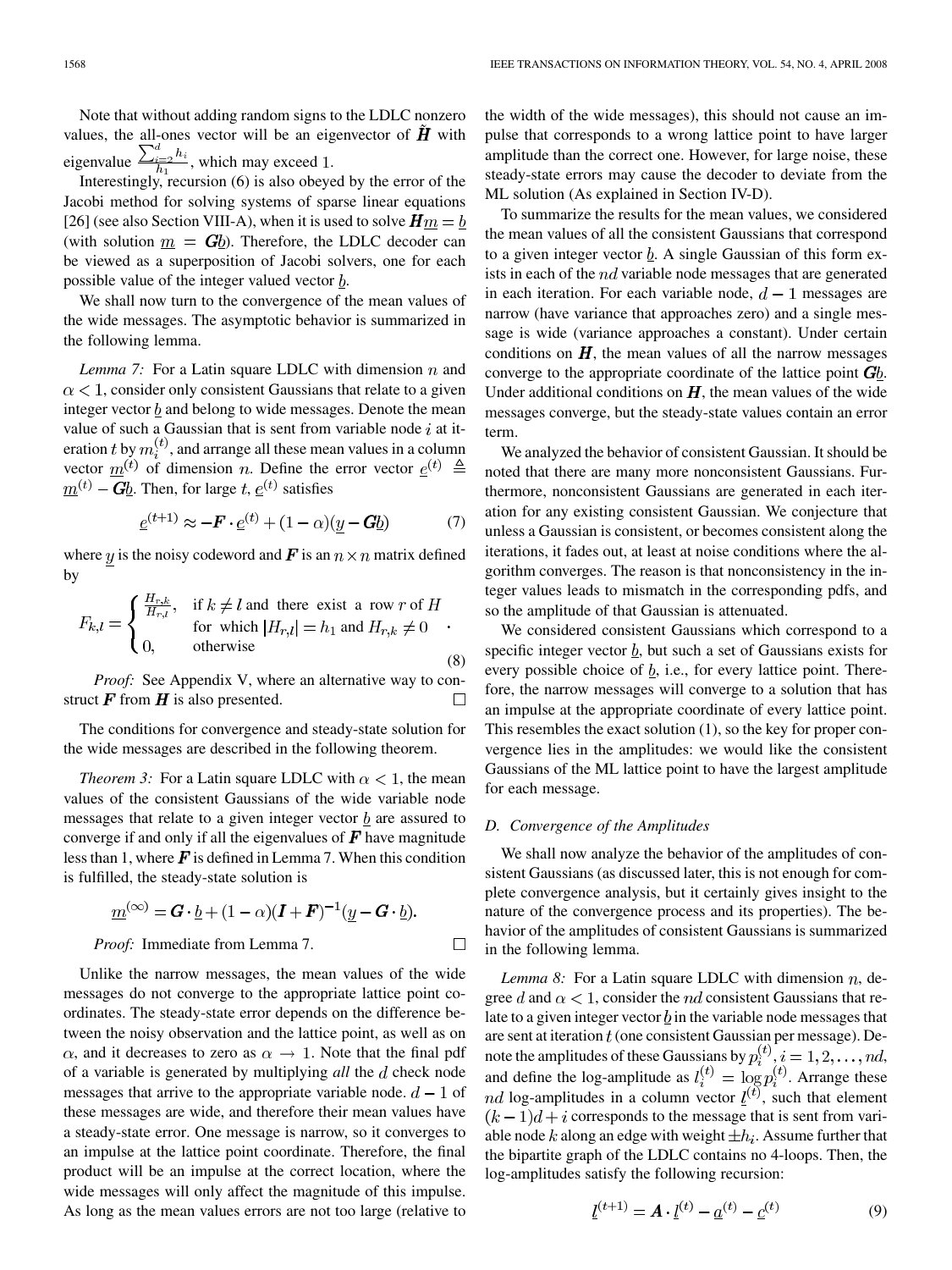Note that without adding random signs to the LDLC nonzero values, the all-ones vector will be an eigenvector of $\tilde{\boldsymbol{H}}$ with eigenvalue $\frac{\sum_{i=2}^{d} h_i}{h_1}$, which may exceed 1.

Interestingly, recursion (6) is also obeyed by the error of the Jacobi method for solving systems of sparse linear equations [26] (see also Section VIII-A), when it is used to solve $\boldsymbol{H}\underline{m} = \underline{b}$ (with solution $\underline{m} = \boldsymbol{G}\underline{b}$). Therefore, the LDLC decoder can be viewed as a superposition of Jacobi solvers, one for each possible value of the integer valued vector $\underline{b}$.

We shall now turn to the convergence of the mean values of the wide messages. The asymptotic behavior is summarized in the following lemma.

*Lemma 7:* For a Latin square LDLC with dimension $n$ and $\alpha < 1$, consider only consistent Gaussians that relate to a given integer vector $\underline{b}$ and belong to wide messages. Denote the mean value of such a Gaussian that is sent from variable node $i$ at iteration $t$ by $m_i^{(t)}$, and arrange all these mean values in a column vector $\underline{m}^{(t)}$ of dimension $n$. Define the error vector $\underline{e}^{(t)} \triangleq \underline{m}^{(t)} - \boldsymbol{G}\underline{b}$. Then, for large $t$, $\underline{e}^{(t)}$ satisfies

$$\underline{e}^{(t+1)} \approx -\boldsymbol{F} \cdot \underline{e}^{(t)} + (1-\alpha)(\underline{y} - \boldsymbol{G}\underline{b}) \tag{7}$$

where $\underline{y}$ is the noisy codeword and $\boldsymbol{F}$ is an $n \times n$ matrix defined by

$$F_{k,l} = \begin{cases} \frac{H_{r,k}}{H_{r,l}}, & \text{if } k \neq l \text{ and there exist a row } r \text{ of } H \\ & \text{for which } |H_{r,l}| = h_1 \text{ and } H_{r,k} \neq 0 \\ 0, & \text{otherwise} \end{cases}. \tag{8}$$

*Proof:* See Appendix V, where an alternative way to construct $\boldsymbol{F}$ from $\boldsymbol{H}$ is also presented. □

The conditions for convergence and steady-state solution for the wide messages are described in the following theorem.

*Theorem 3:* For a Latin square LDLC with $\alpha < 1$, the mean values of the consistent Gaussians of the wide variable node messages that relate to a given integer vector $\underline{b}$ are assured to converge if and only if all the eigenvalues of $\boldsymbol{F}$ have magnitude less than 1, where $\boldsymbol{F}$ is defined in Lemma 7. When this condition is fulfilled, the steady-state solution is

$$\underline{m}^{(\infty)} = \boldsymbol{G} \cdot \underline{b} + (1-\alpha)(\boldsymbol{I} + \boldsymbol{F})^{-1}(\underline{y} - \boldsymbol{G} \cdot \underline{b}).$$

*Proof:* Immediate from Lemma 7. □

Unlike the narrow messages, the mean values of the wide messages do not converge to the appropriate lattice point coordinates. The steady-state error depends on the difference between the noisy observation and the lattice point, as well as on $\alpha$, and it decreases to zero as $\alpha \to 1$. Note that the final pdf of a variable is generated by multiplying *all* the $d$ check node messages that arrive to the appropriate variable node. $d-1$ of these messages are wide, and therefore their mean values have a steady-state error. One message is narrow, so it converges to an impulse at the lattice point coordinate. Therefore, the final product will be an impulse at the correct location, where the wide messages will only affect the magnitude of this impulse. As long as the mean values errors are not too large (relative to the width of the wide messages), this should not cause an impulse that corresponds to a wrong lattice point to have larger amplitude than the correct one. However, for large noise, these steady-state errors may cause the decoder to deviate from the ML solution (As explained in Section IV-D).

To summarize the results for the mean values, we considered the mean values of all the consistent Gaussians that correspond to a given integer vector $\underline{b}$. A single Gaussian of this form exists in each of the $nd$ variable node messages that are generated in each iteration. For each variable node, $d-1$ messages are narrow (have variance that approaches zero) and a single message is wide (variance approaches a constant). Under certain conditions on $\boldsymbol{H}$, the mean values of all the narrow messages converge to the appropriate coordinate of the lattice point $\boldsymbol{G}\underline{b}$. Under additional conditions on $\boldsymbol{H}$, the mean values of the wide messages converge, but the steady-state values contain an error term.

We analyzed the behavior of consistent Gaussian. It should be noted that there are many more nonconsistent Gaussians. Furthermore, nonconsistent Gaussians are generated in each iteration for any existing consistent Gaussian. We conjecture that unless a Gaussian is consistent, or becomes consistent along the iterations, it fades out, at least at noise conditions where the algorithm converges. The reason is that nonconsistency in the integer values leads to mismatch in the corresponding pdfs, and so the amplitude of that Gaussian is attenuated.

We considered consistent Gaussians which correspond to a specific integer vector $\underline{b}$, but such a set of Gaussians exists for every possible choice of $\underline{b}$, i.e., for every lattice point. Therefore, the narrow messages will converge to a solution that has an impulse at the appropriate coordinate of every lattice point. This resembles the exact solution (1), so the key for proper convergence lies in the amplitudes: we would like the consistent Gaussians of the ML lattice point to have the largest amplitude for each message.

### D. Convergence of the Amplitudes

We shall now analyze the behavior of the amplitudes of consistent Gaussians (as discussed later, this is not enough for complete convergence analysis, but it certainly gives insight to the nature of the convergence process and its properties). The behavior of the amplitudes of consistent Gaussians is summarized in the following lemma.

*Lemma 8:* For a Latin square LDLC with dimension $n$, degree $d$ and $\alpha < 1$, consider the $nd$ consistent Gaussians that relate to a given integer vector $\underline{b}$ in the variable node messages that are sent at iteration $t$ (one consistent Gaussian per message). Denote the amplitudes of these Gaussians by $p_i^{(t)}, i = 1, 2, \ldots, nd$, and define the log-amplitude as $l_i^{(t)} = \log p_i^{(t)}$. Arrange these $nd$ log-amplitudes in a column vector $\underline{l}^{(t)}$, such that element $(k-1)d + i$ corresponds to the message that is sent from variable node $k$ along an edge with weight $\pm h_i$. Assume further that the bipartite graph of the LDLC contains no 4-loops. Then, the log-amplitudes satisfy the following recursion:

$$\underline{l}^{(t+1)} = \boldsymbol{A} \cdot \underline{l}^{(t)} - \underline{a}^{(t)} - \underline{c}^{(t)} \tag{9}$$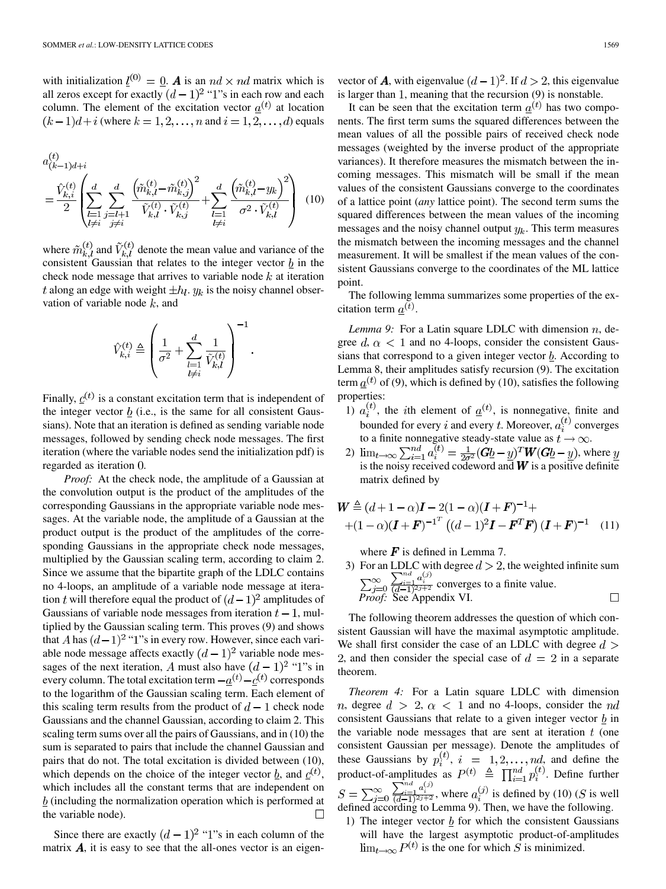with initialization $\underline{l}^{(0)} = \underline{0}$. $\boldsymbol{A}$ is an $nd \times nd$ matrix which is all zeros except for exactly $(d-1)^2$ "1"s in each row and each column. The element of the excitation vector $\underline{a}^{(t)}$ at location $(k-1)d+i$ (where $k = 1, 2, \ldots, n$ and $i = 1, 2, \ldots, d$) equals

$$a_{(k-1)d+i}^{(t)} = \frac{\hat{V}_{k,i}^{(t)}}{2} \left( \sum_{\substack{l=1 \\ l \neq i}}^{d} \sum_{\substack{j=l+1 \\ j \neq i}}^{d} \frac{\left(\tilde{m}_{k,l}^{(t)} - \tilde{m}_{k,j}^{(t)}\right)^2}{\tilde{V}_{k,l}^{(t)} \cdot \tilde{V}_{k,j}^{(t)}} + \sum_{\substack{l=1 \\ l \neq i}}^{d} \frac{\left(\tilde{m}_{k,l}^{(t)} - y_k\right)^2}{\sigma^2 \cdot \tilde{V}_{k,l}^{(t)}} \right) \quad (10)$$

where $\tilde{m}_{k,l}^{(t)}$ and $\tilde{V}_{k,l}^{(t)}$ denote the mean value and variance of the consistent Gaussian that relates to the integer vector $\underline{b}$ in the check node message that arrives to variable node $k$ at iteration $t$ along an edge with weight $\pm h_l$. $y_k$ is the noisy channel observation of variable node $k$, and

$$\hat{V}_{k,i}^{(t)} \triangleq \left( \frac{1}{\sigma^2} + \sum_{\substack{l=1 \\ l \neq i}}^{d} \frac{1}{\tilde{V}_{k,l}^{(t)}} \right)^{-1}.$$

Finally, $\underline{c}^{(t)}$ is a constant excitation term that is independent of the integer vector $\underline{b}$ (i.e., is the same for all consistent Gaussians). Note that an iteration is defined as sending variable node messages, followed by sending check node messages. The first iteration (where the variable nodes send the initialization pdf) is regarded as iteration 0.

*Proof:* At the check node, the amplitude of a Gaussian at the convolution output is the product of the amplitudes of the corresponding Gaussians in the appropriate variable node messages. At the variable node, the amplitude of a Gaussian at the product output is the product of the amplitudes of the corresponding Gaussians in the appropriate check node messages, multiplied by the Gaussian scaling term, according to claim 2. Since we assume that the bipartite graph of the LDLC contains no 4-loops, an amplitude of a variable node message at iteration $t$ will therefore equal the product of $(d-1)^2$ amplitudes of Gaussians of variable node messages from iteration $t-1$, multiplied by the Gaussian scaling term. This proves (9) and shows that $A$ has $(d-1)^2$ "1"s in every row. However, since each variable node message affects exactly $(d-1)^2$ variable node messages of the next iteration, $A$ must also have $(d-1)^2$ "1"s in every column. The total excitation term $-\underline{a}^{(t)} - \underline{c}^{(t)}$ corresponds to the logarithm of the Gaussian scaling term. Each element of this scaling term results from the product of $d-1$ check node Gaussians and the channel Gaussian, according to claim 2. This scaling term sums over all the pairs of Gaussians, and in (10) the sum is separated to pairs that include the channel Gaussian and pairs that do not. The total excitation is divided between (10), which depends on the choice of the integer vector $\underline{b}$, and $\underline{c}^{(t)}$, which includes all the constant terms that are independent on $\underline{b}$ (including the normalization operation which is performed at the variable node). □

Since there are exactly $(d-1)^2$ "1"s in each column of the matrix $\boldsymbol{A}$, it is easy to see that the all-ones vector is an eigenvector of $\boldsymbol{A}$, with eigenvalue $(d-1)^2$. If $d > 2$, this eigenvalue is larger than 1, meaning that the recursion (9) is nonstable.

It can be seen that the excitation term $\underline{a}^{(t)}$ has two components. The first term sums the squared differences between the mean values of all the possible pairs of received check node messages (weighted by the inverse product of the appropriate variances). It therefore measures the mismatch between the incoming messages. This mismatch will be small if the mean values of the consistent Gaussians converge to the coordinates of a lattice point (*any* lattice point). The second term sums the squared differences between the mean values of the incoming messages and the noisy channel output $y_k$. This term measures the mismatch between the incoming messages and the channel measurement. It will be smallest if the mean values of the consistent Gaussians converge to the coordinates of the ML lattice point.

The following lemma summarizes some properties of the excitation term $\underline{a}^{(t)}$.

*Lemma 9:* For a Latin square LDLC with dimension $n$, degree $d$, $\alpha < 1$ and no 4-loops, consider the consistent Gaussians that correspond to a given integer vector $\underline{b}$. According to Lemma 8, their amplitudes satisfy recursion (9). The excitation term $\underline{a}^{(t)}$ of (9), which is defined by (10), satisfies the following properties:

1) $a_i^{(t)}$, the $i$th element of $\underline{a}^{(t)}$, is nonnegative, finite and bounded for every $i$ and every $t$. Moreover, $a_i^{(t)}$ converges to a finite nonnegative steady-state value as $t \to \infty$.
2) $\lim_{t\to\infty} \sum_{i=1}^{nd} a_i^{(t)} = \frac{1}{2\sigma^2}(\boldsymbol{G}\underline{b} - \underline{y})^T \boldsymbol{W} (\boldsymbol{G}\underline{b} - \underline{y})$, where $\underline{y}$ is the noisy received codeword and $\boldsymbol{W}$ is a positive definite matrix defined by

$$\boldsymbol{W} \triangleq (d+1-\alpha)\boldsymbol{I} - 2(1-\alpha)(\boldsymbol{I}+\boldsymbol{F})^{-1} + (1-\alpha)(\boldsymbol{I}+\boldsymbol{F})^{-1^T}\left((d-1)^2\boldsymbol{I} - \boldsymbol{F}^T\boldsymbol{F}\right)(\boldsymbol{I}+\boldsymbol{F})^{-1} \quad (11)$$

where $\boldsymbol{F}$ is defined in Lemma 7.
3) For an LDLC with degree $d > 2$, the weighted infinite sum $\sum_{j=0}^{\infty} \frac{\sum_{i=1}^{nd} a_i^{(j)}}{(d-1)^{2j+2}}$ converges to a finite value.

*Proof:* See Appendix VI. □

The following theorem addresses the question of which consistent Gaussian will have the maximal asymptotic amplitude. We shall first consider the case of an LDLC with degree $d > 2$, and then consider the special case of $d = 2$ in a separate theorem.

*Theorem 4:* For a Latin square LDLC with dimension $n$, degree $d > 2$, $\alpha < 1$ and no 4-loops, consider the $nd$ consistent Gaussians that relate to a given integer vector $\underline{b}$ in the variable node messages that are sent at iteration $t$ (one consistent Gaussian per message). Denote the amplitudes of these Gaussians by $p_i^{(t)}$, $i = 1, 2, \ldots, nd$, and define the product-of-amplitudes as $P^{(t)} \triangleq \prod_{i=1}^{nd} p_i^{(t)}$. Define further $S = \sum_{j=0}^{\infty} \frac{\sum_{i=1}^{nd} a_i^{(j)}}{(d-1)^{2j+2}}$, where $a_i^{(j)}$ is defined by (10) ($S$ is well defined according to Lemma 9). Then, we have the following.

1) The integer vector $\underline{b}$ for which the consistent Gaussians will have the largest asymptotic product-of-amplitudes $\lim_{t\to\infty} P^{(t)}$ is the one for which $S$ is minimized.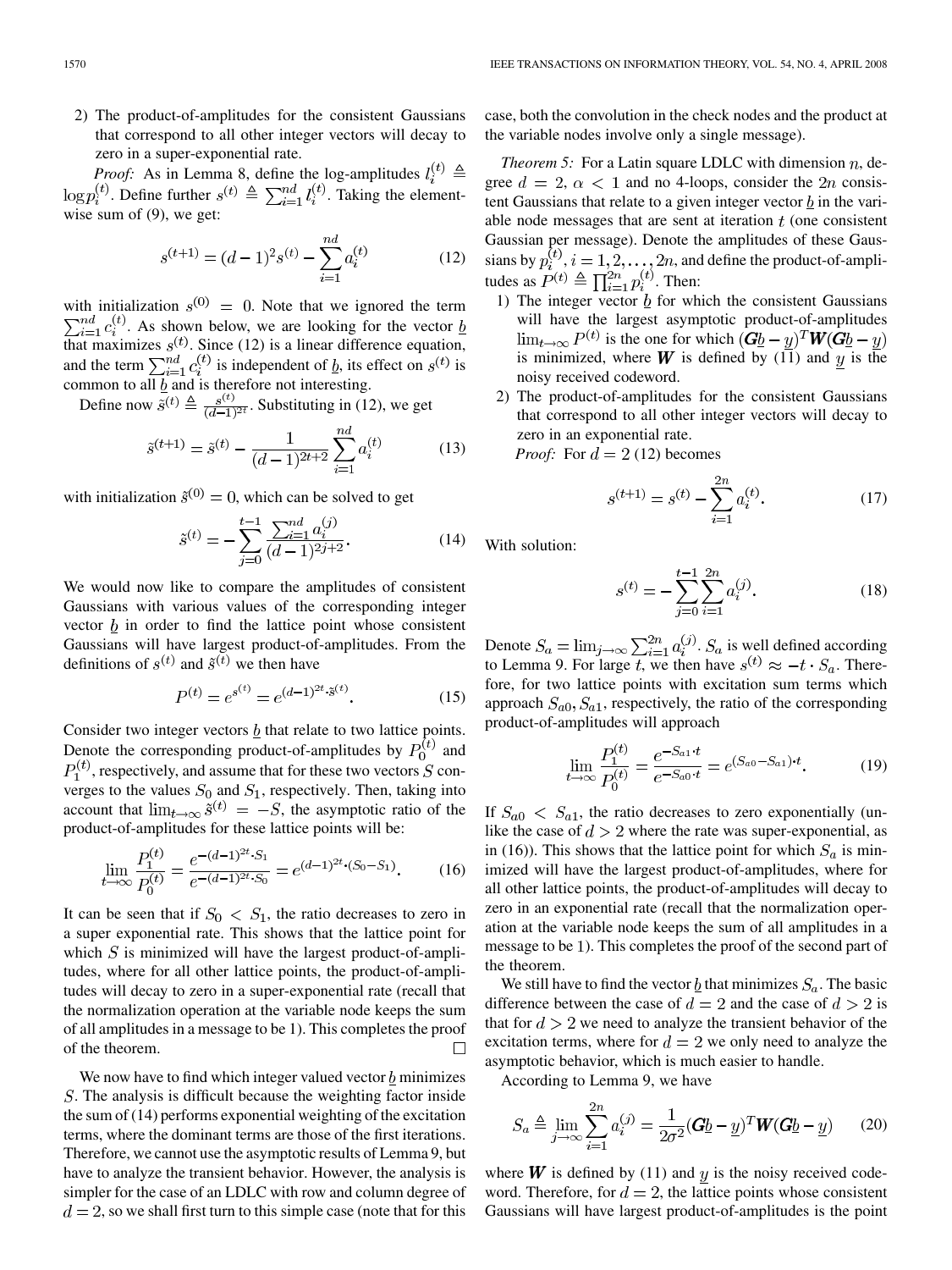2) The product-of-amplitudes for the consistent Gaussians that correspond to all other integer vectors will decay to zero in a super-exponential rate.

*Proof:* As in Lemma 8, define the log-amplitudes $l_i^{(t)} \triangleq \log p_i^{(t)}$. Define further $s^{(t)} \triangleq \sum_{i=1}^{nd} l_i^{(t)}$. Taking the element-wise sum of (9), we get:

$$s^{(t+1)} = (d-1)^2 s^{(t)} - \sum_{i=1}^{nd} a_i^{(t)} \tag{12}$$

with initialization $s^{(0)} = 0$. Note that we ignored the term $\sum_{i=1}^{nd} c_i^{(t)}$. As shown below, we are looking for the vector $\underline{b}$ that maximizes $s^{(t)}$. Since (12) is a linear difference equation, and the term $\sum_{i=1}^{nd} c_i^{(t)}$ is independent of $\underline{b}$, its effect on $s^{(t)}$ is common to all $\underline{b}$ and is therefore not interesting.

Define now $\tilde{s}^{(t)} \triangleq \frac{s^{(t)}}{(d-1)^{2t}}$. Substituting in (12), we get

$$\tilde{s}^{(t+1)} = \tilde{s}^{(t)} - \frac{1}{(d-1)^{2t+2}} \sum_{i=1}^{nd} a_i^{(t)} \tag{13}$$

with initialization $\tilde{s}^{(0)} = 0$, which can be solved to get

$$\tilde{s}^{(t)} = -\sum_{j=0}^{t-1} \frac{\sum_{i=1}^{nd} a_i^{(j)}}{(d-1)^{2j+2}}. \tag{14}$$

We would now like to compare the amplitudes of consistent Gaussians with various values of the corresponding integer vector $\underline{b}$ in order to find the lattice point whose consistent Gaussians will have largest product-of-amplitudes. From the definitions of $s^{(t)}$ and $\tilde{s}^{(t)}$ we then have

$$P^{(t)} = e^{s^{(t)}} = e^{(d-1)^{2t} \cdot \tilde{s}^{(t)}}. \tag{15}$$

Consider two integer vectors $\underline{b}$ that relate to two lattice points. Denote the corresponding product-of-amplitudes by $P_0^{(t)}$ and $P_1^{(t)}$, respectively, and assume that for these two vectors $S$ converges to the values $S_0$ and $S_1$, respectively. Then, taking into account that $\lim_{t\to\infty} \tilde{s}^{(t)} = -S$, the asymptotic ratio of the product-of-amplitudes for these lattice points will be:

$$\lim_{t\to\infty} \frac{P_1^{(t)}}{P_0^{(t)}} = \frac{e^{-(d-1)^{2t} \cdot S_1}}{e^{-(d-1)^{2t} \cdot S_0}} = e^{(d-1)^{2t} \cdot (S_0 - S_1)}. \tag{16}$$

It can be seen that if $S_0 < S_1$, the ratio decreases to zero in a super exponential rate. This shows that the lattice point for which $S$ is minimized will have the largest product-of-amplitudes, where for all other lattice points, the product-of-amplitudes will decay to zero in a super-exponential rate (recall that the normalization operation at the variable node keeps the sum of all amplitudes in a message to be 1). This completes the proof of the theorem. □

We now have to find which integer valued vector $\underline{b}$ minimizes $S$. The analysis is difficult because the weighting factor inside the sum of (14) performs exponential weighting of the excitation terms, where the dominant terms are those of the first iterations. Therefore, we cannot use the asymptotic results of Lemma 9, but have to analyze the transient behavior. However, the analysis is simpler for the case of an LDLC with row and column degree of $d = 2$, so we shall first turn to this simple case (note that for this case, both the convolution in the check nodes and the product at the variable nodes involve only a single message).

*Theorem 5:* For a Latin square LDLC with dimension $n$, degree $d = 2$, $\alpha < 1$ and no 4-loops, consider the $2n$ consistent Gaussians that relate to a given integer vector $\underline{b}$ in the variable node messages that are sent at iteration $t$ (one consistent Gaussian per message). Denote the amplitudes of these Gaussians by $p_i^{(t)}, i = 1, 2, \ldots, 2n$, and define the product-of-amplitudes as $P^{(t)} \triangleq \prod_{i=1}^{2n} p_i^{(t)}$. Then:

1) The integer vector $\underline{b}$ for which the consistent Gaussians will have the largest asymptotic product-of-amplitudes $\lim_{t\to\infty} P^{(t)}$ is the one for which $(\boldsymbol{G}\underline{b} - \underline{y})^T \boldsymbol{W} (\boldsymbol{G}\underline{b} - \underline{y})$ is minimized, where $\boldsymbol{W}$ is defined by (11) and $\underline{y}$ is the noisy received codeword.
2) The product-of-amplitudes for the consistent Gaussians that correspond to all other integer vectors will decay to zero in an exponential rate.

*Proof:* For $d = 2$ (12) becomes

$$s^{(t+1)} = s^{(t)} - \sum_{i=1}^{2n} a_i^{(t)}. \tag{17}$$

With solution:

$$s^{(t)} = -\sum_{j=0}^{t-1} \sum_{i=1}^{2n} a_i^{(j)}. \tag{18}$$

Denote $S_a = \lim_{j\to\infty} \sum_{i=1}^{2n} a_i^{(j)}$. $S_a$ is well defined according to Lemma 9. For large $t$, we then have $s^{(t)} \approx -t \cdot S_a$. Therefore, for two lattice points with excitation sum terms which approach $S_{a0}, S_{a1}$, respectively, the ratio of the corresponding product-of-amplitudes will approach

$$\lim_{t\to\infty} \frac{P_1^{(t)}}{P_0^{(t)}} = \frac{e^{-S_{a1} \cdot t}}{e^{-S_{a0} \cdot t}} = e^{(S_{a0} - S_{a1}) \cdot t}. \tag{19}$$

If $S_{a0} < S_{a1}$, the ratio decreases to zero exponentially (unlike the case of $d > 2$ where the rate was super-exponential, as in (16)). This shows that the lattice point for which $S_a$ is minimized will have the largest product-of-amplitudes, where for all other lattice points, the product-of-amplitudes will decay to zero in an exponential rate (recall that the normalization operation at the variable node keeps the sum of all amplitudes in a message to be 1). This completes the proof of the second part of the theorem.

We still have to find the vector $\underline{b}$ that minimizes $S_a$. The basic difference between the case of $d = 2$ and the case of $d > 2$ is that for $d > 2$ we need to analyze the transient behavior of the excitation terms, where for $d = 2$ we only need to analyze the asymptotic behavior, which is much easier to handle.

According to Lemma 9, we have

$$S_a \triangleq \lim_{j\to\infty} \sum_{i=1}^{2n} a_i^{(j)} = \frac{1}{2\sigma^2} (\boldsymbol{G}\underline{b} - \underline{y})^T \boldsymbol{W} (\boldsymbol{G}\underline{b} - \underline{y}) \tag{20}$$

where $\boldsymbol{W}$ is defined by (11) and $\underline{y}$ is the noisy received codeword. Therefore, for $d = 2$, the lattice points whose consistent Gaussians will have largest product-of-amplitudes is the point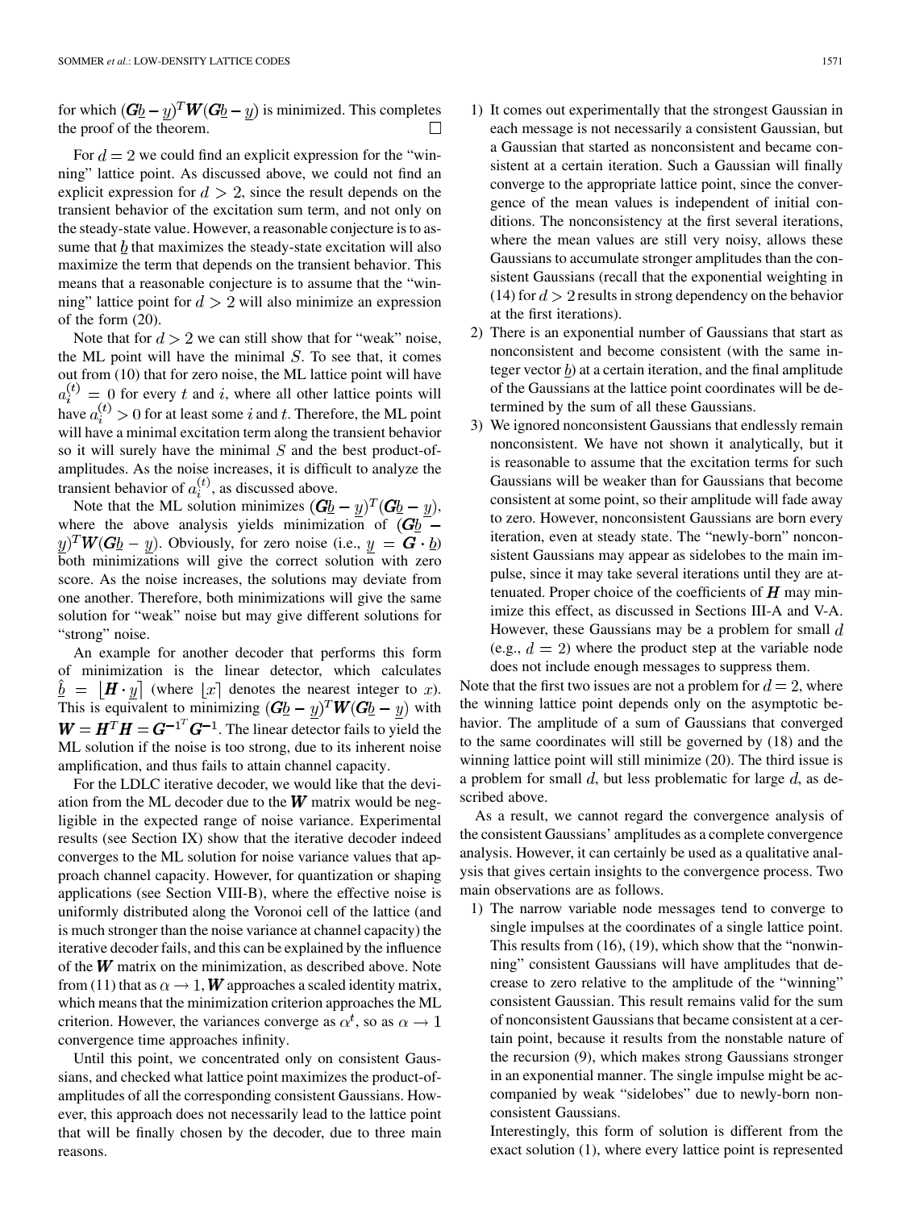for which $(\boldsymbol{G}\underline{b} - \underline{y})^T \boldsymbol{W}(\boldsymbol{G}\underline{b} - \underline{y})$ is minimized. This completes the proof of the theorem. □

For $d = 2$ we could find an explicit expression for the "winning" lattice point. As discussed above, we could not find an explicit expression for $d > 2$, since the result depends on the transient behavior of the excitation sum term, and not only on the steady-state value. However, a reasonable conjecture is to assume that $\underline{b}$ that maximizes the steady-state excitation will also maximize the term that depends on the transient behavior. This means that a reasonable conjecture is to assume that the "winning" lattice point for $d > 2$ will also minimize an expression of the form (20).

Note that for $d > 2$ we can still show that for "weak" noise, the ML point will have the minimal $S$. To see that, it comes out from (10) that for zero noise, the ML lattice point will have $a_i^{(t)} = 0$ for every $t$ and $i$, where all other lattice points will have $a_i^{(t)} > 0$ for at least some $i$ and $t$. Therefore, the ML point will have a minimal excitation term along the transient behavior so it will surely have the minimal $S$ and the best product-of-amplitudes. As the noise increases, it is difficult to analyze the transient behavior of $a_i^{(t)}$, as discussed above.

Note that the ML solution minimizes $(\boldsymbol{G}\underline{b} - \underline{y})^T(\boldsymbol{G}\underline{b} - \underline{y})$, where the above analysis yields minimization of $(\boldsymbol{G}\underline{b} - \underline{y})^T \boldsymbol{W}(\boldsymbol{G}\underline{b} - \underline{y})$. Obviously, for zero noise (i.e., $\underline{y} = \boldsymbol{G} \cdot \underline{b}$) both minimizations will give the correct solution with zero score. As the noise increases, the solutions may deviate from one another. Therefore, both minimizations will give the same solution for "weak" noise but may give different solutions for "strong" noise.

An example for another decoder that performs this form of minimization is the linear detector, which calculates $\hat{\underline{b}} = \lfloor \boldsymbol{H} \cdot \underline{y} \rceil$ (where $\lfloor x \rceil$ denotes the nearest integer to $x$). This is equivalent to minimizing $(\boldsymbol{G}\underline{b} - \underline{y})^T \boldsymbol{W}(\boldsymbol{G}\underline{b} - \underline{y})$ with $\boldsymbol{W} = \boldsymbol{H}^T \boldsymbol{H} = \boldsymbol{G}^{-1^T} \boldsymbol{G}^{-1}$. The linear detector fails to yield the ML solution if the noise is too strong, due to its inherent noise amplification, and thus fails to attain channel capacity.

For the LDLC iterative decoder, we would like that the deviation from the ML decoder due to the $\boldsymbol{W}$ matrix would be negligible in the expected range of noise variance. Experimental results (see Section IX) show that the iterative decoder indeed converges to the ML solution for noise variance values that approach channel capacity. However, for quantization or shaping applications (see Section VIII-B), where the effective noise is uniformly distributed along the Voronoi cell of the lattice (and is much stronger than the noise variance at channel capacity) the iterative decoder fails, and this can be explained by the influence of the $\boldsymbol{W}$ matrix on the minimization, as described above. Note from (11) that as $\alpha \to 1$, $\boldsymbol{W}$ approaches a scaled identity matrix, which means that the minimization criterion approaches the ML criterion. However, the variances converge as $\alpha^t$, so as $\alpha \to 1$ convergence time approaches infinity.

Until this point, we concentrated only on consistent Gaussians, and checked what lattice point maximizes the product-of-amplitudes of all the corresponding consistent Gaussians. However, this approach does not necessarily lead to the lattice point that will be finally chosen by the decoder, due to three main reasons.

1) It comes out experimentally that the strongest Gaussian in each message is not necessarily a consistent Gaussian, but a Gaussian that started as nonconsistent and became consistent at a certain iteration. Such a Gaussian will finally converge to the appropriate lattice point, since the convergence of the mean values is independent of initial conditions. The nonconsistency at the first several iterations, where the mean values are still very noisy, allows these Gaussians to accumulate stronger amplitudes than the consistent Gaussians (recall that the exponential weighting in (14) for $d > 2$ results in strong dependency on the behavior at the first iterations).
2) There is an exponential number of Gaussians that start as nonconsistent and become consistent (with the same integer vector $\underline{b}$) at a certain iteration, and the final amplitude of the Gaussians at the lattice point coordinates will be determined by the sum of all these Gaussians.
3) We ignored nonconsistent Gaussians that endlessly remain nonconsistent. We have not shown it analytically, but it is reasonable to assume that the excitation terms for such Gaussians will be weaker than for Gaussians that become consistent at some point, so their amplitude will fade away to zero. However, nonconsistent Gaussians are born every iteration, even at steady state. The "newly-born" nonconsistent Gaussians may appear as sidelobes to the main impulse, since it may take several iterations until they are attenuated. Proper choice of the coefficients of $\boldsymbol{H}$ may minimize this effect, as discussed in Sections III-A and V-A. However, these Gaussians may be a problem for small $d$ (e.g., $d = 2$) where the product step at the variable node does not include enough messages to suppress them.

Note that the first two issues are not a problem for $d = 2$, where the winning lattice point depends only on the asymptotic behavior. The amplitude of a sum of Gaussians that converged to the same coordinates will still be governed by (18) and the winning lattice point will still minimize (20). The third issue is a problem for small $d$, but less problematic for large $d$, as described above.

As a result, we cannot regard the convergence analysis of the consistent Gaussians' amplitudes as a complete convergence analysis. However, it can certainly be used as a qualitative analysis that gives certain insights to the convergence process. Two main observations are as follows.

1) The narrow variable node messages tend to converge to single impulses at the coordinates of a single lattice point. This results from (16), (19), which show that the "nonwinning" consistent Gaussians will have amplitudes that decrease to zero relative to the amplitude of the "winning" consistent Gaussian. This result remains valid for the sum of nonconsistent Gaussians that became consistent at a certain point, because it results from the nonstable nature of the recursion (9), which makes strong Gaussians stronger in an exponential manner. The single impulse might be accompanied by weak "sidelobes" due to newly-born nonconsistent Gaussians.

   Interestingly, this form of solution is different from the exact solution (1), where every lattice point is represented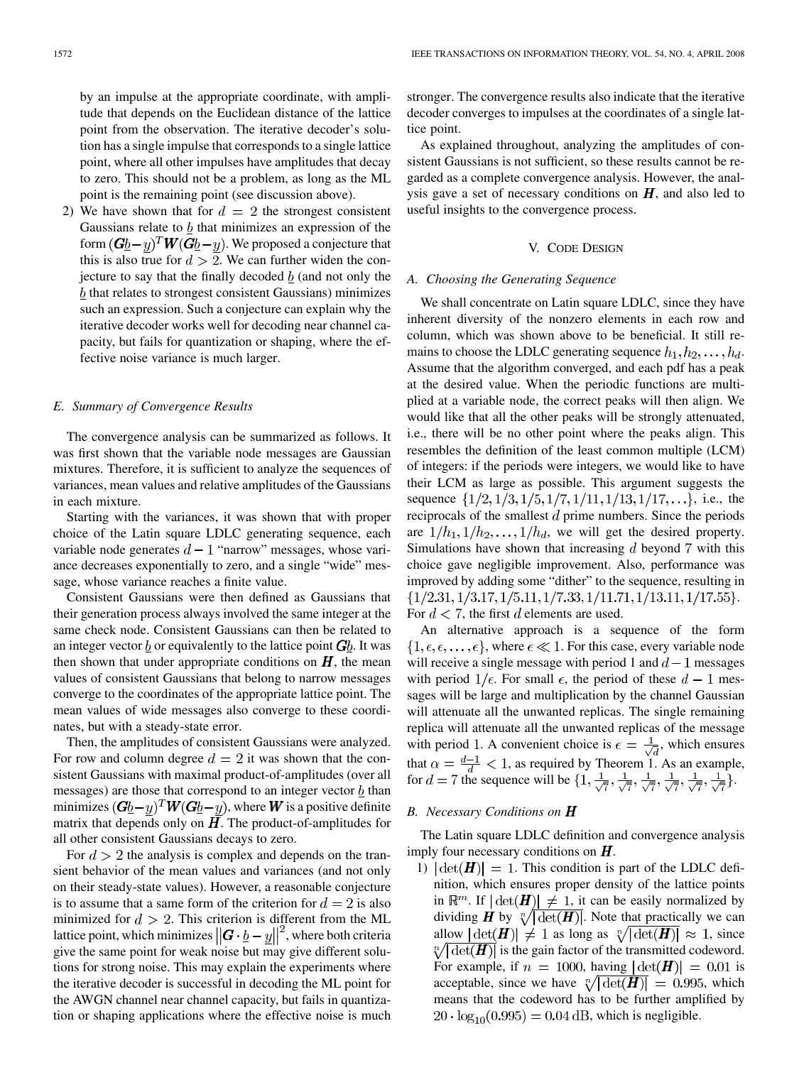by an impulse at the appropriate coordinate, with amplitude that depends on the Euclidean distance of the lattice point from the observation. The iterative decoder's solution has a single impulse that corresponds to a single lattice point, where all other impulses have amplitudes that decay to zero. This should not be a problem, as long as the ML point is the remaining point (see discussion above).

2) We have shown that for $d = 2$ the strongest consistent Gaussians relate to $\underline{b}$ that minimizes an expression of the form $(\boldsymbol{G}\underline{b} - \underline{y})^T \boldsymbol{W}(\boldsymbol{G}\underline{b} - \underline{y})$. We proposed a conjecture that this is also true for $d > 2$. We can further widen the conjecture to say that the finally decoded $\underline{b}$ (and not only the $\underline{b}$ that relates to strongest consistent Gaussians) minimizes such an expression. Such a conjecture can explain why the iterative decoder works well for decoding near channel capacity, but fails for quantization or shaping, where the effective noise variance is much larger.

### E. Summary of Convergence Results

The convergence analysis can be summarized as follows. It was first shown that the variable node messages are Gaussian mixtures. Therefore, it is sufficient to analyze the sequences of variances, mean values and relative amplitudes of the Gaussians in each mixture.

Starting with the variances, it was shown that with proper choice of the Latin square LDLC generating sequence, each variable node generates $d - 1$ "narrow" messages, whose variance decreases exponentially to zero, and a single "wide" message, whose variance reaches a finite value.

Consistent Gaussians were then defined as Gaussians that their generation process always involved the same integer at the same check node. Consistent Gaussians can then be related to an integer vector $\underline{b}$ or equivalently to the lattice point $\boldsymbol{G}\underline{b}$. It was then shown that under appropriate conditions on $\boldsymbol{H}$, the mean values of consistent Gaussians that belong to narrow messages converge to the coordinates of the appropriate lattice point. The mean values of wide messages also converge to these coordinates, but with a steady-state error.

Then, the amplitudes of consistent Gaussians were analyzed. For row and column degree $d = 2$ it was shown that the consistent Gaussians with maximal product-of-amplitudes (over all messages) are those that correspond to an integer vector $\underline{b}$ than minimizes $(\boldsymbol{G}\underline{b} - \underline{y})^T \boldsymbol{W}(\boldsymbol{G}\underline{b} - \underline{y})$, where $\boldsymbol{W}$ is a positive definite matrix that depends only on $\boldsymbol{H}$. The product-of-amplitudes for all other consistent Gaussians decays to zero.

For $d > 2$ the analysis is complex and depends on the transient behavior of the mean values and variances (and not only on their steady-state values). However, a reasonable conjecture is to assume that a same form of the criterion for $d = 2$ is also minimized for $d > 2$. This criterion is different from the ML lattice point, which minimizes $\left\|\boldsymbol{G} \cdot \underline{b} - \underline{y}\right\|^2$, where both criteria give the same point for weak noise but may give different solutions for strong noise. This may explain the experiments where the iterative decoder is successful in decoding the ML point for the AWGN channel near channel capacity, but fails in quantization or shaping applications where the effective noise is much stronger. The convergence results also indicate that the iterative decoder converges to impulses at the coordinates of a single lattice point.

As explained throughout, analyzing the amplitudes of consistent Gaussians is not sufficient, so these results cannot be regarded as a complete convergence analysis. However, the analysis gave a set of necessary conditions on $\boldsymbol{H}$, and also led to useful insights to the convergence process.

## V. Code Design

### A. Choosing the Generating Sequence

We shall concentrate on Latin square LDLC, since they have inherent diversity of the nonzero elements in each row and column, which was shown above to be beneficial. It still remains to choose the LDLC generating sequence $h_1, h_2, \ldots, h_d$. Assume that the algorithm converged, and each pdf has a peak at the desired value. When the periodic functions are multiplied at a variable node, the correct peaks will then align. We would like that all the other peaks will be strongly attenuated, i.e., there will be no other point where the peaks align. This resembles the definition of the least common multiple (LCM) of integers: if the periods were integers, we would like to have their LCM as large as possible. This argument suggests the sequence $\{1/2, 1/3, 1/5, 1/7, 1/11, 1/13, 1/17, \ldots\}$, i.e., the reciprocals of the smallest $d$ prime numbers. Since the periods are $1/h_1, 1/h_2, \ldots, 1/h_d$, we will get the desired property. Simulations have shown that increasing $d$ beyond 7 with this choice gave negligible improvement. Also, performance was improved by adding some "dither" to the sequence, resulting in $\{1/2.31, 1/3.17, 1/5.11, 1/7.33, 1/11.71, 1/13.11, 1/17.55\}$. For $d < 7$, the first $d$ elements are used.

An alternative approach is a sequence of the form $\{1, \epsilon, \epsilon, \ldots, \epsilon\}$, where $\epsilon \ll 1$. For this case, every variable node will receive a single message with period 1 and $d - 1$ messages with period $1/\epsilon$. For small $\epsilon$, the period of these $d - 1$ messages will be large and multiplication by the channel Gaussian will attenuate all the unwanted replicas. The single remaining replica will attenuate all the unwanted replicas of the message with period 1. A convenient choice is $\epsilon = \frac{1}{\sqrt{d}}$, which ensures that $\alpha = \frac{d-1}{d} < 1$, as required by Theorem 1. As an example, for $d = 7$ the sequence will be $\{1, \frac{1}{\sqrt{7}}, \frac{1}{\sqrt{7}}, \frac{1}{\sqrt{7}}, \frac{1}{\sqrt{7}}, \frac{1}{\sqrt{7}}, \frac{1}{\sqrt{7}}\}$.

### B. Necessary Conditions on $\boldsymbol{H}$

The Latin square LDLC definition and convergence analysis imply four necessary conditions on $\boldsymbol{H}$.

1) $|\det(\boldsymbol{H})| = 1$. This condition is part of the LDLC definition, which ensures proper density of the lattice points in $\mathbb{R}^m$. If $|\det(\boldsymbol{H})| \neq 1$, it can be easily normalized by dividing $\boldsymbol{H}$ by $\sqrt[n]{|\det(\boldsymbol{H})|}$. Note that practically we can allow $|\det(\boldsymbol{H})| \neq 1$ as long as $\sqrt[n]{|\det(\boldsymbol{H})|} \approx 1$, since $\sqrt[n]{|\det(\boldsymbol{H})|}$ is the gain factor of the transmitted codeword. For example, if $n = 1000$, having $|\det(\boldsymbol{H})| = 0.01$ is acceptable, since we have $\sqrt[n]{|\det(\boldsymbol{H})|} = 0.995$, which means that the codeword has to be further amplified by $20 \cdot \log_{10}(0.995) = 0.04$ dB, which is negligible.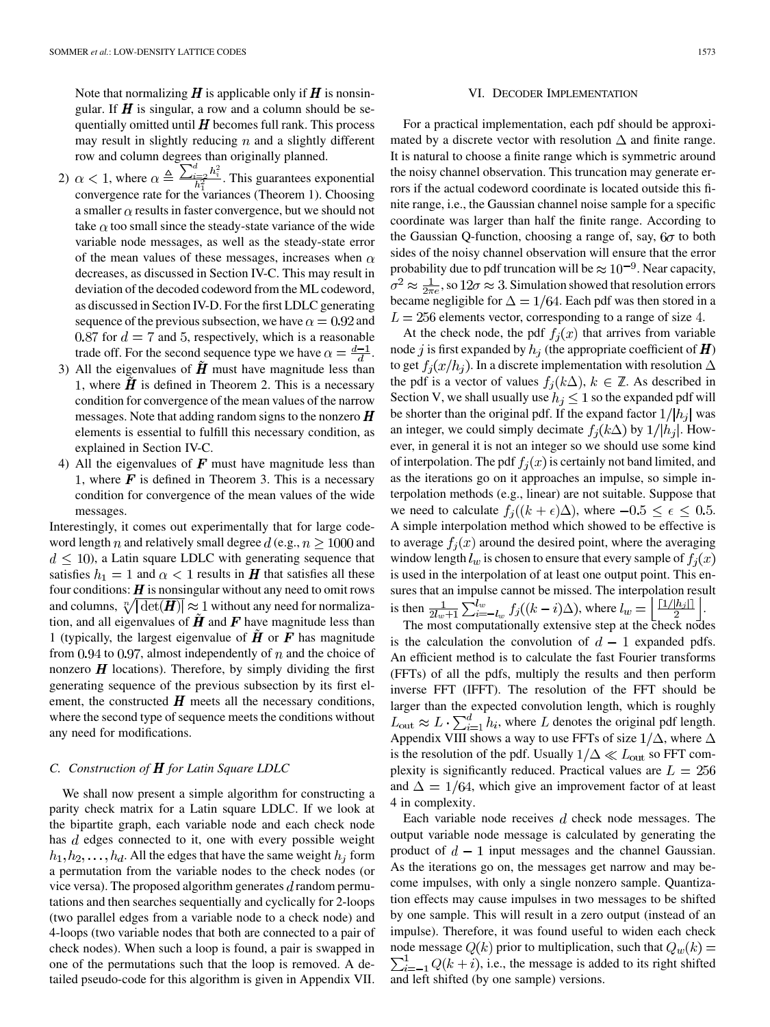Note that normalizing $\boldsymbol{H}$ is applicable only if $\boldsymbol{H}$ is nonsingular. If $\boldsymbol{H}$ is singular, a row and a column should be sequentially omitted until $\boldsymbol{H}$ becomes full rank. This process may result in slightly reducing $n$ and a slightly different row and column degrees than originally planned.

2) $\alpha < 1$, where $\alpha \triangleq \frac{\sum_{i=2}^{d} h_i^2}{h_1^2}$. This guarantees exponential convergence rate for the variances (Theorem 1). Choosing a smaller $\alpha$ results in faster convergence, but we should not take $\alpha$ too small since the steady-state variance of the wide variable node messages, as well as the steady-state error of the mean values of these messages, increases when $\alpha$ decreases, as discussed in Section IV-C. This may result in deviation of the decoded codeword from the ML codeword, as discussed in Section IV-D. For the first LDLC generating sequence of the previous subsection, we have $\alpha = 0.92$ and $0.87$ for $d = 7$ and 5, respectively, which is a reasonable trade off. For the second sequence type we have $\alpha = \frac{d-1}{d}$.

3) All the eigenvalues of $\tilde{\boldsymbol{H}}$ must have magnitude less than 1, where $\tilde{\boldsymbol{H}}$ is defined in Theorem 2. This is a necessary condition for convergence of the mean values of the narrow messages. Note that adding random signs to the nonzero $\boldsymbol{H}$ elements is essential to fulfill this necessary condition, as explained in Section IV-C.

4) All the eigenvalues of $\boldsymbol{F}$ must have magnitude less than 1, where $\boldsymbol{F}$ is defined in Theorem 3. This is a necessary condition for convergence of the mean values of the wide messages.

Interestingly, it comes out experimentally that for large codeword length $n$ and relatively small degree $d$ (e.g., $n \geq 1000$ and $d \leq 10$), a Latin square LDLC with generating sequence that satisfies $h_1 = 1$ and $\alpha < 1$ results in $\boldsymbol{H}$ that satisfies all these four conditions: $\boldsymbol{H}$ is nonsingular without any need to omit rows and columns, $\sqrt[n]{|\det(\boldsymbol{H})|} \approx 1$ without any need for normalization, and all eigenvalues of $\tilde{\boldsymbol{H}}$ and $\boldsymbol{F}$ have magnitude less than 1 (typically, the largest eigenvalue of $\tilde{\boldsymbol{H}}$ or $\boldsymbol{F}$ has magnitude from $0.94$ to $0.97$, almost independently of $n$ and the choice of nonzero $\boldsymbol{H}$ locations). Therefore, by simply dividing the first generating sequence of the previous subsection by its first element, the constructed $\boldsymbol{H}$ meets all the necessary conditions, where the second type of sequence meets the conditions without any need for modifications.

### C. Construction of $\boldsymbol{H}$ for Latin Square LDLC

We shall now present a simple algorithm for constructing a parity check matrix for a Latin square LDLC. If we look at the bipartite graph, each variable node and each check node has $d$ edges connected to it, one with every possible weight $h_1, h_2, \ldots, h_d$. All the edges that have the same weight $h_j$ form a permutation from the variable nodes to the check nodes (or vice versa). The proposed algorithm generates $d$ random permutations and then searches sequentially and cyclically for 2-loops (two parallel edges from a variable node to a check node) and 4-loops (two variable nodes that both are connected to a pair of check nodes). When such a loop is found, a pair is swapped in one of the permutations such that the loop is removed. A detailed pseudo-code for this algorithm is given in Appendix VII.

## VI. Decoder Implementation

For a practical implementation, each pdf should be approximated by a discrete vector with resolution $\Delta$ and finite range. It is natural to choose a finite range which is symmetric around the noisy channel observation. This truncation may generate errors if the actual codeword coordinate is located outside this finite range, i.e., the Gaussian channel noise sample for a specific coordinate was larger than half the finite range. According to the Gaussian Q-function, choosing a range of, say, $6\sigma$ to both sides of the noisy channel observation will ensure that the error probability due to pdf truncation will be $\approx 10^{-9}$. Near capacity, $\sigma^2 \approx \frac{1}{2\pi e}$, so $12\sigma \approx 3$. Simulation showed that resolution errors became negligible for $\Delta = 1/64$. Each pdf was then stored in a $L = 256$ elements vector, corresponding to a range of size 4.

At the check node, the pdf $f_j(x)$ that arrives from variable node $j$ is first expanded by $h_j$ (the appropriate coefficient of $\boldsymbol{H}$) to get $f_j(x/h_j)$. In a discrete implementation with resolution $\Delta$ the pdf is a vector of values $f_j(k\Delta)$, $k \in \mathbb{Z}$. As described in Section V, we shall usually use $h_j \leq 1$ so the expanded pdf will be shorter than the original pdf. If the expand factor $1/|h_j|$ was an integer, we could simply decimate $f_j(k\Delta)$ by $1/|h_j|$. However, in general it is not an integer so we should use some kind of interpolation. The pdf $f_j(x)$ is certainly not band limited, and as the iterations go on it approaches an impulse, so simple interpolation methods (e.g., linear) are not suitable. Suppose that we need to calculate $f_j((k+\epsilon)\Delta)$, where $-0.5 \leq \epsilon \leq 0.5$. A simple interpolation method which showed to be effective is to average $f_j(x)$ around the desired point, where the averaging window length $l_w$ is chosen to ensure that every sample of $f_j(x)$ is used in the interpolation of at least one output point. This ensures that an impulse cannot be missed. The interpolation result is then $\frac{1}{2l_w+1}\sum_{i=-l_w}^{l_w} f_j((k-i)\Delta)$, where $l_w = \left\lfloor \frac{\lceil 1/|h_j| \rceil}{2} \right\rfloor$.

The most computationally extensive step at the check nodes is the calculation the convolution of $d-1$ expanded pdfs. An efficient method is to calculate the fast Fourier transforms (FFTs) of all the pdfs, multiply the results and then perform inverse FFT (IFFT). The resolution of the FFT should be larger than the expected convolution length, which is roughly $L_{\text{out}} \approx L \cdot \sum_{i=1}^{d} h_i$, where $L$ denotes the original pdf length. Appendix VIII shows a way to use FFTs of size $1/\Delta$, where $\Delta$ is the resolution of the pdf. Usually $1/\Delta \ll L_{\text{out}}$ so FFT complexity is significantly reduced. Practical values are $L = 256$ and $\Delta = 1/64$, which give an improvement factor of at least 4 in complexity.

Each variable node receives $d$ check node messages. The output variable node message is calculated by generating the product of $d-1$ input messages and the channel Gaussian. As the iterations go on, the messages get narrow and may become impulses, with only a single nonzero sample. Quantization effects may cause impulses in two messages to be shifted by one sample. This will result in a zero output (instead of an impulse). Therefore, it was found useful to widen each check node message $Q(k)$ prior to multiplication, such that $Q_w(k) = \sum_{i=-1}^{1} Q(k+i)$, i.e., the message is added to its right shifted and left shifted (by one sample) versions.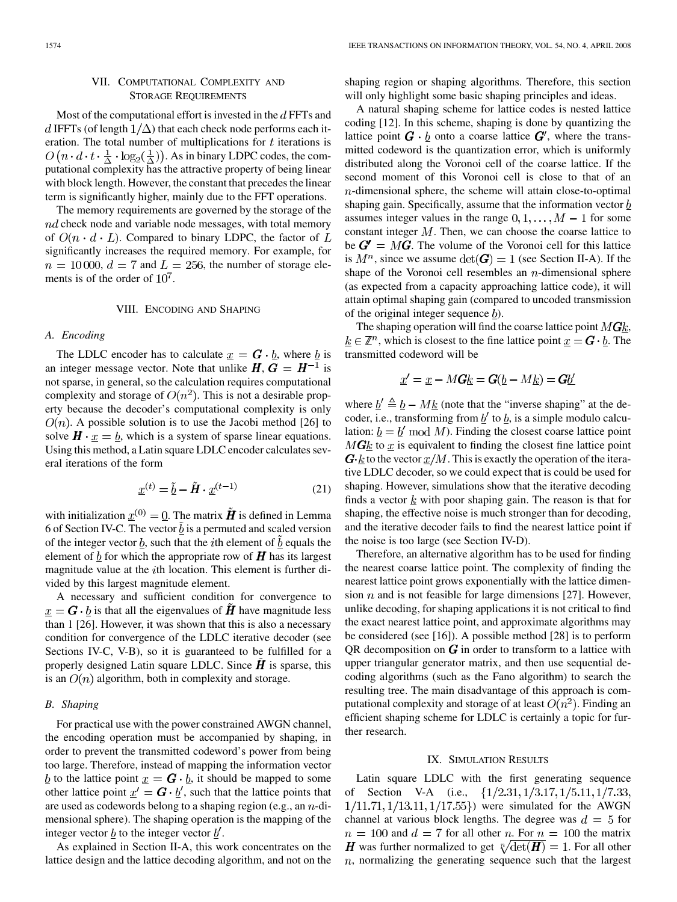## VII. Computational Complexity and Storage Requirements

Most of the computational effort is invested in the $d$ FFTs and $d$ IFFTs (of length $1/\Delta$) that each check node performs each iteration. The total number of multiplications for $t$ iterations is $O\left(n \cdot d \cdot t \cdot \frac{1}{\Delta} \cdot \log_2(\frac{1}{\Delta})\right)$. As in binary LDPC codes, the computational complexity has the attractive property of being linear with block length. However, the constant that precedes the linear term is significantly higher, mainly due to the FFT operations.

The memory requirements are governed by the storage of the $nd$ check node and variable node messages, with total memory of $O(n \cdot d \cdot L)$. Compared to binary LDPC, the factor of $L$ significantly increases the required memory. For example, for $n = 10\,000$, $d = 7$ and $L = 256$, the number of storage elements is of the order of $10^7$.

## VIII. Encoding and Shaping

### A. Encoding

The LDLC encoder has to calculate $\underline{x} = \boldsymbol{G} \cdot \underline{b}$, where $\underline{b}$ is an integer message vector. Note that unlike $\boldsymbol{H}$, $\boldsymbol{G} = \boldsymbol{H}^{-1}$ is not sparse, in general, so the calculation requires computational complexity and storage of $O(n^2)$. This is not a desirable property because the decoder's computational complexity is only $O(n)$. A possible solution is to use the Jacobi method [26] to solve $\boldsymbol{H} \cdot \underline{x} = \underline{b}$, which is a system of sparse linear equations. Using this method, a Latin square LDLC encoder calculates several iterations of the form

$$\underline{x}^{(t)} = \underline{\tilde{b}} - \tilde{\boldsymbol{H}} \cdot \underline{x}^{(t-1)} \tag{21}$$

with initialization $\underline{x}^{(0)} = \underline{0}$. The matrix $\tilde{\boldsymbol{H}}$ is defined in Lemma 6 of Section IV-C. The vector $\underline{\tilde{b}}$ is a permuted and scaled version of the integer vector $\underline{b}$, such that the $i$th element of $\underline{\tilde{b}}$ equals the element of $\underline{b}$ for which the appropriate row of $\boldsymbol{H}$ has its largest magnitude value at the $i$th location. This element is further divided by this largest magnitude element.

A necessary and sufficient condition for convergence to $\underline{x} = \boldsymbol{G} \cdot \underline{b}$ is that all the eigenvalues of $\tilde{\boldsymbol{H}}$ have magnitude less than 1 [26]. However, it was shown that this is also a necessary condition for convergence of the LDLC iterative decoder (see Sections IV-C, V-B), so it is guaranteed to be fulfilled for a properly designed Latin square LDLC. Since $\tilde{\boldsymbol{H}}$ is sparse, this is an $O(n)$ algorithm, both in complexity and storage.

### B. Shaping

For practical use with the power constrained AWGN channel, the encoding operation must be accompanied by shaping, in order to prevent the transmitted codeword's power from being too large. Therefore, instead of mapping the information vector $\underline{b}$ to the lattice point $\underline{x} = \boldsymbol{G} \cdot \underline{b}$, it should be mapped to some other lattice point $\underline{x}' = \boldsymbol{G} \cdot \underline{b}'$, such that the lattice points that are used as codewords belong to a shaping region (e.g., an $n$-dimensional sphere). The shaping operation is the mapping of the integer vector $\underline{b}$ to the integer vector $\underline{b}'$.

As explained in Section II-A, this work concentrates on the lattice design and the lattice decoding algorithm, and not on the shaping region or shaping algorithms. Therefore, this section will only highlight some basic shaping principles and ideas.

A natural shaping scheme for lattice codes is nested lattice coding [12]. In this scheme, shaping is done by quantizing the lattice point $\boldsymbol{G} \cdot \underline{b}$ onto a coarse lattice $\boldsymbol{G}'$, where the transmitted codeword is the quantization error, which is uniformly distributed along the Voronoi cell of the coarse lattice. If the second moment of this Voronoi cell is close to that of an $n$-dimensional sphere, the scheme will attain close-to-optimal shaping gain. Specifically, assume that the information vector $\underline{b}$ assumes integer values in the range $0, 1, \ldots, M-1$ for some constant integer $M$. Then, we can choose the coarse lattice to be $\boldsymbol{G}' = M\boldsymbol{G}$. The volume of the Voronoi cell for this lattice is $M^n$, since we assume $\det(\boldsymbol{G}) = 1$ (see Section II-A). If the shape of the Voronoi cell resembles an $n$-dimensional sphere (as expected from a capacity approaching lattice code), it will attain optimal shaping gain (compared to uncoded transmission of the original integer sequence $\underline{b}$).

The shaping operation will find the coarse lattice point $M\boldsymbol{G}\underline{k}$, $\underline{k} \in \mathbb{Z}^n$, which is closest to the fine lattice point $\underline{x} = \boldsymbol{G} \cdot \underline{b}$. The transmitted codeword will be

$$\underline{x}' = \underline{x} - M\boldsymbol{G}\underline{k} = \boldsymbol{G}(\underline{b} - M\underline{k}) = \boldsymbol{G}\underline{b}'$$

where $\underline{b}' \triangleq \underline{b} - M\underline{k}$ (note that the "inverse shaping" at the decoder, i.e., transforming from $\underline{b}'$ to $\underline{b}$, is a simple modulo calculation: $\underline{b} = \underline{b}' \bmod M$). Finding the closest coarse lattice point $M\boldsymbol{G}\underline{k}$ to $\underline{x}$ is equivalent to finding the closest fine lattice point $\boldsymbol{G} \cdot \underline{k}$ to the vector $\underline{x}/M$. This is exactly the operation of the iterative LDLC decoder, so we could expect that is could be used for shaping. However, simulations show that the iterative decoding finds a vector $\underline{k}$ with poor shaping gain. The reason is that for shaping, the effective noise is much stronger than for decoding, and the iterative decoder fails to find the nearest lattice point if the noise is too large (see Section IV-D).

Therefore, an alternative algorithm has to be used for finding the nearest coarse lattice point. The complexity of finding the nearest lattice point grows exponentially with the lattice dimension $n$ and is not feasible for large dimensions [27]. However, unlike decoding, for shaping applications it is not critical to find the exact nearest lattice point, and approximate algorithms may be considered (see [16]). A possible method [28] is to perform QR decomposition on $\boldsymbol{G}$ in order to transform to a lattice with upper triangular generator matrix, and then use sequential decoding algorithms (such as the Fano algorithm) to search the resulting tree. The main disadvantage of this approach is computational complexity and storage of at least $O(n^2)$. Finding an efficient shaping scheme for LDLC is certainly a topic for further research.

## IX. Simulation Results

Latin square LDLC with the first generating sequence of Section V-A (i.e., $\{1/2.31, 1/3.17, 1/5.11, 1/7.33, 1/11.71, 1/13.11, 1/17.55\}$) were simulated for the AWGN channel at various block lengths. The degree was $d = 5$ for $n = 100$ and $d = 7$ for all other $n$. For $n = 100$ the matrix $\boldsymbol{H}$ was further normalized to get $\sqrt[n]{\det(\boldsymbol{H})} = 1$. For all other $n$, normalizing the generating sequence such that the largest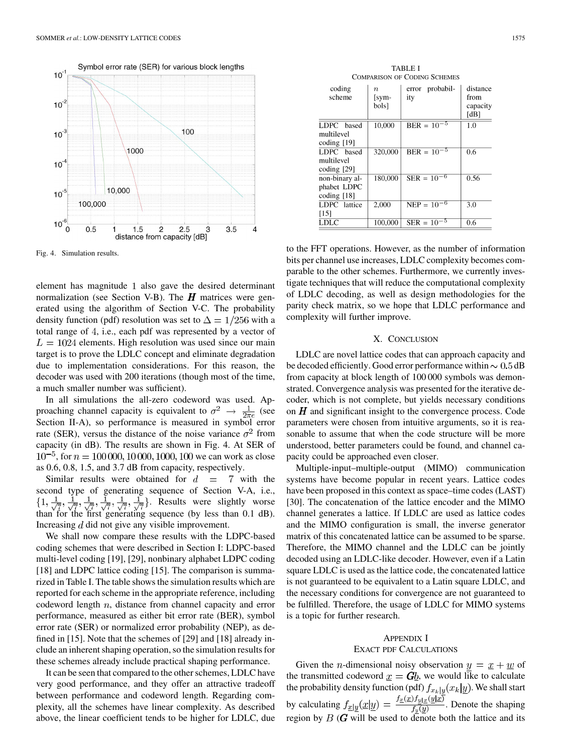Fig. 4. Simulation results.

element has magnitude 1 also gave the desired determinant normalization (see Section V-B). The $\boldsymbol{H}$ matrices were generated using the algorithm of Section V-C. The probability density function (pdf) resolution was set to $\Delta = 1/256$ with a total range of 4, i.e., each pdf was represented by a vector of $L = 1024$ elements. High resolution was used since our main target is to prove the LDLC concept and eliminate degradation due to implementation considerations. For this reason, the decoder was used with 200 iterations (though most of the time, a much smaller number was sufficient).

In all simulations the all-zero codeword was used. Approaching channel capacity is equivalent to $\sigma^2 \rightarrow \frac{1}{2\pi e}$ (see Section II-A), so performance is measured in symbol error rate (SER), versus the distance of the noise variance $\sigma^2$ from capacity (in dB). The results are shown in Fig. 4. At SER of $10^{-5}$, for $n = 100\,000, 10\,000, 1000, 100$ we can work as close as 0.6, 0.8, 1.5, and 3.7 dB from capacity, respectively.

Similar results were obtained for $d = 7$ with the second type of generating sequence of Section V-A, i.e., $\{1, \frac{1}{\sqrt{7}}, \frac{1}{\sqrt{7}}, \frac{1}{\sqrt{7}}, \frac{1}{\sqrt{7}}, \frac{1}{\sqrt{7}}, \frac{1}{\sqrt{7}}\}$. Results were slightly worse than for the first generating sequence (by less than 0.1 dB). Increasing $d$ did not give any visible improvement.

We shall now compare these results with the LDPC-based coding schemes that were described in Section I: LDPC-based multi-level coding [19], [29], nonbinary alphabet LDPC coding [18] and LDPC lattice coding [15]. The comparison is summarized in Table I. The table shows the simulation results which are reported for each scheme in the appropriate reference, including codeword length $n$, distance from channel capacity and error performance, measured as either bit error rate (BER), symbol error rate (SER) or normalized error probability (NEP), as defined in [15]. Note that the schemes of [29] and [18] already include an inherent shaping operation, so the simulation results for these schemes already include practical shaping performance.

It can be seen that compared to the other schemes, LDLC have very good performance, and they offer an attractive tradeoff between performance and codeword length. Regarding complexity, all the schemes have linear complexity. As described above, the linear coefficient tends to be higher for LDLC, due to the FFT operations. However, as the number of information bits per channel use increases, LDLC complexity becomes comparable to the other schemes. Furthermore, we currently investigate techniques that will reduce the computational complexity of LDLC decoding, as well as design methodologies for the parity check matrix, so we hope that LDLC performance and complexity will further improve.

TABLE I
COMPARISON OF CODING SCHEMES

| coding scheme | $n$ [symbols] | error probability | distance from capacity [dB] |
|---|---|---|---|
| LDPC based multilevel coding [19] | 10,000 | BER = $10^{-5}$ | 1.0 |
| LDPC based multilevel coding [29] | 320,000 | BER = $10^{-5}$ | 0.6 |
| non-binary alphabet LDPC coding [18] | 180,000 | SER = $10^{-6}$ | 0.56 |
| LDPC lattice [15] | 2,000 | NEP = $10^{-6}$ | 3.0 |
| LDLC | 100,000 | SER = $10^{-5}$ | 0.6 |

## X. CONCLUSION

LDLC are novel lattice codes that can approach capacity and be decoded efficiently. Good error performance within $\sim 0.5$ dB from capacity at block length of 100 000 symbols was demonstrated. Convergence analysis was presented for the iterative decoder, which is not complete, but yields necessary conditions on $\boldsymbol{H}$ and significant insight to the convergence process. Code parameters were chosen from intuitive arguments, so it is reasonable to assume that when the code structure will be more understood, better parameters could be found, and channel capacity could be approached even closer.

Multiple-input–multiple-output (MIMO) communication systems have become popular in recent years. Lattice codes have been proposed in this context as space–time codes (LAST) [30]. The concatenation of the lattice encoder and the MIMO channel generates a lattice. If LDLC are used as lattice codes and the MIMO configuration is small, the inverse generator matrix of this concatenated lattice can be assumed to be sparse. Therefore, the MIMO channel and the LDLC can be jointly decoded using an LDLC-like decoder. However, even if a Latin square LDLC is used as the lattice code, the concatenated lattice is not guaranteed to be equivalent to a Latin square LDLC, and the necessary conditions for convergence are not guaranteed to be fulfilled. Therefore, the usage of LDLC for MIMO systems is a topic for further research.

## APPENDIX I
## EXACT PDF CALCULATIONS

Given the $n$-dimensional noisy observation $\underline{y} = \underline{x} + \underline{w}$ of the transmitted codeword $\underline{x} = \boldsymbol{G}\underline{b}$, we would like to calculate the probability density function (pdf) $f_{x_k|\underline{y}}(x_k|\underline{y})$. We shall start by calculating $f_{\underline{x}|\underline{y}}(\underline{x}|\underline{y}) = \frac{f_{\underline{x}}(\underline{x}) f_{\underline{y}|\underline{x}}(\underline{y}|\underline{x})}{f_{\underline{y}}(\underline{y})}$. Denote the shaping region by $B$ ($\boldsymbol{G}$ will be used to denote both the lattice and its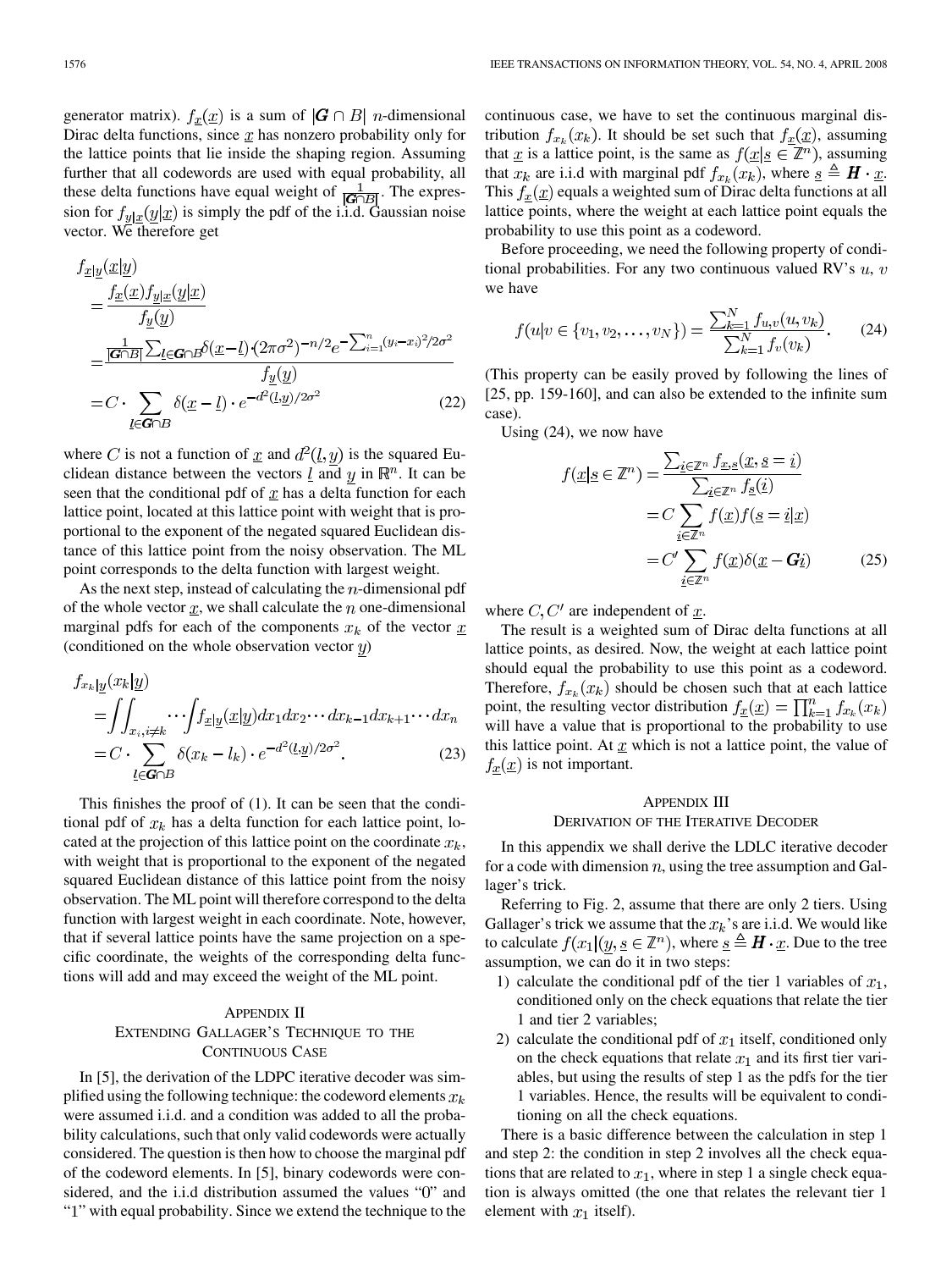generator matrix). $f_{\underline{x}}(\underline{x})$ is a sum of $|\boldsymbol{G} \cap B|$ $n$-dimensional Dirac delta functions, since $\underline{x}$ has nonzero probability only for the lattice points that lie inside the shaping region. Assuming further that all codewords are used with equal probability, all these delta functions have equal weight of $\frac{1}{|\boldsymbol{G} \cap B|}$. The expression for $f_{\underline{y}|\underline{x}}(\underline{y}|\underline{x})$ is simply the pdf of the i.i.d. Gaussian noise vector. We therefore get

$$
\begin{aligned}
f_{\underline{x}|\underline{y}}(\underline{x}|\underline{y}) &= \frac{f_{\underline{x}}(\underline{x}) f_{\underline{y}|\underline{x}}(\underline{y}|\underline{x})}{f_{\underline{y}}(\underline{y})} \\
&= \frac{\frac{1}{|\boldsymbol{G} \cap B|} \sum_{\underline{l} \in \boldsymbol{G} \cap B} \delta(\underline{x} - \underline{l}) \cdot (2\pi\sigma^2)^{-n/2} e^{-\sum_{i=1}^{n} (y_i - x_i)^2 / 2\sigma^2}}{f_{\underline{y}}(\underline{y})} \\
&= C \cdot \sum_{\underline{l} \in \boldsymbol{G} \cap B} \delta(\underline{x} - \underline{l}) \cdot e^{-d^2(\underline{l}, \underline{y})/2\sigma^2}
\end{aligned} \tag{22}
$$

where $C$ is not a function of $\underline{x}$ and $d^2(\underline{l}, \underline{y})$ is the squared Euclidean distance between the vectors $\underline{l}$ and $\underline{y}$ in $\mathbb{R}^n$. It can be seen that the conditional pdf of $\underline{x}$ has a delta function for each lattice point, located at this lattice point with weight that is proportional to the exponent of the negated squared Euclidean distance of this lattice point from the noisy observation. The ML point corresponds to the delta function with largest weight.

As the next step, instead of calculating the $n$-dimensional pdf of the whole vector $\underline{x}$, we shall calculate the $n$ one-dimensional marginal pdfs for each of the components $x_k$ of the vector $\underline{x}$ (conditioned on the whole observation vector $\underline{y}$)

$$
\begin{aligned}
f_{x_k|\underline{y}}(x_k|\underline{y}) &= \iint_{x_i, i \neq k} \cdots \int f_{\underline{x}|\underline{y}}(\underline{x}|\underline{y}) dx_1 dx_2 \cdots dx_{k-1} dx_{k+1} \cdots dx_n \\
&= C \cdot \sum_{\underline{l} \in \boldsymbol{G} \cap B} \delta(x_k - l_k) \cdot e^{-d^2(\underline{l}, \underline{y})/2\sigma^2}.
\end{aligned} \tag{23}
$$

This finishes the proof of (1). It can be seen that the conditional pdf of $x_k$ has a delta function for each lattice point, located at the projection of this lattice point on the coordinate $x_k$, with weight that is proportional to the exponent of the negated squared Euclidean distance of this lattice point from the noisy observation. The ML point will therefore correspond to the delta function with largest weight in each coordinate. Note, however, that if several lattice points have the same projection on a specific coordinate, the weights of the corresponding delta functions will add and may exceed the weight of the ML point.

## Appendix II
## Extending Gallager's Technique to the Continuous Case

In [5], the derivation of the LDPC iterative decoder was simplified using the following technique: the codeword elements $x_k$ were assumed i.i.d. and a condition was added to all the probability calculations, such that only valid codewords were actually considered. The question is then how to choose the marginal pdf of the codeword elements. In [5], binary codewords were considered, and the i.i.d distribution assumed the values "0" and "1" with equal probability. Since we extend the technique to the continuous case, we have to set the continuous marginal distribution $f_{x_k}(x_k)$. It should be set such that $f_{\underline{x}}(\underline{x})$, assuming that $\underline{x}$ is a lattice point, is the same as $f(\underline{x}|\underline{s} \in \mathbb{Z}^n)$, assuming that $x_k$ are i.i.d with marginal pdf $f_{x_k}(x_k)$, where $\underline{s} \triangleq \boldsymbol{H} \cdot \underline{x}$. This $f_{\underline{x}}(\underline{x})$ equals a weighted sum of Dirac delta functions at all lattice points, where the weight at each lattice point equals the probability to use this point as a codeword.

Before proceeding, we need the following property of conditional probabilities. For any two continuous valued RV's $u$, $v$ we have

$$
f(u|v \in \{v_1, v_2, \ldots, v_N\}) = \frac{\sum_{k=1}^{N} f_{u,v}(u, v_k)}{\sum_{k=1}^{N} f_v(v_k)}. \tag{24}
$$

(This property can be easily proved by following the lines of [25, pp. 159-160], and can also be extended to the infinite sum case).

Using (24), we now have

$$
\begin{aligned}
f(\underline{x}|\underline{s} \in \mathbb{Z}^n) &= \frac{\sum_{\underline{i} \in \mathbb{Z}^n} f_{\underline{x}, \underline{s}}(\underline{x}, \underline{s} = \underline{i})}{\sum_{\underline{i} \in \mathbb{Z}^n} f_{\underline{s}}(\underline{i})} \\
&= C \sum_{\underline{i} \in \mathbb{Z}^n} f(\underline{x}) f(\underline{s} = \underline{i}|\underline{x}) \\
&= C' \sum_{\underline{i} \in \mathbb{Z}^n} f(\underline{x}) \delta(\underline{x} - \boldsymbol{G}\underline{i})
\end{aligned} \tag{25}
$$

where $C, C'$ are independent of $\underline{x}$.

The result is a weighted sum of Dirac delta functions at all lattice points, as desired. Now, the weight at each lattice point should equal the probability to use this point as a codeword. Therefore, $f_{x_k}(x_k)$ should be chosen such that at each lattice point, the resulting vector distribution $f_{\underline{x}}(\underline{x}) = \prod_{k=1}^{n} f_{x_k}(x_k)$ will have a value that is proportional to the probability to use this lattice point. At $\underline{x}$ which is not a lattice point, the value of $f_{\underline{x}}(\underline{x})$ is not important.

## Appendix III
## Derivation of the Iterative Decoder

In this appendix we shall derive the LDLC iterative decoder for a code with dimension $n$, using the tree assumption and Gallager's trick.

Referring to Fig. 2, assume that there are only 2 tiers. Using Gallager's trick we assume that the $x_k$'s are i.i.d. We would like to calculate $f(x_1|(\underline{y}, \underline{s} \in \mathbb{Z}^n)$, where $\underline{s} \triangleq \boldsymbol{H} \cdot \underline{x}$. Due to the tree assumption, we can do it in two steps:

1) calculate the conditional pdf of the tier 1 variables of $x_1$, conditioned only on the check equations that relate the tier 1 and tier 2 variables;
2) calculate the conditional pdf of $x_1$ itself, conditioned only on the check equations that relate $x_1$ and its first tier variables, but using the results of step 1 as the pdfs for the tier 1 variables. Hence, the results will be equivalent to conditioning on all the check equations.

There is a basic difference between the calculation in step 1 and step 2: the condition in step 2 involves all the check equations that are related to $x_1$, where in step 1 a single check equation is always omitted (the one that relates the relevant tier 1 element with $x_1$ itself).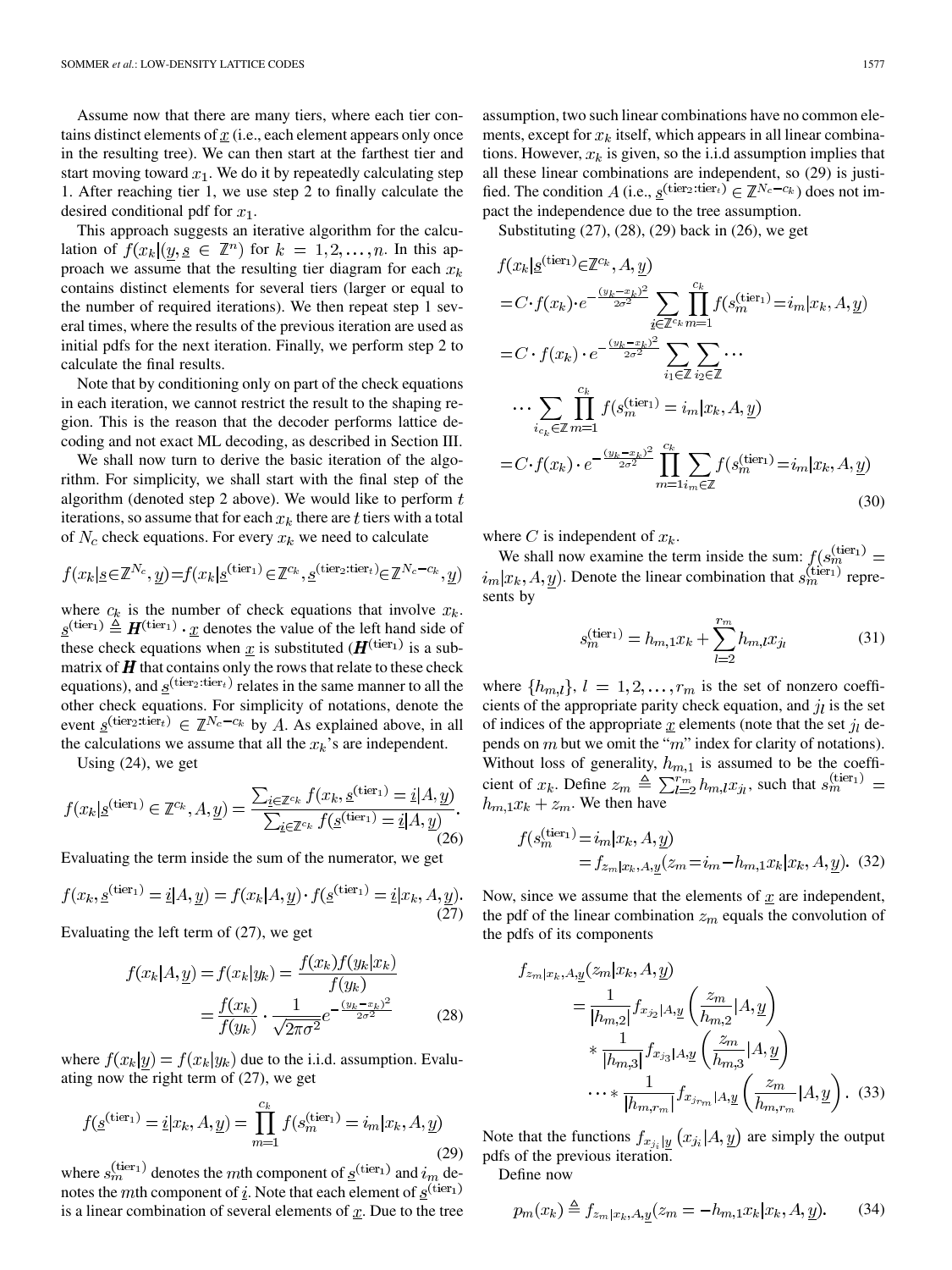Assume now that there are many tiers, where each tier contains distinct elements of $\underline{x}$ (i.e., each element appears only once in the resulting tree). We can then start at the farthest tier and start moving toward $x_1$. We do it by repeatedly calculating step 1. After reaching tier 1, we use step 2 to finally calculate the desired conditional pdf for $x_1$.

This approach suggests an iterative algorithm for the calculation of $f(x_k|(\underline{y}, \underline{s} \in \mathbb{Z}^n)$ for $k = 1, 2, \ldots, n$. In this approach we assume that the resulting tier diagram for each $x_k$ contains distinct elements for several tiers (larger or equal to the number of required iterations). We then repeat step 1 several times, where the results of the previous iteration are used as initial pdfs for the next iteration. Finally, we perform step 2 to calculate the final results.

Note that by conditioning only on part of the check equations in each iteration, we cannot restrict the result to the shaping region. This is the reason that the decoder performs lattice decoding and not exact ML decoding, as described in Section III.

We shall now turn to derive the basic iteration of the algorithm. For simplicity, we shall start with the final step of the algorithm (denoted step 2 above). We would like to perform $t$ iterations, so assume that for each $x_k$ there are $t$ tiers with a total of $N_c$ check equations. For every $x_k$ we need to calculate

$$f(x_k|\underline{s} \in \mathbb{Z}^{N_c}, \underline{y}) = f(x_k|\underline{s}^{(\text{tier}_1)} \in \mathbb{Z}^{c_k}, \underline{s}^{(\text{tier}_2:\text{tier}_t)} \in \mathbb{Z}^{N_c - c_k}, \underline{y})$$

where $c_k$ is the number of check equations that involve $x_k$. $\underline{s}^{(\text{tier}_1)} \triangleq \boldsymbol{H}^{(\text{tier}_1)} \cdot \underline{x}$ denotes the value of the left hand side of these check equations when $\underline{x}$ is substituted ($\boldsymbol{H}^{(\text{tier}_1)}$ is a submatrix of $\boldsymbol{H}$ that contains only the rows that relate to these check equations), and $\underline{s}^{(\text{tier}_2:\text{tier}_t)}$ relates in the same manner to all the other check equations. For simplicity of notations, denote the event $\underline{s}^{(\text{tier}_2:\text{tier}_t)} \in \mathbb{Z}^{N_c - c_k}$ by $A$. As explained above, in all the calculations we assume that all the $x_k$'s are independent.

Using (24), we get

$$f(x_k|\underline{s}^{(\text{tier}_1)} \in \mathbb{Z}^{c_k}, A, \underline{y}) = \frac{\sum_{\underline{i} \in \mathbb{Z}^{c_k}} f(x_k, \underline{s}^{(\text{tier}_1)} = \underline{i}|A, \underline{y})}{\sum_{\underline{i} \in \mathbb{Z}^{c_k}} f(\underline{s}^{(\text{tier}_1)} = \underline{i}|A, \underline{y})}. \tag{26}$$

Evaluating the term inside the sum of the numerator, we get

$$f(x_k, \underline{s}^{(\text{tier}_1)} = \underline{i}|A, \underline{y}) = f(x_k|A, \underline{y}) \cdot f(\underline{s}^{(\text{tier}_1)} = \underline{i}|x_k, A, \underline{y}). \tag{27}$$

Evaluating the left term of (27), we get

$$\begin{aligned} f(x_k|A, \underline{y}) &= f(x_k|y_k) = \frac{f(x_k)f(y_k|x_k)}{f(y_k)} \\ &= \frac{f(x_k)}{f(y_k)} \cdot \frac{1}{\sqrt{2\pi\sigma^2}} e^{-\frac{(y_k - x_k)^2}{2\sigma^2}} \end{aligned} \tag{28}$$

where $f(x_k|\underline{y}) = f(x_k|y_k)$ due to the i.i.d. assumption. Evaluating now the right term of (27), we get

$$f(\underline{s}^{(\text{tier}_1)} = \underline{i}|x_k, A, \underline{y}) = \prod_{m=1}^{c_k} f(s_m^{(\text{tier}_1)} = i_m|x_k, A, \underline{y}) \tag{29}$$

where $s_m^{(\text{tier}_1)}$ denotes the $m$th component of $\underline{s}^{(\text{tier}_1)}$ and $i_m$ denotes the $m$th component of $\underline{i}$. Note that each element of $\underline{s}^{(\text{tier}_1)}$ is a linear combination of several elements of $\underline{x}$. Due to the tree assumption, two such linear combinations have no common elements, except for $x_k$ itself, which appears in all linear combinations. However, $x_k$ is given, so the i.i.d assumption implies that all these linear combinations are independent, so (29) is justified. The condition $A$ (i.e., $\underline{s}^{(\text{tier}_2:\text{tier}_t)} \in \mathbb{Z}^{N_c - c_k}$) does not impact the independence due to the tree assumption.

Substituting (27), (28), (29) back in (26), we get

$$\begin{aligned} &f(x_k|\underline{s}^{(\text{tier}_1)} \in \mathbb{Z}^{c_k}, A, \underline{y}) \\ &= C \cdot f(x_k) \cdot e^{-\frac{(y_k - x_k)^2}{2\sigma^2}} \sum_{\underline{i} \in \mathbb{Z}^{c_k}} \prod_{m=1}^{c_k} f(s_m^{(\text{tier}_1)} = i_m|x_k, A, \underline{y}) \\ &= C \cdot f(x_k) \cdot e^{-\frac{(y_k - x_k)^2}{2\sigma^2}} \sum_{i_1 \in \mathbb{Z}} \sum_{i_2 \in \mathbb{Z}} \cdots \\ &\quad \cdots \sum_{i_{c_k} \in \mathbb{Z}} \prod_{m=1}^{c_k} f(s_m^{(\text{tier}_1)} = i_m|x_k, A, \underline{y}) \\ &= C \cdot f(x_k) \cdot e^{-\frac{(y_k - x_k)^2}{2\sigma^2}} \prod_{m=1}^{c_k} \sum_{i_m \in \mathbb{Z}} f(s_m^{(\text{tier}_1)} = i_m|x_k, A, \underline{y}) \end{aligned} \tag{30}$$

where $C$ is independent of $x_k$.

We shall now examine the term inside the sum: $f(s_m^{(\text{tier}_1)} = i_m|x_k, A, \underline{y})$. Denote the linear combination that $s_m^{(\text{tier}_1)}$ represents by

$$s_m^{(\text{tier}_1)} = h_{m,1}x_k + \sum_{l=2}^{r_m} h_{m,l}x_{j_l} \tag{31}$$

where $\{h_{m,l}\}$, $l = 1, 2, \ldots, r_m$ is the set of nonzero coefficients of the appropriate parity check equation, and $j_l$ is the set of indices of the appropriate $\underline{x}$ elements (note that the set $j_l$ depends on $m$ but we omit the "$m$" index for clarity of notations). Without loss of generality, $h_{m,1}$ is assumed to be the coefficient of $x_k$. Define $z_m \triangleq \sum_{l=2}^{r_m} h_{m,l}x_{j_l}$, such that $s_m^{(\text{tier}_1)} = h_{m,1}x_k + z_m$. We then have

$$\begin{aligned} f(s_m^{(\text{tier}_1)} &= i_m|x_k, A, \underline{y}) \\ &= f_{z_m|x_k, A, \underline{y}}(z_m = i_m - h_{m,1}x_k|x_k, A, \underline{y}). \end{aligned} \tag{32}$$

Now, since we assume that the elements of $\underline{x}$ are independent, the pdf of the linear combination $z_m$ equals the convolution of the pdfs of its components

$$\begin{aligned} &f_{z_m|x_k, A, \underline{y}}(z_m|x_k, A, \underline{y}) \\ &= \frac{1}{|h_{m,2}|} f_{x_{j_2}|A, \underline{y}}\left(\frac{z_m}{h_{m,2}}|A, \underline{y}\right) \\ &\quad * \frac{1}{|h_{m,3}|} f_{x_{j_3}|A, \underline{y}}\left(\frac{z_m}{h_{m,3}}|A, \underline{y}\right) \\ &\quad \cdots * \frac{1}{|h_{m,r_m}|} f_{x_{j_{r_m}}|A, \underline{y}}\left(\frac{z_m}{h_{m,r_m}}|A, \underline{y}\right). \end{aligned} \tag{33}$$

Note that the functions $f_{x_{j_l}|\underline{y}}(x_{j_l}|A, \underline{y})$ are simply the output pdfs of the previous iteration.

Define now

$$p_m(x_k) \triangleq f_{z_m|x_k, A, \underline{y}}(z_m = -h_{m,1}x_k|x_k, A, \underline{y}). \tag{34}$$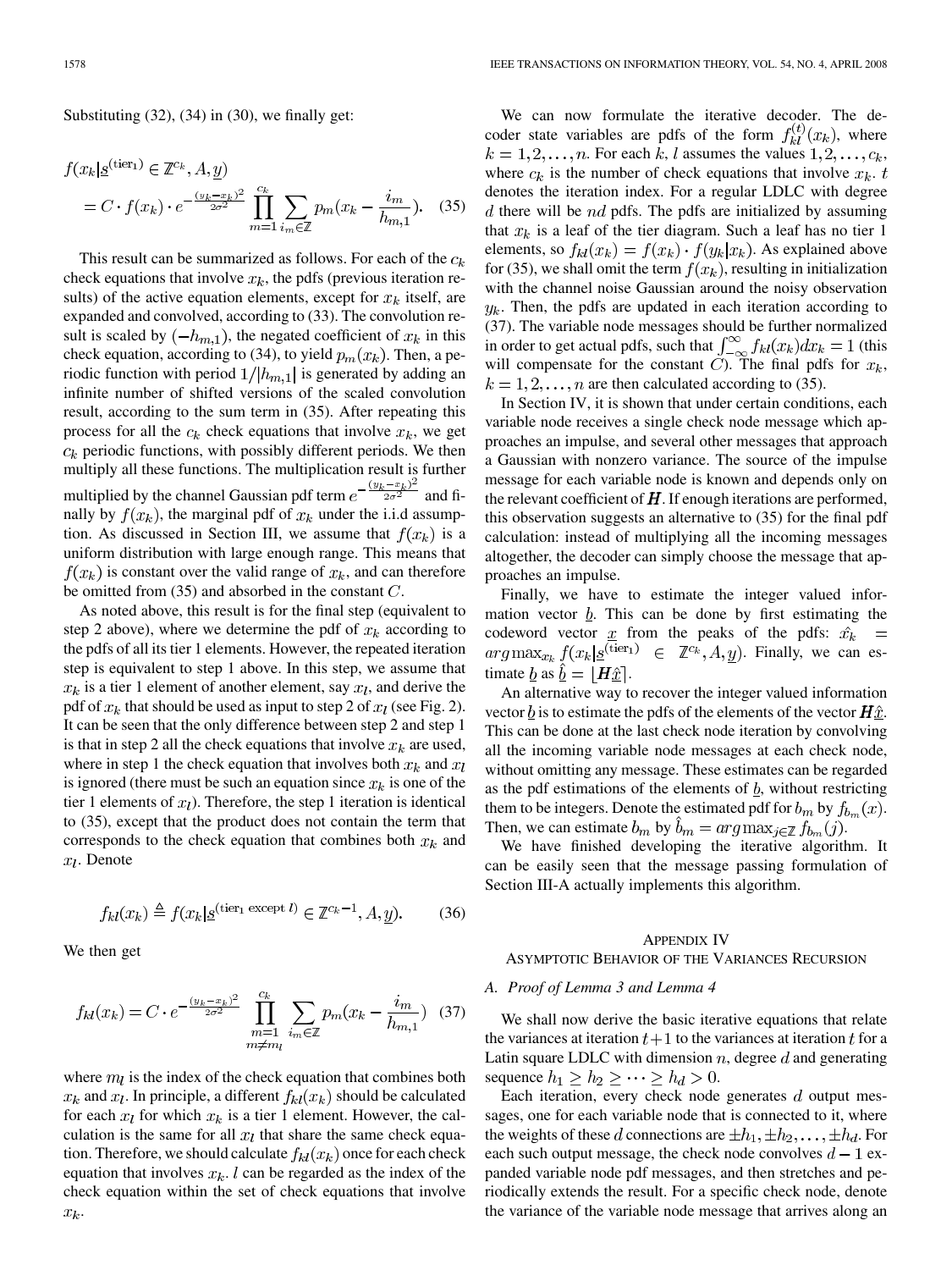Substituting (32), (34) in (30), we finally get:

$$
\begin{aligned}
f(x_k|\underline{s}^{(\text{tier}_1)} \in \mathbb{Z}^{c_k}, A, \underline{y}) \\
= C \cdot f(x_k) \cdot e^{-\frac{(y_k - x_k)^2}{2\sigma^2}} \prod_{m=1}^{c_k} \sum_{i_m \in \mathbb{Z}} p_m(x_k - \frac{i_m}{h_{m,1}}). \quad (35)
\end{aligned}
$$

This result can be summarized as follows. For each of the $c_k$ check equations that involve $x_k$, the pdfs (previous iteration results) of the active equation elements, except for $x_k$ itself, are expanded and convolved, according to (33). The convolution result is scaled by $(-h_{m,1})$, the negated coefficient of $x_k$ in this check equation, according to (34), to yield $p_m(x_k)$. Then, a periodic function with period $1/|h_{m,1}|$ is generated by adding an infinite number of shifted versions of the scaled convolution result, according to the sum term in (35). After repeating this process for all the $c_k$ check equations that involve $x_k$, we get $c_k$ periodic functions, with possibly different periods. We then multiply all these functions. The multiplication result is further multiplied by the channel Gaussian pdf term $e^{-\frac{(y_k - x_k)^2}{2\sigma^2}}$ and finally by $f(x_k)$, the marginal pdf of $x_k$ under the i.i.d assumption. As discussed in Section III, we assume that $f(x_k)$ is a uniform distribution with large enough range. This means that $f(x_k)$ is constant over the valid range of $x_k$, and can therefore be omitted from (35) and absorbed in the constant $C$.

As noted above, this result is for the final step (equivalent to step 2 above), where we determine the pdf of $x_k$ according to the pdfs of all its tier 1 elements. However, the repeated iteration step is equivalent to step 1 above. In this step, we assume that $x_k$ is a tier 1 element of another element, say $x_l$, and derive the pdf of $x_k$ that should be used as input to step 2 of $x_l$ (see Fig. 2). It can be seen that the only difference between step 2 and step 1 is that in step 2 all the check equations that involve $x_k$ are used, where in step 1 the check equation that involves both $x_k$ and $x_l$ is ignored (there must be such an equation since $x_k$ is one of the tier 1 elements of $x_l$). Therefore, the step 1 iteration is identical to (35), except that the product does not contain the term that corresponds to the check equation that combines both $x_k$ and $x_l$. Denote

$$
f_{kl}(x_k) \triangleq f(x_k|\underline{s}^{(\text{tier}_1 \text{ except } l)} \in \mathbb{Z}^{c_k - 1}, A, \underline{y}). \quad (36)
$$

We then get

$$
f_{kl}(x_k) = C \cdot e^{-\frac{(y_k - x_k)^2}{2\sigma^2}} \prod_{\substack{m=1 \\ m \neq m_l}}^{c_k} \sum_{i_m \in \mathbb{Z}} p_m(x_k - \frac{i_m}{h_{m,1}}) \quad (37)
$$

where $m_l$ is the index of the check equation that combines both $x_k$ and $x_l$. In principle, a different $f_{kl}(x_k)$ should be calculated for each $x_l$ for which $x_k$ is a tier 1 element. However, the calculation is the same for all $x_l$ that share the same check equation. Therefore, we should calculate $f_{kl}(x_k)$ once for each check equation that involves $x_k$. $l$ can be regarded as the index of the check equation within the set of check equations that involve $x_k$.

We can now formulate the iterative decoder. The decoder state variables are pdfs of the form $f_{kl}^{(t)}(x_k)$, where $k = 1, 2, \ldots, n$. For each $k$, $l$ assumes the values $1, 2, \ldots, c_k$, where $c_k$ is the number of check equations that involve $x_k$. $t$ denotes the iteration index. For a regular LDLC with degree $d$ there will be $nd$ pdfs. The pdfs are initialized by assuming that $x_k$ is a leaf of the tier diagram. Such a leaf has no tier 1 elements, so $f_{kl}(x_k) = f(x_k) \cdot f(y_k|x_k)$. As explained above for (35), we shall omit the term $f(x_k)$, resulting in initialization with the channel noise Gaussian around the noisy observation $y_k$. Then, the pdfs are updated in each iteration according to (37). The variable node messages should be further normalized in order to get actual pdfs, such that $\int_{-\infty}^{\infty} f_{kl}(x_k)dx_k = 1$ (this will compensate for the constant $C$). The final pdfs for $x_k$, $k = 1, 2, \ldots, n$ are then calculated according to (35).

In Section IV, it is shown that under certain conditions, each variable node receives a single check node message which approaches an impulse, and several other messages that approach a Gaussian with nonzero variance. The source of the impulse message for each variable node is known and depends only on the relevant coefficient of $\boldsymbol{H}$. If enough iterations are performed, this observation suggests an alternative to (35) for the final pdf calculation: instead of multiplying all the incoming messages altogether, the decoder can simply choose the message that approaches an impulse.

Finally, we have to estimate the integer valued information vector $\underline{b}$. This can be done by first estimating the codeword vector $\underline{x}$ from the peaks of the pdfs: $\hat{x_k} = arg\max_{x_k} f(x_k|\underline{s}^{(\text{tier}_1)} \in \mathbb{Z}^{c_k}, A, \underline{y})$. Finally, we can estimate $\underline{b}$ as $\hat{\underline{b}} = \lfloor \boldsymbol{H}\hat{\underline{x}} \rceil$.

An alternative way to recover the integer valued information vector $\underline{b}$ is to estimate the pdfs of the elements of the vector $\boldsymbol{H}\hat{\underline{x}}$. This can be done at the last check node iteration by convolving all the incoming variable node messages at each check node, without omitting any message. These estimates can be regarded as the pdf estimations of the elements of $\underline{b}$, without restricting them to be integers. Denote the estimated pdf for $b_m$ by $f_{b_m}(x)$. Then, we can estimate $b_m$ by $\hat{b}_m = arg\max_{j \in \mathbb{Z}} f_{b_m}(j)$.

We have finished developing the iterative algorithm. It can be easily seen that the message passing formulation of Section III-A actually implements this algorithm.

## APPENDIX IV
## ASYMPTOTIC BEHAVIOR OF THE VARIANCES RECURSION

### A. Proof of Lemma 3 and Lemma 4

We shall now derive the basic iterative equations that relate the variances at iteration $t+1$ to the variances at iteration $t$ for a Latin square LDLC with dimension $n$, degree $d$ and generating sequence $h_1 \geq h_2 \geq \cdots \geq h_d > 0$.

Each iteration, every check node generates $d$ output messages, one for each variable node that is connected to it, where the weights of these $d$ connections are $\pm h_1, \pm h_2, \ldots, \pm h_d$. For each such output message, the check node convolves $d-1$ expanded variable node pdf messages, and then stretches and periodically extends the result. For a specific check node, denote the variance of the variable node message that arrives along an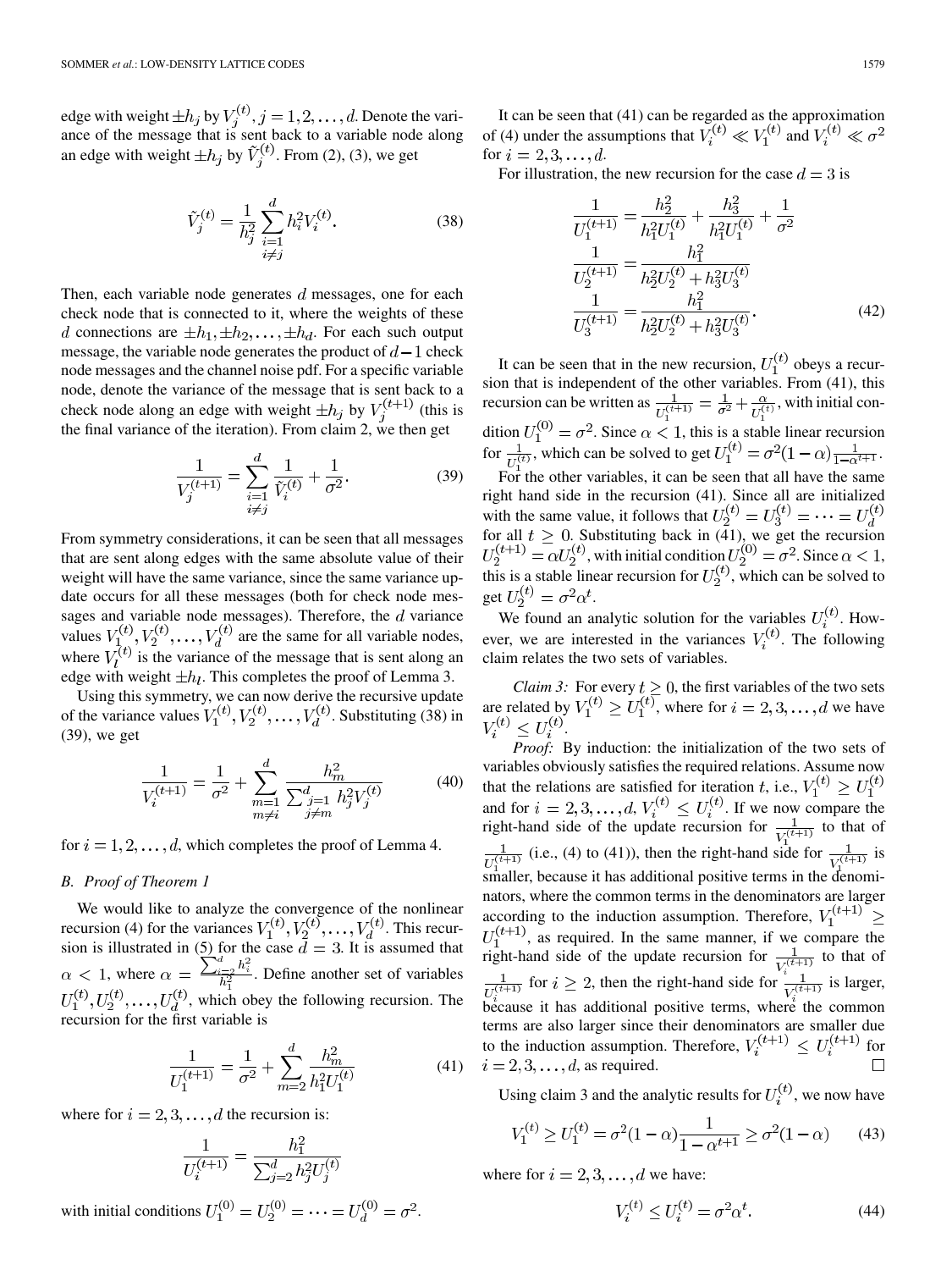edge with weight $\pm h_j$ by $V_j^{(t)}, j = 1, 2, \ldots, d$. Denote the variance of the message that is sent back to a variable node along an edge with weight $\pm h_j$ by $\tilde{V}_j^{(t)}$. From (2), (3), we get

$$\tilde{V}_j^{(t)} = \frac{1}{h_j^2} \sum_{\substack{i=1 \\ i \neq j}}^{d} h_i^2 V_i^{(t)}. \tag{38}$$

Then, each variable node generates $d$ messages, one for each check node that is connected to it, where the weights of these $d$ connections are $\pm h_1, \pm h_2, \ldots, \pm h_d$. For each such output message, the variable node generates the product of $d-1$ check node messages and the channel noise pdf. For a specific variable node, denote the variance of the message that is sent back to a check node along an edge with weight $\pm h_j$ by $V_j^{(t+1)}$ (this is the final variance of the iteration). From claim 2, we then get

$$\frac{1}{V_j^{(t+1)}} = \sum_{\substack{i=1 \\ i \neq j}}^{d} \frac{1}{\tilde{V}_i^{(t)}} + \frac{1}{\sigma^2}. \tag{39}$$

From symmetry considerations, it can be seen that all messages that are sent along edges with the same absolute value of their weight will have the same variance, since the same variance update occurs for all these messages (both for check node messages and variable node messages). Therefore, the $d$ variance values $V_1^{(t)}, V_2^{(t)}, \ldots, V_d^{(t)}$ are the same for all variable nodes, where $V_l^{(t)}$ is the variance of the message that is sent along an edge with weight $\pm h_l$. This completes the proof of Lemma 3.

Using this symmetry, we can now derive the recursive update of the variance values $V_1^{(t)}, V_2^{(t)}, \ldots, V_d^{(t)}$. Substituting (38) in (39), we get

$$\frac{1}{V_i^{(t+1)}} = \frac{1}{\sigma^2} + \sum_{\substack{m=1 \\ m \neq i}}^{d} \frac{h_m^2}{\sum_{\substack{j=1 \\ j \neq m}}^{d} h_j^2 V_j^{(t)}} \tag{40}$$

for $i = 1, 2, \ldots, d$, which completes the proof of Lemma 4.

### B. Proof of Theorem 1

We would like to analyze the convergence of the nonlinear recursion (4) for the variances $V_1^{(t)}, V_2^{(t)}, \ldots, V_d^{(t)}$. This recursion is illustrated in (5) for the case $d = 3$. It is assumed that $\alpha < 1$, where $\alpha = \frac{\sum_{i=2}^{d} h_i^2}{h_1^2}$. Define another set of variables $U_1^{(t)}, U_2^{(t)}, \ldots, U_d^{(t)}$, which obey the following recursion. The recursion for the first variable is

$$\frac{1}{U_1^{(t+1)}} = \frac{1}{\sigma^2} + \sum_{m=2}^{d} \frac{h_m^2}{h_1^2 U_1^{(t)}} \tag{41}$$

where for $i = 2, 3, \ldots, d$ the recursion is:

$$\frac{1}{U_i^{(t+1)}} = \frac{h_1^2}{\sum_{j=2}^{d} h_j^2 U_j^{(t)}}$$

with initial conditions $U_1^{(0)} = U_2^{(0)} = \cdots = U_d^{(0)} = \sigma^2$.

It can be seen that (41) can be regarded as the approximation of (4) under the assumptions that $V_i^{(t)} \ll V_1^{(t)}$ and $V_i^{(t)} \ll \sigma^2$ for $i = 2, 3, \ldots, d$.

For illustration, the new recursion for the case $d = 3$ is

$$\begin{aligned}
\frac{1}{U_1^{(t+1)}} &= \frac{h_2^2}{h_1^2 U_1^{(t)}} + \frac{h_3^2}{h_1^2 U_1^{(t)}} + \frac{1}{\sigma^2} \\
\frac{1}{U_2^{(t+1)}} &= \frac{h_1^2}{h_2^2 U_2^{(t)} + h_3^2 U_3^{(t)}} \\
\frac{1}{U_3^{(t+1)}} &= \frac{h_1^2}{h_2^2 U_2^{(t)} + h_3^2 U_3^{(t)}}.
\end{aligned} \tag{42}$$

It can be seen that in the new recursion, $U_1^{(t)}$ obeys a recursion that is independent of the other variables. From (41), this recursion can be written as $\frac{1}{U_1^{(t+1)}} = \frac{1}{\sigma^2} + \frac{\alpha}{U_1^{(t)}}$, with initial condition $U_1^{(0)} = \sigma^2$. Since $\alpha < 1$, this is a stable linear recursion for $\frac{1}{U_1^{(t)}}$, which can be solved to get $U_1^{(t)} = \sigma^2(1-\alpha)\frac{1}{1-\alpha^{t+1}}$.

For the other variables, it can be seen that all have the same right hand side in the recursion (41). Since all are initialized with the same value, it follows that $U_2^{(t)} = U_3^{(t)} = \cdots = U_d^{(t)}$ for all $t \geq 0$. Substituting back in (41), we get the recursion $U_2^{(t+1)} = \alpha U_2^{(t)}$, with initial condition $U_2^{(0)} = \sigma^2$. Since $\alpha < 1$, this is a stable linear recursion for $U_2^{(t)}$, which can be solved to get $U_2^{(t)} = \sigma^2 \alpha^t$.

We found an analytic solution for the variables $U_i^{(t)}$. However, we are interested in the variances $V_i^{(t)}$. The following claim relates the two sets of variables.

*Claim 3:* For every $t \geq 0$, the first variables of the two sets are related by $V_1^{(t)} \geq U_1^{(t)}$, where for $i = 2, 3, \ldots, d$ we have $V_i^{(t)} \leq U_i^{(t)}$.

*Proof:* By induction: the initialization of the two sets of variables obviously satisfies the required relations. Assume now that the relations are satisfied for iteration $t$, i.e., $V_1^{(t)} \geq U_1^{(t)}$ and for $i = 2, 3, \ldots, d$, $V_i^{(t)} \leq U_i^{(t)}$. If we now compare the right-hand side of the update recursion for $\frac{1}{V_1^{(t+1)}}$ to that of $\frac{1}{U_1^{(t+1)}}$ (i.e., (4) to (41)), then the right-hand side for $\frac{1}{V_1^{(t+1)}}$ is smaller, because it has additional positive terms in the denominators, where the common terms in the denominators are larger according to the induction assumption. Therefore, $V_1^{(t+1)} \geq U_1^{(t+1)}$, as required. In the same manner, if we compare the right-hand side of the update recursion for $\frac{1}{V_i^{(t+1)}}$ to that of $\frac{1}{U_i^{(t+1)}}$ for $i \geq 2$, then the right-hand side for $\frac{1}{V_i^{(t+1)}}$ is larger, because it has additional positive terms, where the common terms are also larger since their denominators are smaller due to the induction assumption. Therefore, $V_i^{(t+1)} \leq U_i^{(t+1)}$ for $i = 2, 3, \ldots, d$, as required. □

Using claim 3 and the analytic results for $U_i^{(t)}$, we now have

$$V_1^{(t)} \geq U_1^{(t)} = \sigma^2(1-\alpha)\frac{1}{1-\alpha^{t+1}} \geq \sigma^2(1-\alpha) \tag{43}$$

where for $i = 2, 3, \ldots, d$ we have:

$$V_i^{(t)} \leq U_i^{(t)} = \sigma^2 \alpha^t. \tag{44}$$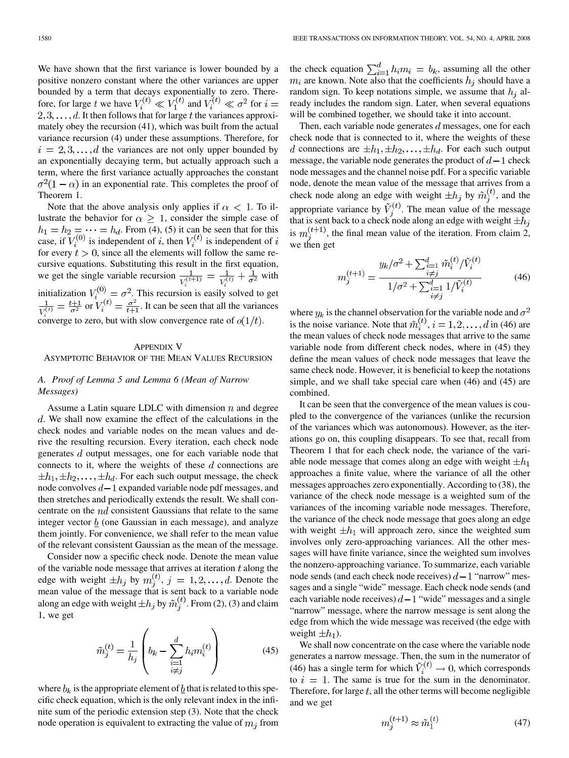We have shown that the first variance is lower bounded by a positive nonzero constant where the other variances are upper bounded by a term that decays exponentially to zero. Therefore, for large $t$ we have $V_i^{(t)} \ll V_1^{(t)}$ and $V_i^{(t)} \ll \sigma^2$ for $i = 2, 3, \ldots, d$. It then follows that for large $t$ the variances approximately obey the recursion (41), which was built from the actual variance recursion (4) under these assumptions. Therefore, for $i = 2, 3, \ldots, d$ the variances are not only upper bounded by an exponentially decaying term, but actually approach such a term, where the first variance actually approaches the constant $\sigma^2(1-\alpha)$ in an exponential rate. This completes the proof of Theorem 1.

Note that the above analysis only applies if $\alpha < 1$. To illustrate the behavior for $\alpha \geq 1$, consider the simple case of $h_1 = h_2 = \cdots = h_d$. From (4), (5) it can be seen that for this case, if $V_i^{(0)}$ is independent of $i$, then $V_i^{(t)}$ is independent of $i$ for every $t > 0$, since all the elements will follow the same recursive equations. Substituting this result in the first equation, we get the single variable recursion $\frac{1}{V_i^{(t+1)}} = \frac{1}{V_i^{(t)}} + \frac{1}{\sigma^2}$ with initialization $V_i^{(0)} = \sigma^2$. This recursion is easily solved to get $\frac{1}{V_i^{(t)}} = \frac{t+1}{\sigma^2}$ or $V_i^{(t)} = \frac{\sigma^2}{t+1}$. It can be seen that all the variances converge to zero, but with slow convergence rate of $o(1/t)$.

## Appendix V
## Asymptotic Behavior of the Mean Values Recursion

### A. Proof of Lemma 5 and Lemma 6 (Mean of Narrow Messages)

Assume a Latin square LDLC with dimension $n$ and degree $d$. We shall now examine the effect of the calculations in the check nodes and variable nodes on the mean values and derive the resulting recursion. Every iteration, each check node generates $d$ output messages, one for each variable node that connects to it, where the weights of these $d$ connections are $\pm h_1, \pm h_2, \ldots, \pm h_d$. For each such output message, the check node convolves $d-1$ expanded variable node pdf messages, and then stretches and periodically extends the result. We shall concentrate on the $nd$ consistent Gaussians that relate to the same integer vector $\underline{b}$ (one Gaussian in each message), and analyze them jointly. For convenience, we shall refer to the mean value of the relevant consistent Gaussian as the mean of the message.

Consider now a specific check node. Denote the mean value of the variable node message that arrives at iteration $t$ along the edge with weight $\pm h_j$ by $m_j^{(t)}$, $j = 1, 2, \ldots, d$. Denote the mean value of the message that is sent back to a variable node along an edge with weight $\pm h_j$ by $\tilde{m}_j^{(t)}$. From (2), (3) and claim 1, we get

$$\tilde{m}_j^{(t)} = \frac{1}{h_j}\left(b_k - \sum_{\substack{i=1\\ i\neq j}}^{d} h_i m_i^{(t)}\right) \tag{45}$$

where $b_k$ is the appropriate element of $\underline{b}$ that is related to this specific check equation, which is the only relevant index in the infinite sum of the periodic extension step (3). Note that the check node operation is equivalent to extracting the value of $m_j$ from the check equation $\sum_{i=1}^{d} h_i m_i = b_k$, assuming all the other $m_i$ are known. Note also that the coefficients $h_j$ should have a random sign. To keep notations simple, we assume that $h_j$ already includes the random sign. Later, when several equations will be combined together, we should take it into account.

Then, each variable node generates $d$ messages, one for each check node that is connected to it, where the weights of these $d$ connections are $\pm h_1, \pm h_2, \ldots, \pm h_d$. For each such output message, the variable node generates the product of $d-1$ check node messages and the channel noise pdf. For a specific variable node, denote the mean value of the message that arrives from a check node along an edge with weight $\pm h_j$ by $\tilde{m}_j^{(t)}$, and the appropriate variance by $\tilde{V}_j^{(t)}$. The mean value of the message that is sent back to a check node along an edge with weight $\pm h_j$ is $m_j^{(t+1)}$, the final mean value of the iteration. From claim 2, we then get

$$m_j^{(t+1)} = \frac{y_k/\sigma^2 + \sum_{\substack{i=1\\ i\neq j}}^{d} \tilde{m}_i^{(t)}/\tilde{V}_i^{(t)}}{1/\sigma^2 + \sum_{\substack{i=1\\ i\neq j}}^{d} 1/\tilde{V}_i^{(t)}} \tag{46}$$

where $y_k$ is the channel observation for the variable node and $\sigma^2$ is the noise variance. Note that $\tilde{m}_i^{(t)}$, $i = 1, 2, \ldots, d$ in (46) are the mean values of check node messages that arrive to the same variable node from different check nodes, where in (45) they define the mean values of check node messages that leave the same check node. However, it is beneficial to keep the notations simple, and we shall take special care when (46) and (45) are combined.

It can be seen that the convergence of the mean values is coupled to the convergence of the variances (unlike the recursion of the variances which was autonomous). However, as the iterations go on, this coupling disappears. To see that, recall from Theorem 1 that for each check node, the variance of the variable node message that comes along an edge with weight $\pm h_1$ approaches a finite value, where the variance of all the other messages approaches zero exponentially. According to (38), the variance of the check node message is a weighted sum of the variances of the incoming variable node messages. Therefore, the variance of the check node message that goes along an edge with weight $\pm h_1$ will approach zero, since the weighted sum involves only zero-approaching variances. All the other messages will have finite variance, since the weighted sum involves the nonzero-approaching variance. To summarize, each variable node sends (and each check node receives) $d-1$ "narrow" messages and a single "wide" message. Each check node sends (and each variable node receives) $d-1$ "wide" messages and a single "narrow" message, where the narrow message is sent along the edge from which the wide message was received (the edge with weight $\pm h_1$).

We shall now concentrate on the case where the variable node generates a narrow message. Then, the sum in the numerator of (46) has a single term for which $\tilde{V}_i^{(t)} \to 0$, which corresponds to $i = 1$. The same is true for the sum in the denominator. Therefore, for large $t$, all the other terms will become negligible and we get

$$m_j^{(t+1)} \approx \tilde{m}_1^{(t)} \tag{47}$$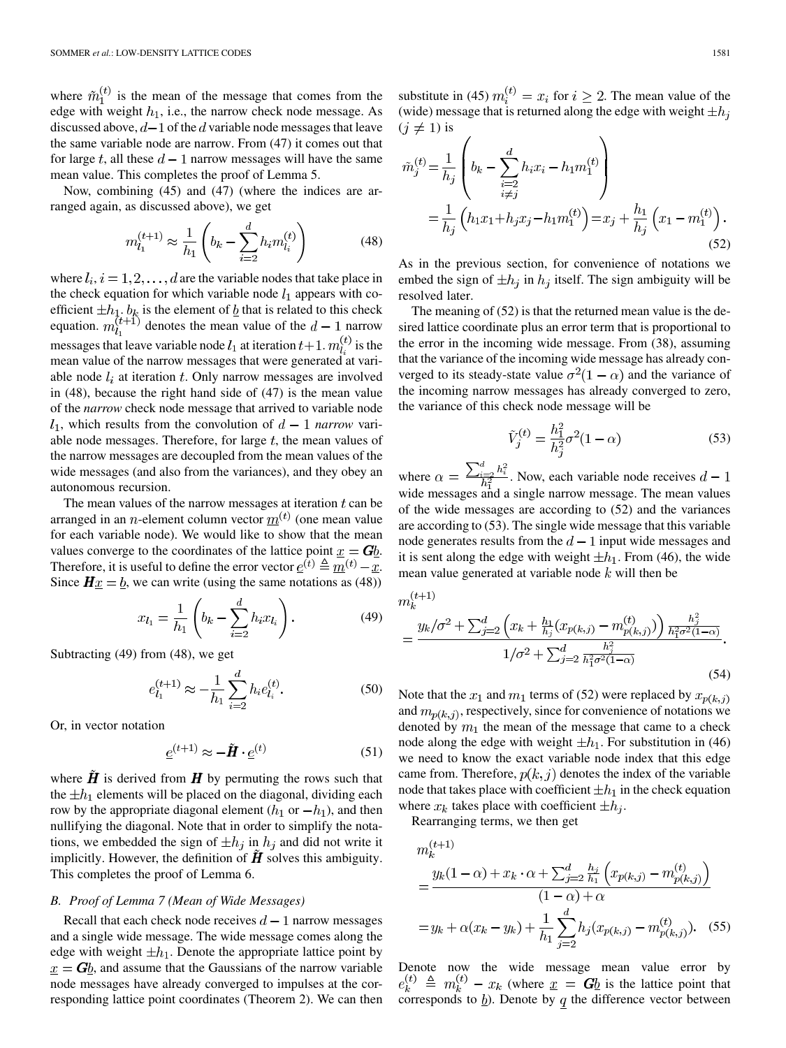where $\tilde{m}_1^{(t)}$ is the mean of the message that comes from the edge with weight $h_1$, i.e., the narrow check node message. As discussed above, $d-1$ of the $d$ variable node messages that leave the same variable node are narrow. From (47) it comes out that for large $t$, all these $d-1$ narrow messages will have the same mean value. This completes the proof of Lemma 5.

Now, combining (45) and (47) (where the indices are arranged again, as discussed above), we get

$$m_{l_1}^{(t+1)} \approx \frac{1}{h_1}\left(b_k - \sum_{i=2}^{d} h_i m_{l_i}^{(t)}\right) \tag{48}$$

where $l_i, i = 1, 2, \ldots, d$ are the variable nodes that take place in the check equation for which variable node $l_1$ appears with coefficient $\pm h_1$. $b_k$ is the element of $\underline{b}$ that is related to this check equation. $m_{l_1}^{(t+1)}$ denotes the mean value of the $d-1$ narrow messages that leave variable node $l_1$ at iteration $t+1$. $m_{l_i}^{(t)}$ is the mean value of the narrow messages that were generated at variable node $l_i$ at iteration $t$. Only narrow messages are involved in (48), because the right hand side of (47) is the mean value of the *narrow* check node message that arrived to variable node $l_1$, which results from the convolution of $d-1$ *narrow* variable node messages. Therefore, for large $t$, the mean values of the narrow messages are decoupled from the mean values of the wide messages (and also from the variances), and they obey an autonomous recursion.

The mean values of the narrow messages at iteration $t$ can be arranged in an $n$-element column vector $\underline{m}^{(t)}$ (one mean value for each variable node). We would like to show that the mean values converge to the coordinates of the lattice point $\underline{x} = \boldsymbol{G}\underline{b}$. Therefore, it is useful to define the error vector $\underline{e}^{(t)} \triangleq \underline{m}^{(t)} - \underline{x}$. Since $\boldsymbol{H}\underline{x} = \underline{b}$, we can write (using the same notations as (48))

$$x_{l_1} = \frac{1}{h_1}\left(b_k - \sum_{i=2}^{d} h_i x_{l_i}\right). \tag{49}$$

Subtracting (49) from (48), we get

$$e_{l_1}^{(t+1)} \approx -\frac{1}{h_1}\sum_{i=2}^{d} h_i e_{l_i}^{(t)}. \tag{50}$$

Or, in vector notation

$$\underline{e}^{(t+1)} \approx -\tilde{\boldsymbol{H}} \cdot \underline{e}^{(t)} \tag{51}$$

where $\tilde{\boldsymbol{H}}$ is derived from $\boldsymbol{H}$ by permuting the rows such that the $\pm h_1$ elements will be placed on the diagonal, dividing each row by the appropriate diagonal element ($h_1$ or $-h_1$), and then nullifying the diagonal. Note that in order to simplify the notations, we embedded the sign of $\pm h_j$ in $h_j$ and did not write it implicitly. However, the definition of $\tilde{\boldsymbol{H}}$ solves this ambiguity. This completes the proof of Lemma 6.

### *B. Proof of Lemma 7 (Mean of Wide Messages)*

Recall that each check node receives $d-1$ narrow messages and a single wide message. The wide message comes along the edge with weight $\pm h_1$. Denote the appropriate lattice point by $\underline{x} = \boldsymbol{G}\underline{b}$, and assume that the Gaussians of the narrow variable node messages have already converged to impulses at the corresponding lattice point coordinates (Theorem 2). We can then substitute in (45) $m_i^{(t)} = x_i$ for $i \geq 2$. The mean value of the (wide) message that is returned along the edge with weight $\pm h_j$ ($j \neq 1$) is

$$\begin{aligned}\tilde{m}_j^{(t)} &= \frac{1}{h_j}\left(b_k - \sum_{\substack{i=2\\ i\neq j}}^{d} h_i x_i - h_1 m_1^{(t)}\right)\\ &= \frac{1}{h_j}\left(h_1 x_1 + h_j x_j - h_1 m_1^{(t)}\right) = x_j + \frac{h_1}{h_j}\left(x_1 - m_1^{(t)}\right).\end{aligned} \tag{52}$$

As in the previous section, for convenience of notations we embed the sign of $\pm h_j$ in $h_j$ itself. The sign ambiguity will be resolved later.

The meaning of (52) is that the returned mean value is the desired lattice coordinate plus an error term that is proportional to the error in the incoming wide message. From (38), assuming that the variance of the incoming wide message has already converged to its steady-state value $\sigma^2(1-\alpha)$ and the variance of the incoming narrow messages has already converged to zero, the variance of this check node message will be

$$\tilde{V}_j^{(t)} = \frac{h_1^2}{h_j^2}\sigma^2(1-\alpha) \tag{53}$$

where $\alpha = \frac{\sum_{i=2}^{d} h_i^2}{h_1^2}$. Now, each variable node receives $d-1$ wide messages and a single narrow message. The mean values of the wide messages are according to (52) and the variances are according to (53). The single wide message that this variable node generates results from the $d-1$ input wide messages and it is sent along the edge with weight $\pm h_1$. From (46), the wide mean value generated at variable node $k$ will then be

$$m_k^{(t+1)} = \frac{y_k/\sigma^2 + \sum_{j=2}^{d}\left(x_k + \frac{h_1}{h_j}\left(x_{p(k,j)} - m_{p(k,j)}^{(t)}\right)\right)\frac{h_j^2}{h_1^2\sigma^2(1-\alpha)}}{1/\sigma^2 + \sum_{j=2}^{d}\frac{h_j^2}{h_1^2\sigma^2(1-\alpha)}}. \tag{54}$$

Note that the $x_1$ and $m_1$ terms of (52) were replaced by $x_{p(k,j)}$ and $m_{p(k,j)}$, respectively, since for convenience of notations we denoted by $m_1$ the mean of the message that came to a check node along the edge with weight $\pm h_1$. For substitution in (46) we need to know the exact variable node index that this edge came from. Therefore, $p(k,j)$ denotes the index of the variable node that takes place with coefficient $\pm h_1$ in the check equation where $x_k$ takes place with coefficient $\pm h_j$.

Rearranging terms, we then get

$$\begin{aligned} m_k^{(t+1)} &= \frac{y_k(1-\alpha) + x_k\cdot\alpha + \sum_{j=2}^{d}\frac{h_j}{h_1}\left(x_{p(k,j)} - m_{p(k,j)}^{(t)}\right)}{(1-\alpha)+\alpha}\\ &= y_k + \alpha(x_k - y_k) + \frac{1}{h_1}\sum_{j=2}^{d} h_j\left(x_{p(k,j)} - m_{p(k,j)}^{(t)}\right). \end{aligned} \tag{55}$$

Denote now the wide message mean value error by $e_k^{(t)} \triangleq m_k^{(t)} - x_k$ (where $\underline{x} = \boldsymbol{G}\underline{b}$ is the lattice point that corresponds to $\underline{b}$). Denote by $\underline{q}$ the difference vector between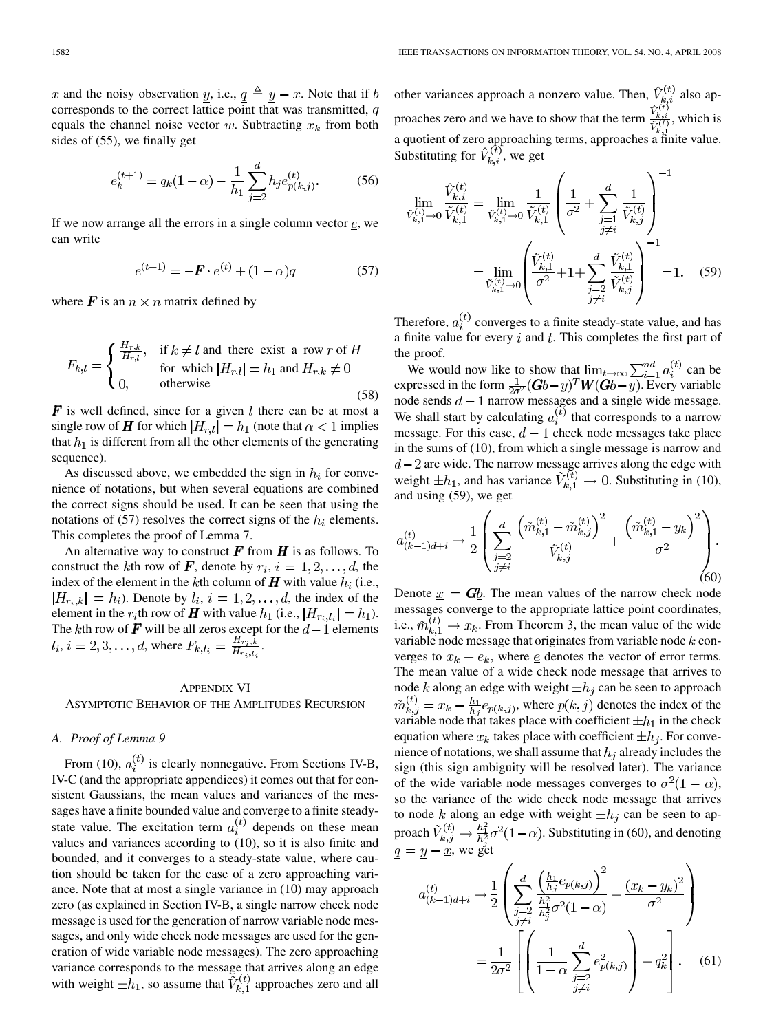$\underline{x}$ and the noisy observation $\underline{y}$, i.e., $\underline{q} \triangleq \underline{y} - \underline{x}$. Note that if $\underline{b}$ corresponds to the correct lattice point that was transmitted, $\underline{q}$ equals the channel noise vector $\underline{w}$. Subtracting $x_k$ from both sides of (55), we finally get

$$e_k^{(t+1)} = q_k(1-\alpha) - \frac{1}{h_1}\sum_{j=2}^{d} h_j e_{p(k,j)}^{(t)}. \tag{56}$$

If we now arrange all the errors in a single column vector $\underline{e}$, we can write

$$\underline{e}^{(t+1)} = -\boldsymbol{F}\cdot\underline{e}^{(t)} + (1-\alpha)\underline{q} \tag{57}$$

where $\boldsymbol{F}$ is an $n \times n$ matrix defined by

$$F_{k,l} = \begin{cases} \frac{H_{r,k}}{H_{r,l}}, & \text{if } k \neq l \text{ and there exist a row } r \text{ of } H \\ & \text{for which } |H_{r,l}| = h_1 \text{ and } H_{r,k} \neq 0 \\ 0, & \text{otherwise} \end{cases} \tag{58}$$

$\boldsymbol{F}$ is well defined, since for a given $l$ there can be at most a single row of $\boldsymbol{H}$ for which $|H_{r,l}| = h_1$ (note that $\alpha < 1$ implies that $h_1$ is different from all the other elements of the generating sequence).

As discussed above, we embedded the sign in $h_i$ for convenience of notations, but when several equations are combined the correct signs should be used. It can be seen that using the notations of (57) resolves the correct signs of the $h_i$ elements. This completes the proof of Lemma 7.

An alternative way to construct $\boldsymbol{F}$ from $\boldsymbol{H}$ is as follows. To construct the $k$th row of $\boldsymbol{F}$, denote by $r_i$, $i = 1, 2, \ldots, d$, the index of the element in the $k$th column of $\boldsymbol{H}$ with value $h_i$ (i.e., $|H_{r_i,k}| = h_i$). Denote by $l_i$, $i = 1, 2, \ldots, d$, the index of the element in the $r_i$th row of $\boldsymbol{H}$ with value $h_1$ (i.e., $|H_{r_i,l_i}| = h_1$). The $k$th row of $\boldsymbol{F}$ will be all zeros except for the $d-1$ elements $l_i$, $i = 2, 3, \ldots, d$, where $F_{k,l_i} = \frac{H_{r_i,k}}{H_{r_i,l_i}}$.

## Appendix VI
## Asymptotic Behavior of the Amplitudes Recursion

### A. Proof of Lemma 9

From (10), $a_i^{(t)}$ is clearly nonnegative. From Sections IV-B, IV-C (and the appropriate appendices) it comes out that for consistent Gaussians, the mean values and variances of the messages have a finite bounded value and converge to a finite steady-state value. The excitation term $a_i^{(t)}$ depends on these mean values and variances according to (10), so it is also finite and bounded, and it converges to a steady-state value, where caution should be taken for the case of a zero approaching variance. Note that at most a single variance in (10) may approach zero (as explained in Section IV-B, a single narrow check node message is used for the generation of narrow variable node messages, and only wide check node messages are used for the generation of wide variable node messages). The zero approaching variance corresponds to the message that arrives along an edge with weight $\pm h_1$, so assume that $\tilde{V}_{k,1}^{(t)}$ approaches zero and all other variances approach a nonzero value. Then, $\hat{V}_{k,i}^{(t)}$ also approaches zero and we have to show that the term $\frac{\hat{V}_{k,i}^{(t)}}{\tilde{V}_{k,1}^{(t)}}$, which is a quotient of zero approaching terms, approaches a finite value. Substituting for $\hat{V}_{k,i}^{(t)}$, we get

$$\lim_{\tilde{V}_{k,1}^{(t)}\to 0} \frac{\hat{V}_{k,i}^{(t)}}{\tilde{V}_{k,1}^{(t)}} = \lim_{\tilde{V}_{k,1}^{(t)}\to 0} \frac{1}{\tilde{V}_{k,1}^{(t)}}\left(\frac{1}{\sigma^2} + \sum_{\substack{j=1\\ j\neq i}}^{d} \frac{1}{\tilde{V}_{k,j}^{(t)}}\right)^{-1} = \lim_{\tilde{V}_{k,1}^{(t)}\to 0}\left(\frac{\tilde{V}_{k,1}^{(t)}}{\sigma^2} + 1 + \sum_{\substack{j=2\\ j\neq i}}^{d}\frac{\tilde{V}_{k,1}^{(t)}}{\tilde{V}_{k,j}^{(t)}}\right)^{-1} = 1. \tag{59}$$

Therefore, $a_i^{(t)}$ converges to a finite steady-state value, and has a finite value for every $i$ and $t$. This completes the first part of the proof.

We would now like to show that $\lim_{t\to\infty}\sum_{i=1}^{nd} a_i^{(t)}$ can be expressed in the form $\frac{1}{2\sigma^2}(\boldsymbol{G}\underline{b}-\underline{y})^T \boldsymbol{W}(\boldsymbol{G}\underline{b}-\underline{y})$. Every variable node sends $d-1$ narrow messages and a single wide message. We shall start by calculating $a_i^{(t)}$ that corresponds to a narrow message. For this case, $d-1$ check node messages take place in the sums of (10), from which a single message is narrow and $d-2$ are wide. The narrow message arrives along the edge with weight $\pm h_1$, and has variance $\tilde{V}_{k,1}^{(t)} \to 0$. Substituting in (10), and using (59), we get

$$a_{(k-1)d+i}^{(t)} \to \frac{1}{2}\left(\sum_{\substack{j=2\\ j\neq i}}^{d}\frac{\left(\tilde{m}_{k,1}^{(t)} - \tilde{m}_{k,j}^{(t)}\right)^2}{\tilde{V}_{k,j}^{(t)}} + \frac{\left(\tilde{m}_{k,1}^{(t)} - y_k\right)^2}{\sigma^2}\right). \tag{60}$$

Denote $\underline{x} = \boldsymbol{G}\underline{b}$. The mean values of the narrow check node messages converge to the appropriate lattice point coordinates, i.e., $\tilde{m}_{k,1}^{(t)} \to x_k$. From Theorem 3, the mean value of the wide variable node message that originates from variable node $k$ converges to $x_k + e_k$, where $\underline{e}$ denotes the vector of error terms. The mean value of a wide check node message that arrives to node $k$ along an edge with weight $\pm h_j$ can be seen to approach $\tilde{m}_{k,j}^{(t)} = x_k - \frac{h_1}{h_j} e_{p(k,j)}$, where $p(k,j)$ denotes the index of the variable node that takes place with coefficient $\pm h_1$ in the check equation where $x_k$ takes place with coefficient $\pm h_j$. For convenience of notations, we shall assume that $h_j$ already includes the sign (this sign ambiguity will be resolved later). The variance of the wide variable node messages converges to $\sigma^2(1-\alpha)$, so the variance of the wide check node message that arrives to node $k$ along an edge with weight $\pm h_j$ can be seen to approach $\tilde{V}_{k,j}^{(t)} \to \frac{h_1^2}{h_j^2}\sigma^2(1-\alpha)$. Substituting in (60), and denoting $\underline{q} = \underline{y} - \underline{x}$, we get

$$a_{(k-1)d+i}^{(t)} \to \frac{1}{2}\left(\sum_{\substack{j=2\\ j\neq i}}^{d}\frac{\left(\frac{h_1}{h_j}e_{p(k,j)}\right)^2}{\frac{h_1^2}{h_j^2}\sigma^2(1-\alpha)} + \frac{(x_k - y_k)^2}{\sigma^2}\right) = \frac{1}{2\sigma^2}\left[\left(\frac{1}{1-\alpha}\sum_{\substack{j=2\\ j\neq i}}^{d} e_{p(k,j)}^2\right) + q_k^2\right]. \tag{61}$$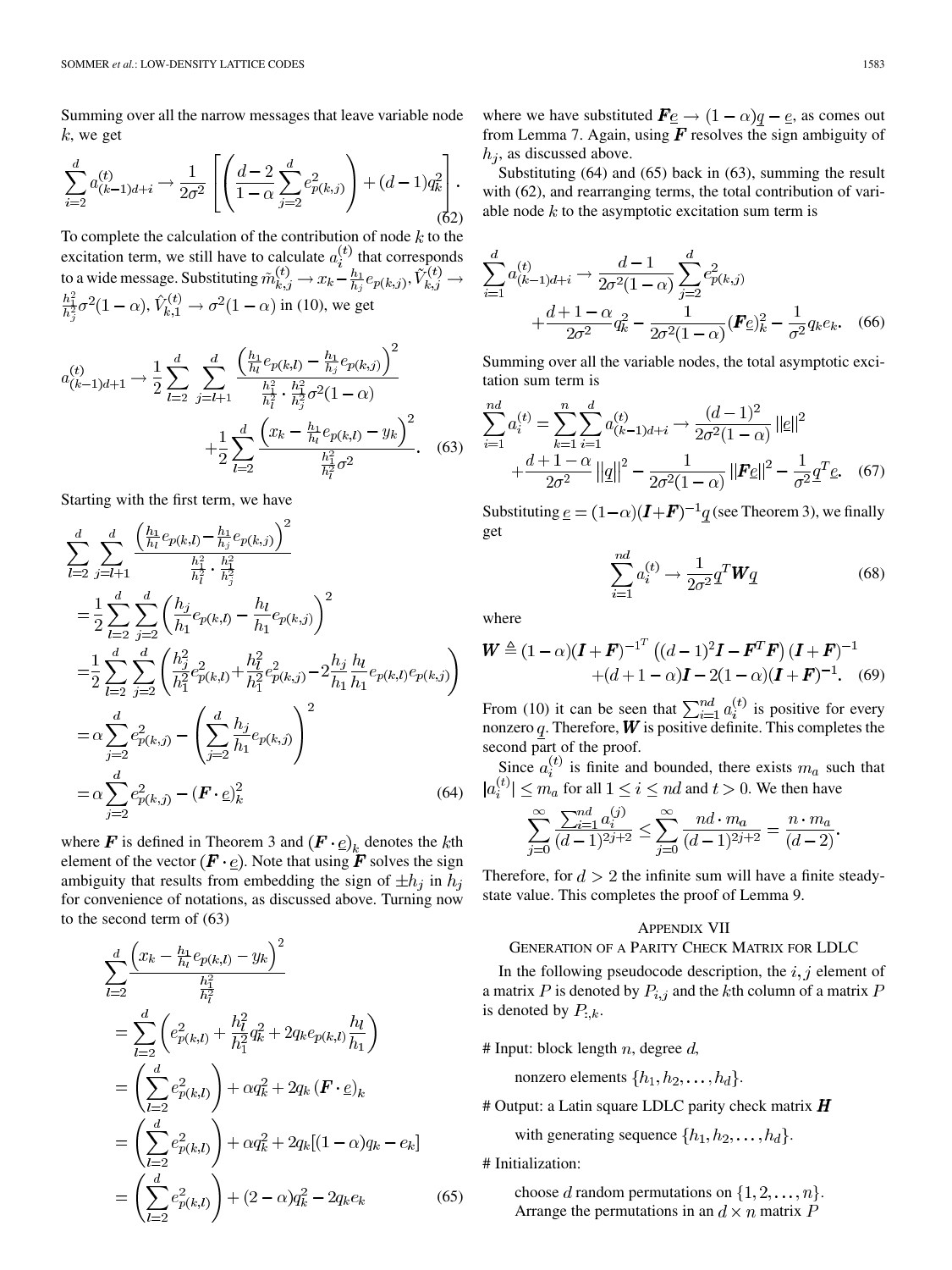Summing over all the narrow messages that leave variable node $k$, we get

$$\sum_{i=2}^{d} a_{(k-1)d+i}^{(t)} \rightarrow \frac{1}{2\sigma^2}\left[\left(\frac{d-2}{1-\alpha}\sum_{j=2}^{d} e_{p(k,j)}^2\right) + (d-1)q_k^2\right]. \quad (62)$$

To complete the calculation of the contribution of node $k$ to the excitation term, we still have to calculate $a_i^{(t)}$ that corresponds to a wide message. Substituting $\tilde{m}_{k,j}^{(t)} \rightarrow x_k - \frac{h_1}{h_j}e_{p(k,j)}$, $\tilde{V}_{k,j}^{(t)} \rightarrow \frac{h_1^2}{h_j^2}\sigma^2(1-\alpha)$, $\hat{V}_{k,1}^{(t)} \rightarrow \sigma^2(1-\alpha)$ in (10), we get

$$a_{(k-1)d+1}^{(t)} \rightarrow \frac{1}{2}\sum_{l=2}^{d}\sum_{j=l+1}^{d} \frac{\left(\frac{h_1}{h_l}e_{p(k,l)} - \frac{h_1}{h_j}e_{p(k,j)}\right)^2}{\frac{h_1^2}{h_l^2}\cdot\frac{h_1^2}{h_j^2}\sigma^2(1-\alpha)} + \frac{1}{2}\sum_{l=2}^{d}\frac{\left(x_k - \frac{h_1}{h_l}e_{p(k,l)} - y_k\right)^2}{\frac{h_1^2}{h_l^2}\sigma^2}. \quad (63)$$

Starting with the first term, we have

$$\begin{aligned}
&\sum_{l=2}^{d}\sum_{j=l+1}^{d} \frac{\left(\frac{h_1}{h_l}e_{p(k,l)} - \frac{h_1}{h_j}e_{p(k,j)}\right)^2}{\frac{h_1^2}{h_l^2}\cdot\frac{h_1^2}{h_j^2}} \\
&= \frac{1}{2}\sum_{l=2}^{d}\sum_{j=2}^{d}\left(\frac{h_j}{h_1}e_{p(k,l)} - \frac{h_l}{h_1}e_{p(k,j)}\right)^2 \\
&= \frac{1}{2}\sum_{l=2}^{d}\sum_{j=2}^{d}\left(\frac{h_j^2}{h_1^2}e_{p(k,l)}^2 + \frac{h_l^2}{h_1^2}e_{p(k,j)}^2 - 2\frac{h_j}{h_1}\frac{h_l}{h_1}e_{p(k,l)}e_{p(k,j)}\right) \\
&= \alpha\sum_{j=2}^{d} e_{p(k,j)}^2 - \left(\sum_{j=2}^{d}\frac{h_j}{h_1}e_{p(k,j)}\right)^2 \\
&= \alpha\sum_{j=2}^{d} e_{p(k,j)}^2 - (\boldsymbol{F}\cdot\underline{e})_k^2
\end{aligned} \quad (64)$$

where $\boldsymbol{F}$ is defined in Theorem 3 and $(\boldsymbol{F}\cdot\underline{e})_k$ denotes the $k$th element of the vector $(\boldsymbol{F}\cdot\underline{e})$. Note that using $\boldsymbol{F}$ solves the sign ambiguity that results from embedding the sign of $\pm h_j$ in $h_j$ for convenience of notations, as discussed above. Turning now to the second term of (63)

$$\begin{aligned}
&\sum_{l=2}^{d}\frac{\left(x_k - \frac{h_1}{h_l}e_{p(k,l)} - y_k\right)^2}{\frac{h_1^2}{h_l^2}} \\
&= \sum_{l=2}^{d}\left(e_{p(k,l)}^2 + \frac{h_l^2}{h_1^2}q_k^2 + 2q_k e_{p(k,l)}\frac{h_l}{h_1}\right) \\
&= \left(\sum_{l=2}^{d} e_{p(k,l)}^2\right) + \alpha q_k^2 + 2q_k(\boldsymbol{F}\cdot\underline{e})_k \\
&= \left(\sum_{l=2}^{d} e_{p(k,l)}^2\right) + \alpha q_k^2 + 2q_k[(1-\alpha)q_k - e_k] \\
&= \left(\sum_{l=2}^{d} e_{p(k,l)}^2\right) + (2-\alpha)q_k^2 - 2q_k e_k
\end{aligned} \quad (65)$$

where we have substituted $\boldsymbol{F}\underline{e} \rightarrow (1-\alpha)\underline{q} - \underline{e}$, as comes out from Lemma 7. Again, using $\boldsymbol{F}$ resolves the sign ambiguity of $h_j$, as discussed above.

Substituting (64) and (65) back in (63), summing the result with (62), and rearranging terms, the total contribution of variable node $k$ to the asymptotic excitation sum term is

$$\sum_{i=1}^{d} a_{(k-1)d+i}^{(t)} \rightarrow \frac{d-1}{2\sigma^2(1-\alpha)}\sum_{j=2}^{d} e_{p(k,j)}^2 + \frac{d+1-\alpha}{2\sigma^2}q_k^2 - \frac{1}{2\sigma^2(1-\alpha)}(\boldsymbol{F}\underline{e})_k^2 - \frac{1}{\sigma^2}q_k e_k. \quad (66)$$

Summing over all the variable nodes, the total asymptotic excitation sum term is

$$\sum_{i=1}^{nd} a_i^{(t)} = \sum_{k=1}^{n}\sum_{i=1}^{d} a_{(k-1)d+i}^{(t)} \rightarrow \frac{(d-1)^2}{2\sigma^2(1-\alpha)}\left\|\underline{e}\right\|^2 + \frac{d+1-\alpha}{2\sigma^2}\left\|\underline{q}\right\|^2 - \frac{1}{2\sigma^2(1-\alpha)}\left\|\boldsymbol{F}\underline{e}\right\|^2 - \frac{1}{\sigma^2}\underline{q}^T\underline{e}. \quad (67)$$

Substituting $\underline{e} = (1-\alpha)(\boldsymbol{I}+\boldsymbol{F})^{-1}\underline{q}$ (see Theorem 3), we finally get

$$\sum_{i=1}^{nd} a_i^{(t)} \rightarrow \frac{1}{2\sigma^2}\underline{q}^T\boldsymbol{W}\underline{q} \quad (68)$$

where

$$\boldsymbol{W} \triangleq (1-\alpha)(\boldsymbol{I}+\boldsymbol{F})^{-1^T}\left((d-1)^2\boldsymbol{I} - \boldsymbol{F}^T\boldsymbol{F}\right)(\boldsymbol{I}+\boldsymbol{F})^{-1} + (d+1-\alpha)\boldsymbol{I} - 2(1-\alpha)(\boldsymbol{I}+\boldsymbol{F})^{-1}. \quad (69)$$

From (10) it can be seen that $\sum_{i=1}^{nd} a_i^{(t)}$ is positive for every nonzero $\underline{q}$. Therefore, $\boldsymbol{W}$ is positive definite. This completes the second part of the proof.

Since $a_i^{(t)}$ is finite and bounded, there exists $m_a$ such that $|a_i^{(t)}| \leq m_a$ for all $1 \leq i \leq nd$ and $t > 0$. We then have

$$\sum_{j=0}^{\infty}\frac{\sum_{i=1}^{nd} a_i^{(j)}}{(d-1)^{2j+2}} \leq \sum_{j=0}^{\infty}\frac{nd\cdot m_a}{(d-1)^{2j+2}} = \frac{n\cdot m_a}{(d-2)}.$$

Therefore, for $d > 2$ the infinite sum will have a finite steady-state value. This completes the proof of Lemma 9.

## Appendix VII
## Generation of a Parity Check Matrix for LDLC

In the following pseudocode description, the $i, j$ element of a matrix $P$ is denoted by $P_{i,j}$ and the $k$th column of a matrix $P$ is denoted by $P_{:,k}$.

```
# Input: block length n, degree d,
      nonzero elements {h1, h2, ..., hd}.
# Output: a Latin square LDLC parity check matrix H
      with generating sequence {h1, h2, ..., hd}.
# Initialization:
      choose d random permutations on {1, 2, ..., n}.
      Arrange the permutations in an d × n matrix P
```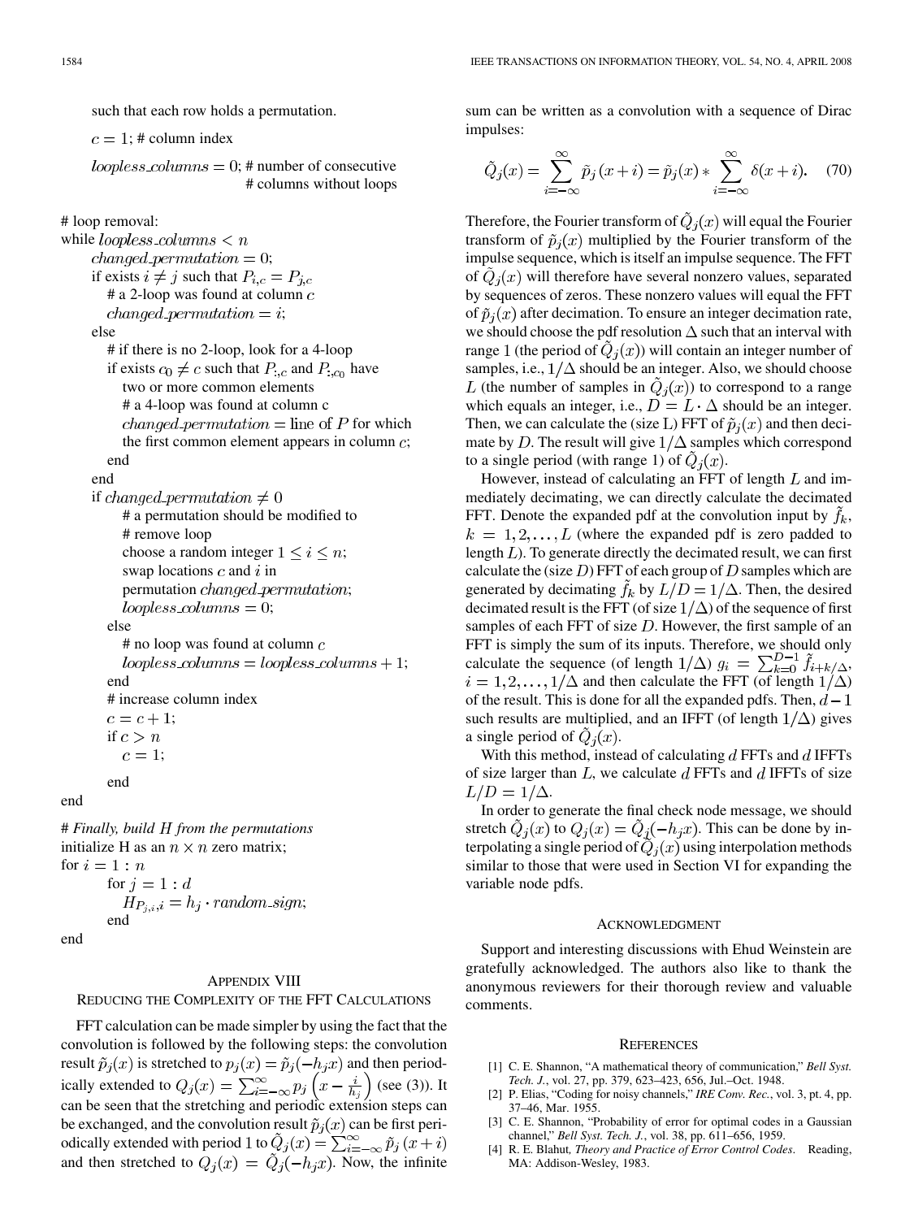such that each row holds a permutation.

```
c = 1; # column index

loopless_columns = 0; # number of consecutive
                      # columns without loops

# loop removal:
while loopless_columns < n
    changed_permutation = 0;
    if exists i ≠ j such that P_{i,c} = P_{j,c}
        # a 2-loop was found at column c
        changed_permutation = i;
    else
        # if there is no 2-loop, look for a 4-loop
        if exists c_0 ≠ c such that P_{:,c} and P_{:,c_0} have
            two or more common elements
            # a 4-loop was found at column c
            changed_permutation = line of P for which
            the first common element appears in column c;
        end
    end
    if changed_permutation ≠ 0
        # a permutation should be modified to
        # remove loop
        choose a random integer 1 ≤ i ≤ n;
        swap locations c and i in
        permutation changed_permutation;
        loopless_columns = 0;
    else
        # no loop was found at column c
        loopless_columns = loopless_columns + 1;
    end
    # increase column index
    c = c + 1;
    if c > n
        c = 1;
    end
end

# Finally, build H from the permutations
initialize H as an n × n zero matrix;
for i = 1 : n
    for j = 1 : d
        H_{P_{j,i},i} = h_j · random_sign;
    end
end
```

## Appendix VIII
## Reducing the Complexity of the FFT Calculations

FFT calculation can be made simpler by using the fact that the convolution is followed by the following steps: the convolution result $\tilde{p}_j(x)$ is stretched to $p_j(x) = \tilde{p}_j(-h_j x)$ and then periodically extended to $Q_j(x) = \sum_{i=-\infty}^{\infty} p_j\left(x - \frac{i}{h_j}\right)$ (see (3)). It can be seen that the stretching and periodic extension steps can be exchanged, and the convolution result $\tilde{p}_j(x)$ can be first periodically extended with period 1 to $\tilde{Q}_j(x) = \sum_{i=-\infty}^{\infty} \tilde{p}_j(x+i)$ and then stretched to $Q_j(x) = \tilde{Q}_j(-h_j x)$. Now, the infinite sum can be written as a convolution with a sequence of Dirac impulses:

$$\tilde{Q}_j(x) = \sum_{i=-\infty}^{\infty} \tilde{p}_j(x+i) = \tilde{p}_j(x) * \sum_{i=-\infty}^{\infty} \delta(x+i). \tag{70}$$

Therefore, the Fourier transform of $\tilde{Q}_j(x)$ will equal the Fourier transform of $\tilde{p}_j(x)$ multiplied by the Fourier transform of the impulse sequence, which is itself an impulse sequence. The FFT of $\tilde{Q}_j(x)$ will therefore have several nonzero values, separated by sequences of zeros. These nonzero values will equal the FFT of $\tilde{p}_j(x)$ after decimation. To ensure an integer decimation rate, we should choose the pdf resolution $\Delta$ such that an interval with range 1 (the period of $\tilde{Q}_j(x)$) will contain an integer number of samples, i.e., $1/\Delta$ should be an integer. Also, we should choose $L$ (the number of samples in $\tilde{Q}_j(x)$) to correspond to a range which equals an integer, i.e., $D = L \cdot \Delta$ should be an integer. Then, we can calculate the (size L) FFT of $\tilde{p}_j(x)$ and then decimate by $D$. The result will give $1/\Delta$ samples which correspond to a single period (with range 1) of $\tilde{Q}_j(x)$.

However, instead of calculating an FFT of length $L$ and immediately decimating, we can directly calculate the decimated FFT. Denote the expanded pdf at the convolution input by $\tilde{f}_k$, $k = 1, 2, \ldots, L$ (where the expanded pdf is zero padded to length $L$). To generate directly the decimated result, we can first calculate the (size $D$) FFT of each group of $D$ samples which are generated by decimating $\tilde{f}_k$ by $L/D = 1/\Delta$. Then, the desired decimated result is the FFT (of size $1/\Delta$) of the sequence of first samples of each FFT of size $D$. However, the first sample of an FFT is simply the sum of its inputs. Therefore, we should only calculate the sequence (of length $1/\Delta$) $g_i = \sum_{k=0}^{D-1} \tilde{f}_{i+k/\Delta}$, $i = 1, 2, \ldots, 1/\Delta$ and then calculate the FFT (of length $1/\Delta$) of the result. This is done for all the expanded pdfs. Then, $d-1$ such results are multiplied, and an IFFT (of length $1/\Delta$) gives a single period of $\tilde{Q}_j(x)$.

With this method, instead of calculating $d$ FFTs and $d$ IFFTs of size larger than $L$, we calculate $d$ FFTs and $d$ IFFTs of size $L/D = 1/\Delta$.

In order to generate the final check node message, we should stretch $\tilde{Q}_j(x)$ to $Q_j(x) = \tilde{Q}_j(-h_j x)$. This can be done by interpolating a single period of $\tilde{Q}_j(x)$ using interpolation methods similar to those that were used in Section VI for expanding the variable node pdfs.

## Acknowledgment

Support and interesting discussions with Ehud Weinstein are gratefully acknowledged. The authors also like to thank the anonymous reviewers for their thorough review and valuable comments.

## References

[1] C. E. Shannon, "A mathematical theory of communication," *Bell Syst. Tech. J.*, vol. 27, pp. 379, 623–423, 656, Jul.–Oct. 1948.

[2] P. Elias, "Coding for noisy channels," *IRE Conv. Rec.*, vol. 3, pt. 4, pp. 37–46, Mar. 1955.

[3] C. E. Shannon, "Probability of error for optimal codes in a Gaussian channel," *Bell Syst. Tech. J.*, vol. 38, pp. 611–656, 1959.

[4] R. E. Blahut, *Theory and Practice of Error Control Codes*. Reading, MA: Addison-Wesley, 1983.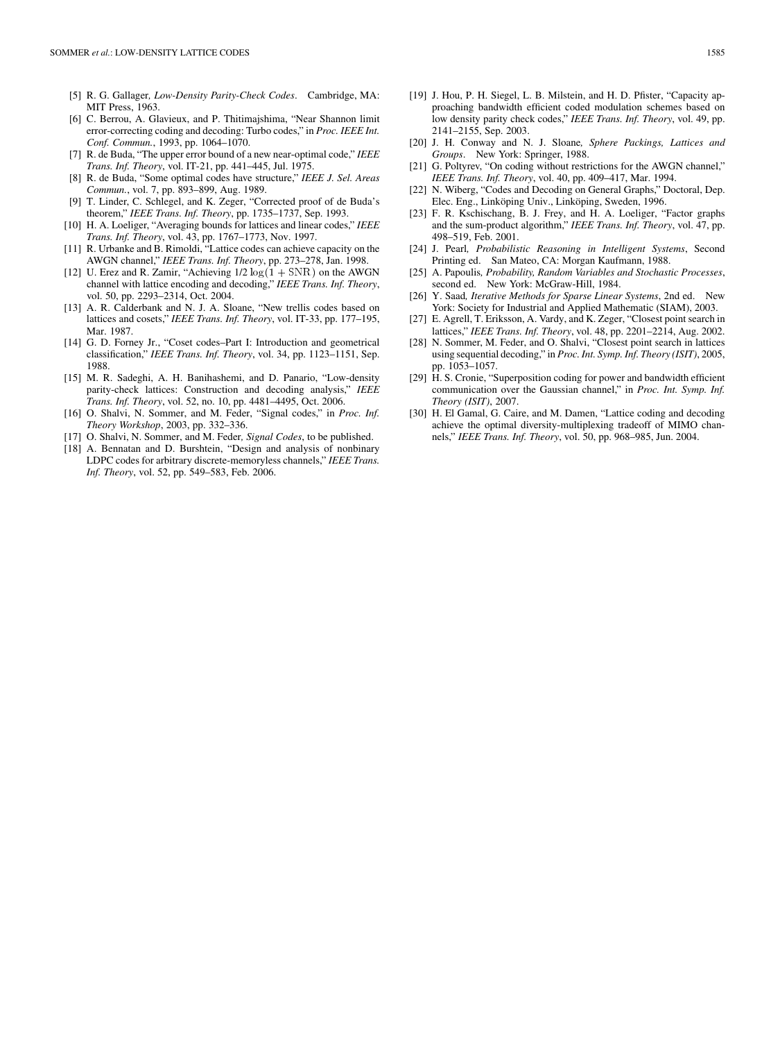[5] R. G. Gallager, *Low-Density Parity-Check Codes*. Cambridge, MA: MIT Press, 1963.

[6] C. Berrou, A. Glavieux, and P. Thitimajshima, "Near Shannon limit error-correcting coding and decoding: Turbo codes," in *Proc. IEEE Int. Conf. Commun.*, 1993, pp. 1064–1070.

[7] R. de Buda, "The upper error bound of a new near-optimal code," *IEEE Trans. Inf. Theory*, vol. IT-21, pp. 441–445, Jul. 1975.

[8] R. de Buda, "Some optimal codes have structure," *IEEE J. Sel. Areas Commun.*, vol. 7, pp. 893–899, Aug. 1989.

[9] T. Linder, C. Schlegel, and K. Zeger, "Corrected proof of de Buda's theorem," *IEEE Trans. Inf. Theory*, pp. 1735–1737, Sep. 1993.

[10] H. A. Loeliger, "Averaging bounds for lattices and linear codes," *IEEE Trans. Inf. Theory*, vol. 43, pp. 1767–1773, Nov. 1997.

[11] R. Urbanke and B. Rimoldi, "Lattice codes can achieve capacity on the AWGN channel," *IEEE Trans. Inf. Theory*, pp. 273–278, Jan. 1998.

[12] U. Erez and R. Zamir, "Achieving 1/2 $\log(1 + \mathrm{SNR})$ on the AWGN channel with lattice encoding and decoding," *IEEE Trans. Inf. Theory*, vol. 50, pp. 2293–2314, Oct. 2004.

[13] A. R. Calderbank and N. J. A. Sloane, "New trellis codes based on lattices and cosets," *IEEE Trans. Inf. Theory*, vol. IT-33, pp. 177–195, Mar. 1987.

[14] G. D. Forney Jr., "Coset codes–Part I: Introduction and geometrical classification," *IEEE Trans. Inf. Theory*, vol. 34, pp. 1123–1151, Sep. 1988.

[15] M. R. Sadeghi, A. H. Banihashemi, and D. Panario, "Low-density parity-check lattices: Construction and decoding analysis," *IEEE Trans. Inf. Theory*, vol. 52, no. 10, pp. 4481–4495, Oct. 2006.

[16] O. Shalvi, N. Sommer, and M. Feder, "Signal codes," in *Proc. Inf. Theory Workshop*, 2003, pp. 332–336.

[17] O. Shalvi, N. Sommer, and M. Feder, *Signal Codes*, to be published.

[18] A. Bennatan and D. Burshtein, "Design and analysis of nonbinary LDPC codes for arbitrary discrete-memoryless channels," *IEEE Trans. Inf. Theory*, vol. 52, pp. 549–583, Feb. 2006.

[19] J. Hou, P. H. Siegel, L. B. Milstein, and H. D. Pfister, "Capacity approaching bandwidth efficient coded modulation schemes based on low density parity check codes," *IEEE Trans. Inf. Theory*, vol. 49, pp. 2141–2155, Sep. 2003.

[20] J. H. Conway and N. J. Sloane, *Sphere Packings, Lattices and Groups*. New York: Springer, 1988.

[21] G. Poltyrev, "On coding without restrictions for the AWGN channel," *IEEE Trans. Inf. Theory*, vol. 40, pp. 409–417, Mar. 1994.

[22] N. Wiberg, "Codes and Decoding on General Graphs," Doctoral, Dep. Elec. Eng., Linköping Univ., Linköping, Sweden, 1996.

[23] F. R. Kschischang, B. J. Frey, and H. A. Loeliger, "Factor graphs and the sum-product algorithm," *IEEE Trans. Inf. Theory*, vol. 47, pp. 498–519, Feb. 2001.

[24] J. Pearl, *Probabilistic Reasoning in Intelligent Systems*, Second Printing ed. San Mateo, CA: Morgan Kaufmann, 1988.

[25] A. Papoulis, *Probability, Random Variables and Stochastic Processes*, second ed. New York: McGraw-Hill, 1984.

[26] Y. Saad, *Iterative Methods for Sparse Linear Systems*, 2nd ed. New York: Society for Industrial and Applied Mathematic (SIAM), 2003.

[27] E. Agrell, T. Eriksson, A. Vardy, and K. Zeger, "Closest point search in lattices," *IEEE Trans. Inf. Theory*, vol. 48, pp. 2201–2214, Aug. 2002.

[28] N. Sommer, M. Feder, and O. Shalvi, "Closest point search in lattices using sequential decoding," in *Proc. Int. Symp. Inf. Theory (ISIT)*, 2005, pp. 1053–1057.

[29] H. S. Cronie, "Superposition coding for power and bandwidth efficient communication over the Gaussian channel," in *Proc. Int. Symp. Inf. Theory (ISIT)*, 2007.

[30] H. El Gamal, G. Caire, and M. Damen, "Lattice coding and decoding achieve the optimal diversity-multiplexing tradeoff of MIMO channels," *IEEE Trans. Inf. Theory*, vol. 50, pp. 968–985, Jun. 2004.